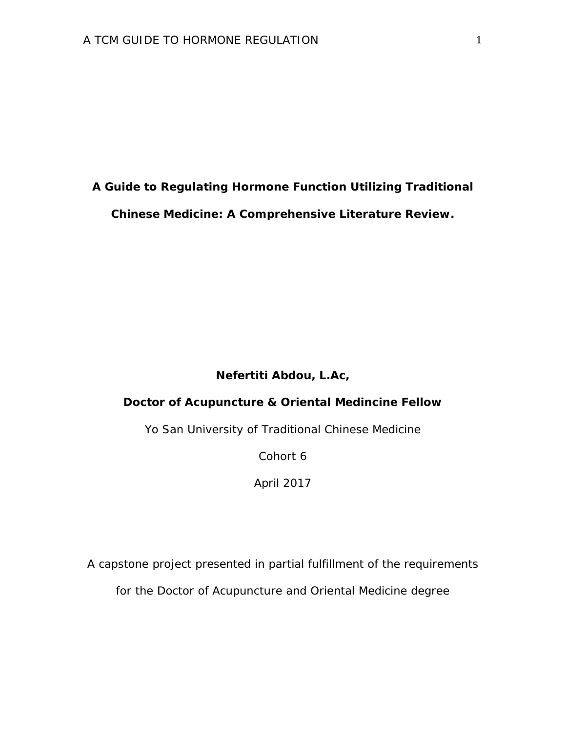# A Guide to Regulating Hormone Function Utilizing Traditional Chinese Medicine: A Comprehensive Literature Review.

**Nefertiti Abdou, L.Ac,**

**Doctor of Acupuncture & Oriental Medincine Fellow**

Yo San University of Traditional Chinese Medicine

Cohort 6

April 2017

A capstone project presented in partial fulfillment of the requirements for the Doctor of Acupuncture and Oriental Medicine degree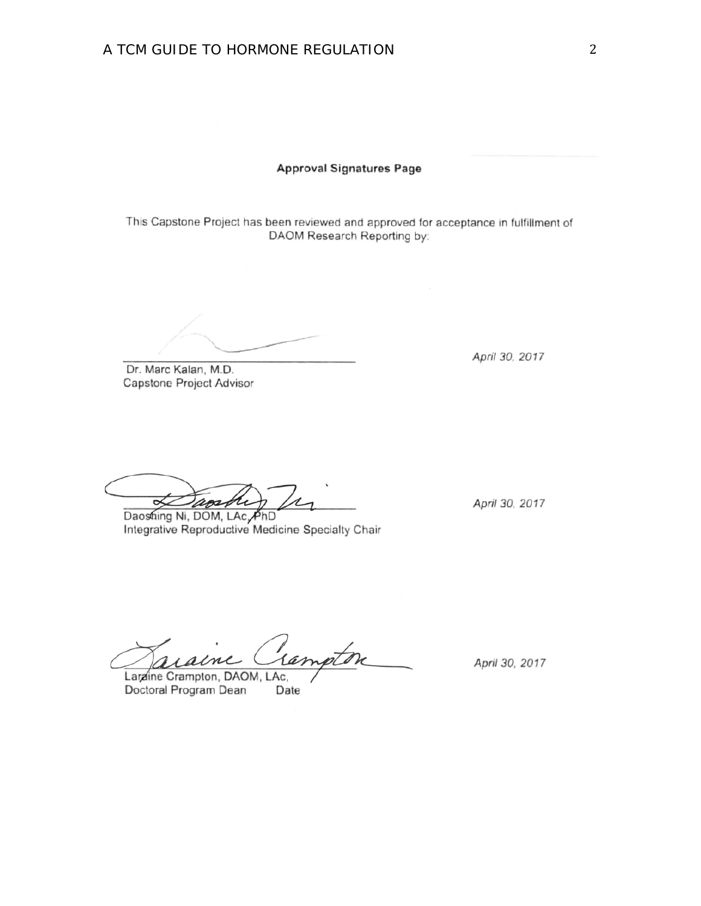**Approval Signatures Page**

This Capstone Project has been reviewed and approved for acceptance in fulfillment of DAOM Research Reporting by:

Dr. Marc Kalan, M.D.
Capstone Project Advisor

*April 30, 2017*

Daoshing Ni, DOM, LAc, PhD
Integrative Reproductive Medicine Specialty Chair

*April 30, 2017*

Laraine Crampton, DAOM, LAc,
Doctoral Program Dean Date

*April 30, 2017*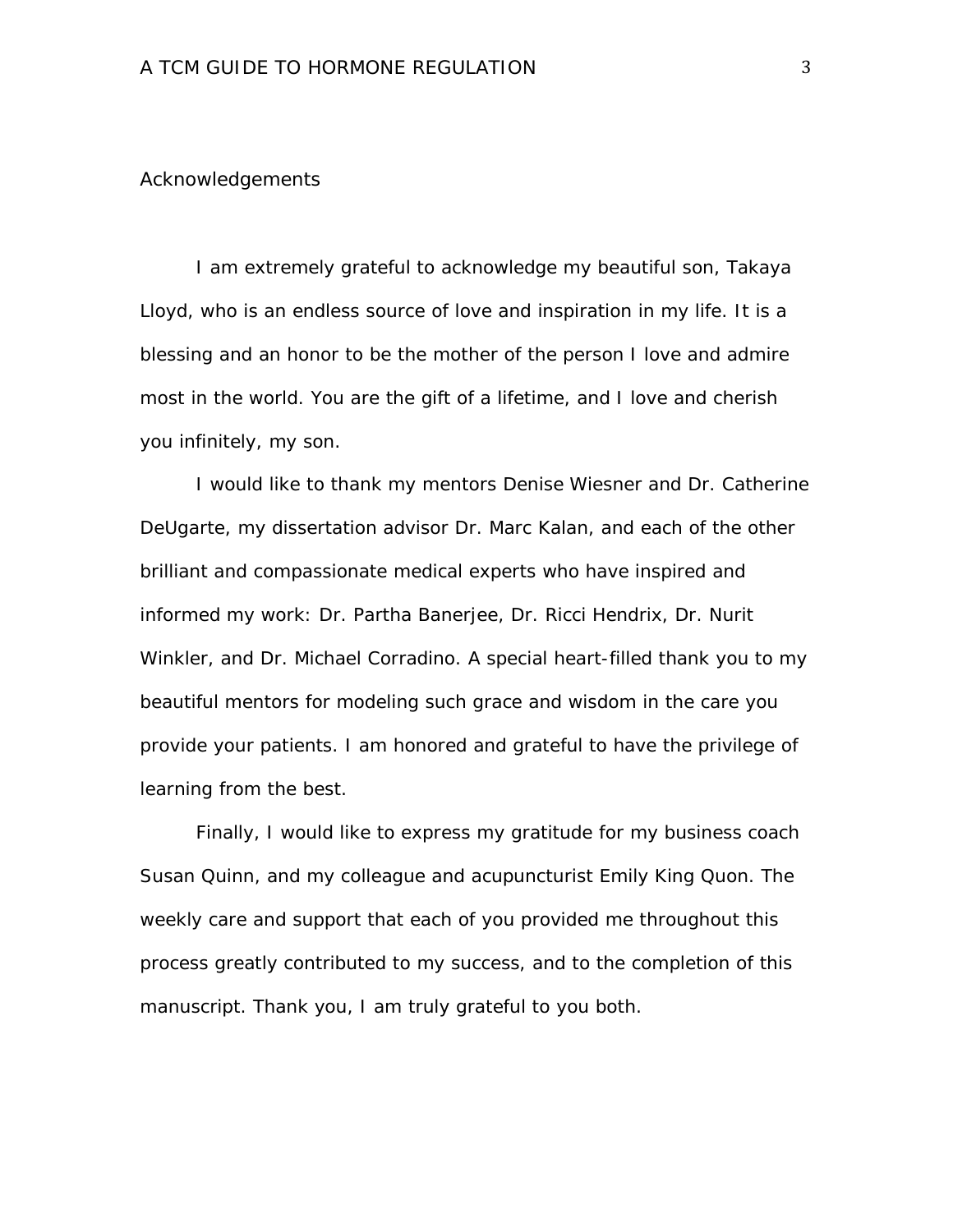# Acknowledgements

I am extremely grateful to acknowledge my beautiful son, Takaya Lloyd, who is an endless source of love and inspiration in my life. It is a blessing and an honor to be the mother of the person I love and admire most in the world. You are the gift of a lifetime, and I love and cherish you infinitely, my son.

I would like to thank my mentors Denise Wiesner and Dr. Catherine DeUgarte, my dissertation advisor Dr. Marc Kalan, and each of the other brilliant and compassionate medical experts who have inspired and informed my work: Dr. Partha Banerjee, Dr. Ricci Hendrix, Dr. Nurit Winkler, and Dr. Michael Corradino. A special heart-filled thank you to my beautiful mentors for modeling such grace and wisdom in the care you provide your patients. I am honored and grateful to have the privilege of learning from the best.

Finally, I would like to express my gratitude for my business coach Susan Quinn, and my colleague and acupuncturist Emily King Quon. The weekly care and support that each of you provided me throughout this process greatly contributed to my success, and to the completion of this manuscript. Thank you, I am truly grateful to you both.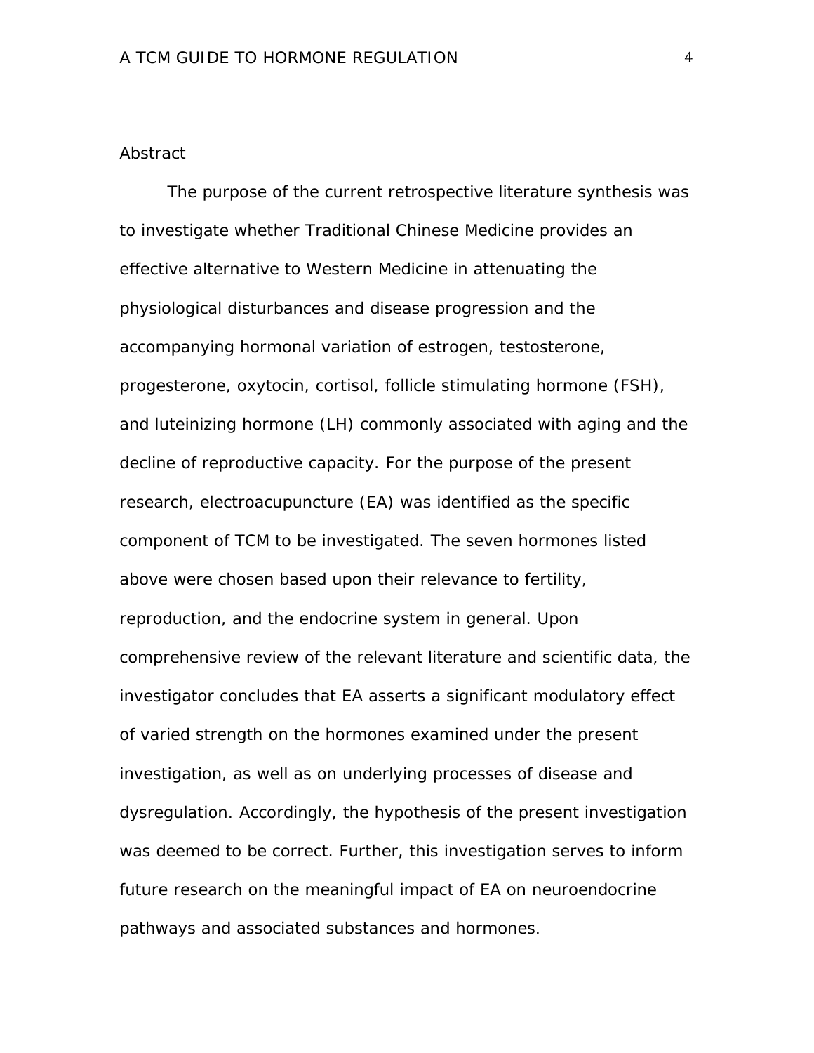# Abstract

The purpose of the current retrospective literature synthesis was to investigate whether Traditional Chinese Medicine provides an effective alternative to Western Medicine in attenuating the physiological disturbances and disease progression and the accompanying hormonal variation of estrogen, testosterone, progesterone, oxytocin, cortisol, follicle stimulating hormone (FSH), and luteinizing hormone (LH) commonly associated with aging and the decline of reproductive capacity. For the purpose of the present research, electroacupuncture (EA) was identified as the specific component of TCM to be investigated. The seven hormones listed above were chosen based upon their relevance to fertility, reproduction, and the endocrine system in general. Upon comprehensive review of the relevant literature and scientific data, the investigator concludes that EA asserts a significant modulatory effect of varied strength on the hormones examined under the present investigation, as well as on underlying processes of disease and dysregulation. Accordingly, the hypothesis of the present investigation was deemed to be correct. Further, this investigation serves to inform future research on the meaningful impact of EA on neuroendocrine pathways and associated substances and hormones.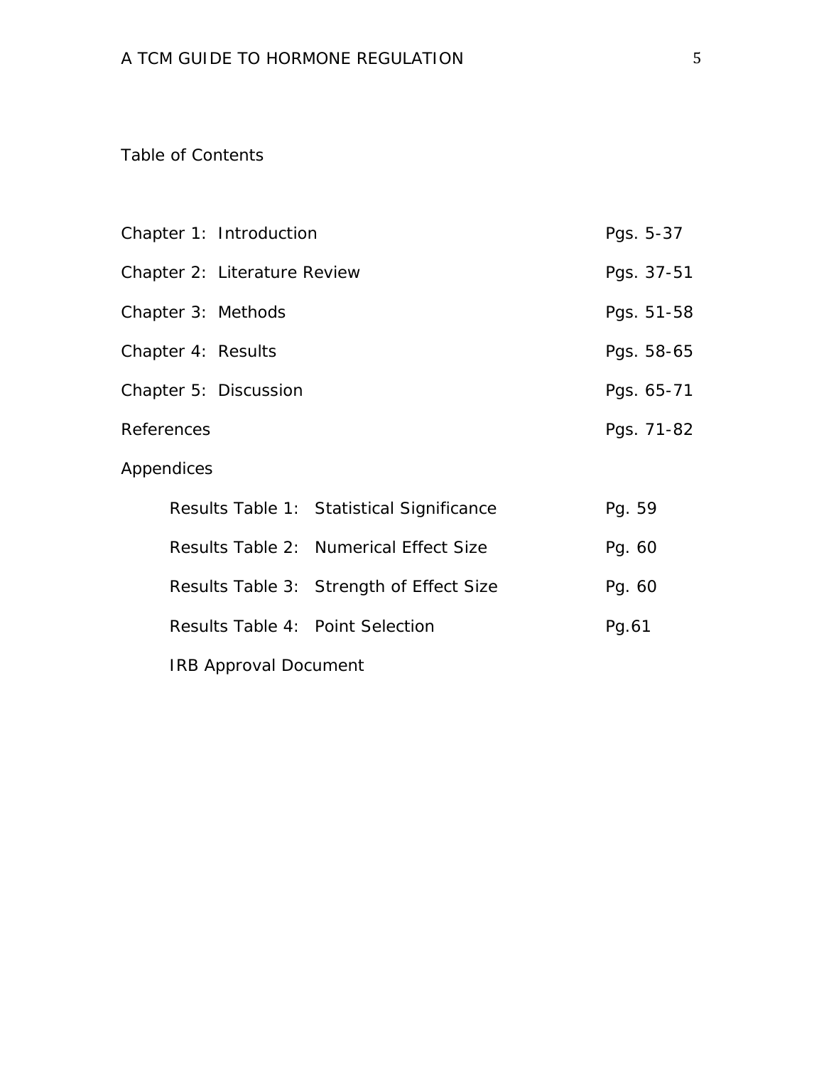Table of Contents

| | |
|---|---|
| Chapter 1: Introduction | Pgs. 5-37 |
| Chapter 2: Literature Review | Pgs. 37-51 |
| Chapter 3: Methods | Pgs. 51-58 |
| Chapter 4: Results | Pgs. 58-65 |
| Chapter 5: Discussion | Pgs. 65-71 |
| References | Pgs. 71-82 |
| Appendices | |
| Results Table 1: Statistical Significance | Pg. 59 |
| Results Table 2: Numerical Effect Size | Pg. 60 |
| Results Table 3: Strength of Effect Size | Pg. 60 |
| Results Table 4: Point Selection | Pg.61 |
| IRB Approval Document | |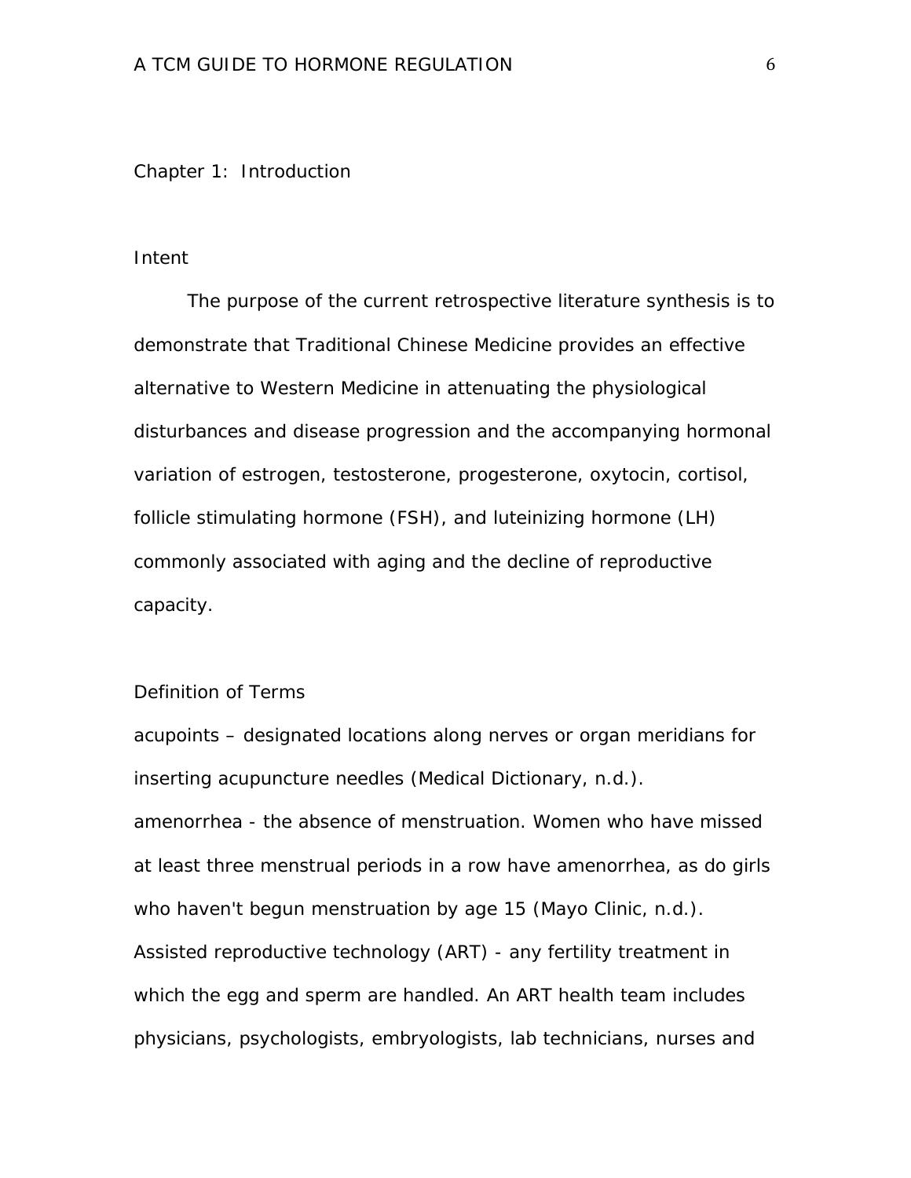# Chapter 1: Introduction

## Intent

The purpose of the current retrospective literature synthesis is to demonstrate that Traditional Chinese Medicine provides an effective alternative to Western Medicine in attenuating the physiological disturbances and disease progression and the accompanying hormonal variation of estrogen, testosterone, progesterone, oxytocin, cortisol, follicle stimulating hormone (FSH), and luteinizing hormone (LH) commonly associated with aging and the decline of reproductive capacity.

## Definition of Terms

acupoints – designated locations along nerves or organ meridians for inserting acupuncture needles (Medical Dictionary, n.d.).

amenorrhea - the absence of menstruation. Women who have missed at least three menstrual periods in a row have amenorrhea, as do girls who haven't begun menstruation by age 15 (Mayo Clinic, n.d.).

Assisted reproductive technology (ART) - any fertility treatment in which the egg and sperm are handled. An ART health team includes physicians, psychologists, embryologists, lab technicians, nurses and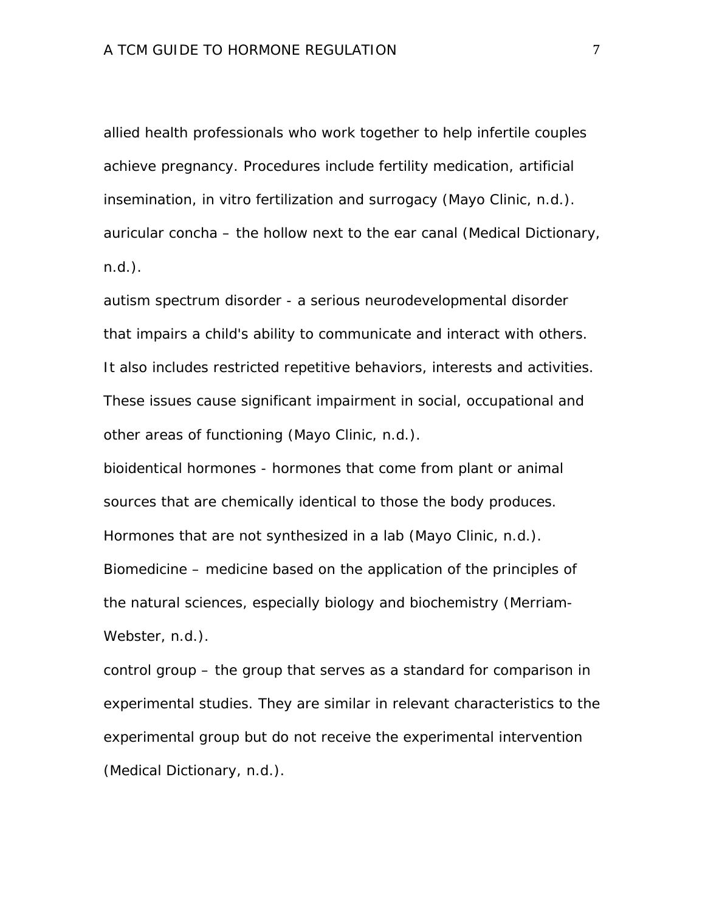allied health professionals who work together to help infertile couples achieve pregnancy. Procedures include fertility medication, artificial insemination, in vitro fertilization and surrogacy (Mayo Clinic, n.d.).

auricular concha – the hollow next to the ear canal (Medical Dictionary, n.d.).

autism spectrum disorder - a serious neurodevelopmental disorder that impairs a child's ability to communicate and interact with others. It also includes restricted repetitive behaviors, interests and activities. These issues cause significant impairment in social, occupational and other areas of functioning (Mayo Clinic, n.d.).

bioidentical hormones - hormones that come from plant or animal sources that are chemically identical to those the body produces. Hormones that are not synthesized in a lab (Mayo Clinic, n.d.).

Biomedicine – medicine based on the application of the principles of the natural sciences, especially biology and biochemistry (Merriam-Webster, n.d.).

control group – the group that serves as a standard for comparison in experimental studies. They are similar in relevant characteristics to the experimental group but do not receive the experimental intervention (Medical Dictionary, n.d.).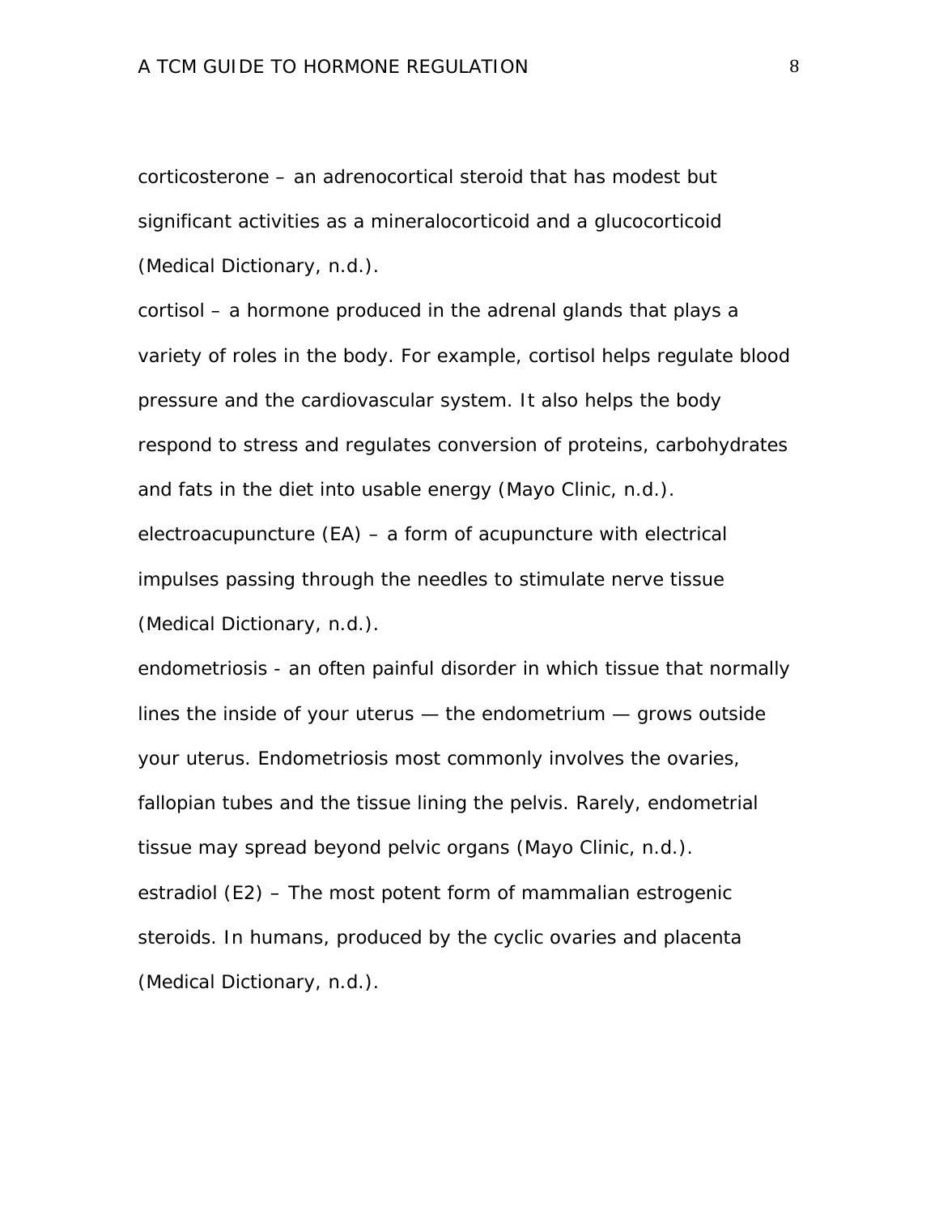corticosterone – an adrenocortical steroid that has modest but significant activities as a mineralocorticoid and a glucocorticoid (Medical Dictionary, n.d.).

cortisol – a hormone produced in the adrenal glands that plays a variety of roles in the body. For example, cortisol helps regulate blood pressure and the cardiovascular system. It also helps the body respond to stress and regulates conversion of proteins, carbohydrates and fats in the diet into usable energy (Mayo Clinic, n.d.).

electroacupuncture (EA) – a form of acupuncture with electrical impulses passing through the needles to stimulate nerve tissue (Medical Dictionary, n.d.).

endometriosis - an often painful disorder in which tissue that normally lines the inside of your uterus — the endometrium — grows outside your uterus. Endometriosis most commonly involves the ovaries, fallopian tubes and the tissue lining the pelvis. Rarely, endometrial tissue may spread beyond pelvic organs (Mayo Clinic, n.d.).

estradiol (E2) – The most potent form of mammalian estrogenic steroids. In humans, produced by the cyclic ovaries and placenta (Medical Dictionary, n.d.).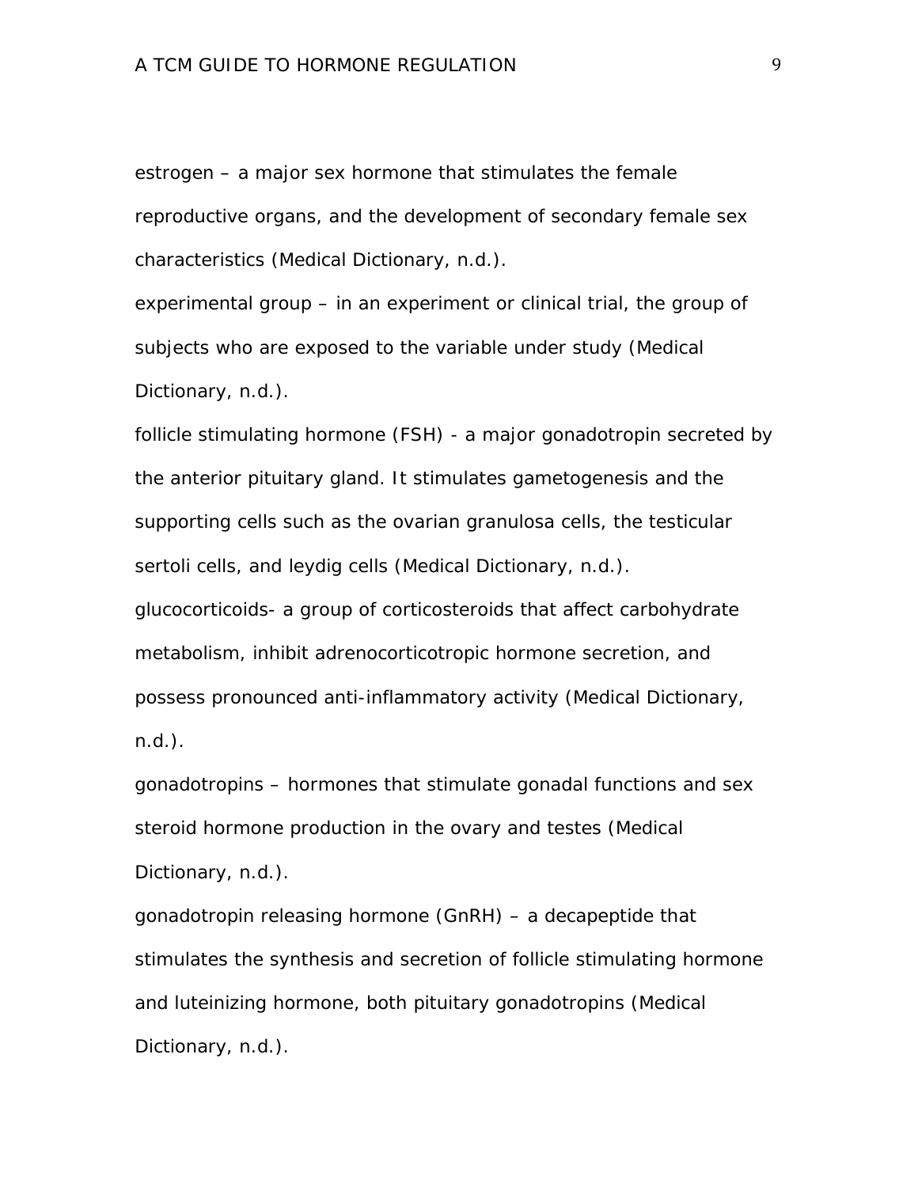estrogen – a major sex hormone that stimulates the female reproductive organs, and the development of secondary female sex characteristics (Medical Dictionary, n.d.).

experimental group – in an experiment or clinical trial, the group of subjects who are exposed to the variable under study (Medical Dictionary, n.d.).

follicle stimulating hormone (FSH) - a major gonadotropin secreted by the anterior pituitary gland. It stimulates gametogenesis and the supporting cells such as the ovarian granulosa cells, the testicular sertoli cells, and leydig cells (Medical Dictionary, n.d.).

glucocorticoids- a group of corticosteroids that affect carbohydrate metabolism, inhibit adrenocorticotropic hormone secretion, and possess pronounced anti-inflammatory activity (Medical Dictionary, n.d.).

gonadotropins – hormones that stimulate gonadal functions and sex steroid hormone production in the ovary and testes (Medical Dictionary, n.d.).

gonadotropin releasing hormone (GnRH) – a decapeptide that stimulates the synthesis and secretion of follicle stimulating hormone and luteinizing hormone, both pituitary gonadotropins (Medical Dictionary, n.d.).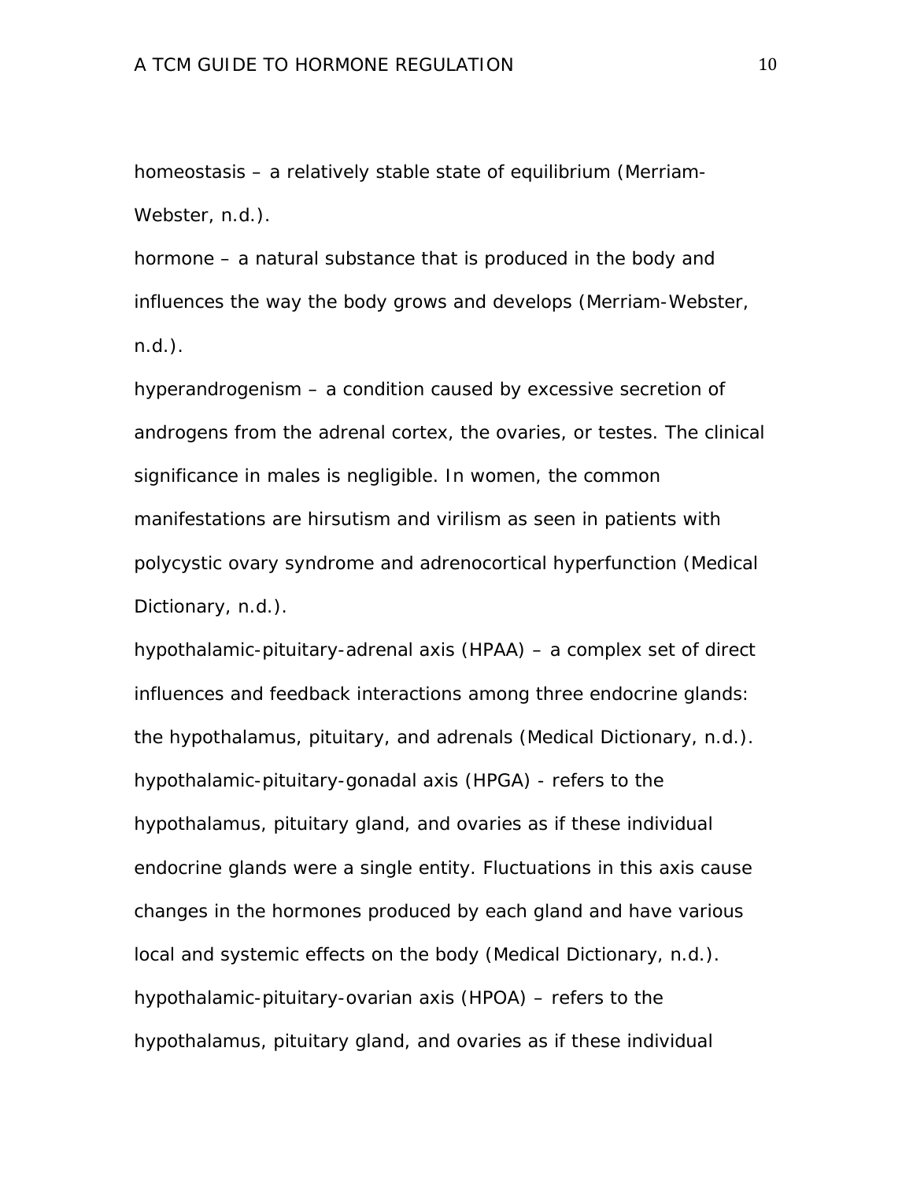homeostasis – a relatively stable state of equilibrium (Merriam-Webster, n.d.).

hormone – a natural substance that is produced in the body and influences the way the body grows and develops (Merriam-Webster, n.d.).

hyperandrogenism – a condition caused by excessive secretion of androgens from the adrenal cortex, the ovaries, or testes. The clinical significance in males is negligible. In women, the common manifestations are hirsutism and virilism as seen in patients with polycystic ovary syndrome and adrenocortical hyperfunction (Medical Dictionary, n.d.).

hypothalamic-pituitary-adrenal axis (HPAA) – a complex set of direct influences and feedback interactions among three endocrine glands: the hypothalamus, pituitary, and adrenals (Medical Dictionary, n.d.).

hypothalamic-pituitary-gonadal axis (HPGA) - refers to the hypothalamus, pituitary gland, and ovaries as if these individual endocrine glands were a single entity. Fluctuations in this axis cause changes in the hormones produced by each gland and have various local and systemic effects on the body (Medical Dictionary, n.d.).

hypothalamic-pituitary-ovarian axis (HPOA) – refers to the hypothalamus, pituitary gland, and ovaries as if these individual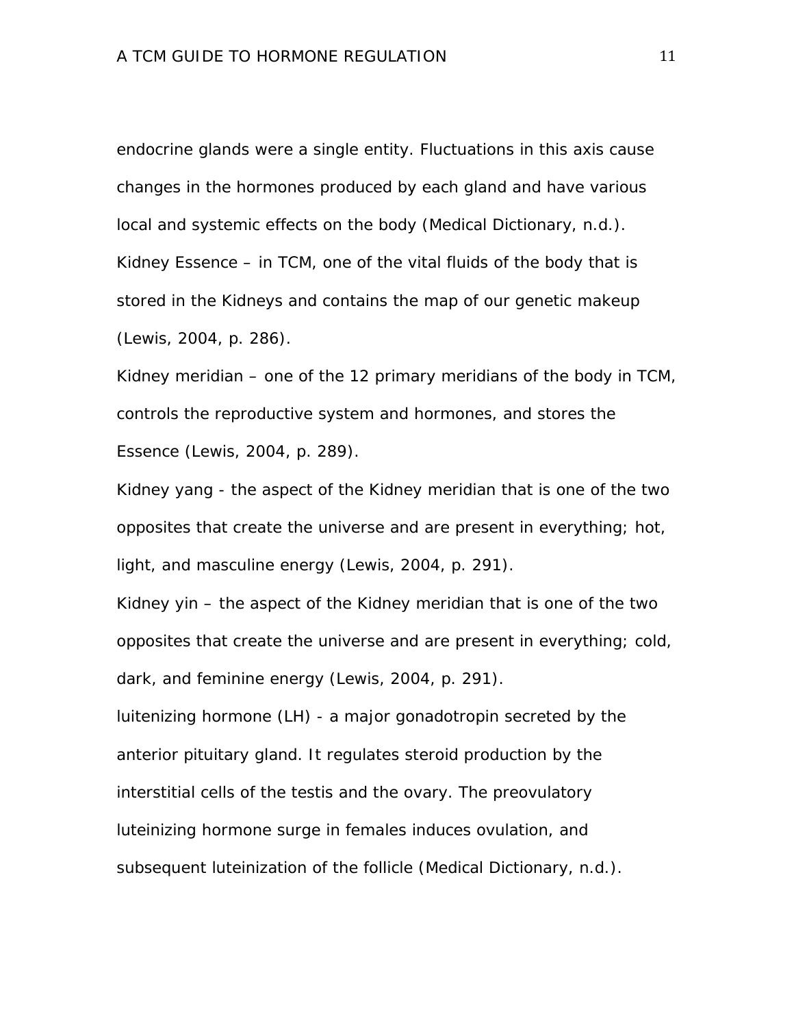endocrine glands were a single entity. Fluctuations in this axis cause changes in the hormones produced by each gland and have various local and systemic effects on the body (Medical Dictionary, n.d.).

Kidney Essence – in TCM, one of the vital fluids of the body that is stored in the Kidneys and contains the map of our genetic makeup (Lewis, 2004, p. 286).

Kidney meridian – one of the 12 primary meridians of the body in TCM, controls the reproductive system and hormones, and stores the Essence (Lewis, 2004, p. 289).

Kidney yang - the aspect of the Kidney meridian that is one of the two opposites that create the universe and are present in everything; hot, light, and masculine energy (Lewis, 2004, p. 291).

Kidney yin – the aspect of the Kidney meridian that is one of the two opposites that create the universe and are present in everything; cold, dark, and feminine energy (Lewis, 2004, p. 291).

luitenizing hormone (LH) - a major gonadotropin secreted by the anterior pituitary gland. It regulates steroid production by the interstitial cells of the testis and the ovary. The preovulatory luteinizing hormone surge in females induces ovulation, and subsequent luteinization of the follicle (Medical Dictionary, n.d.).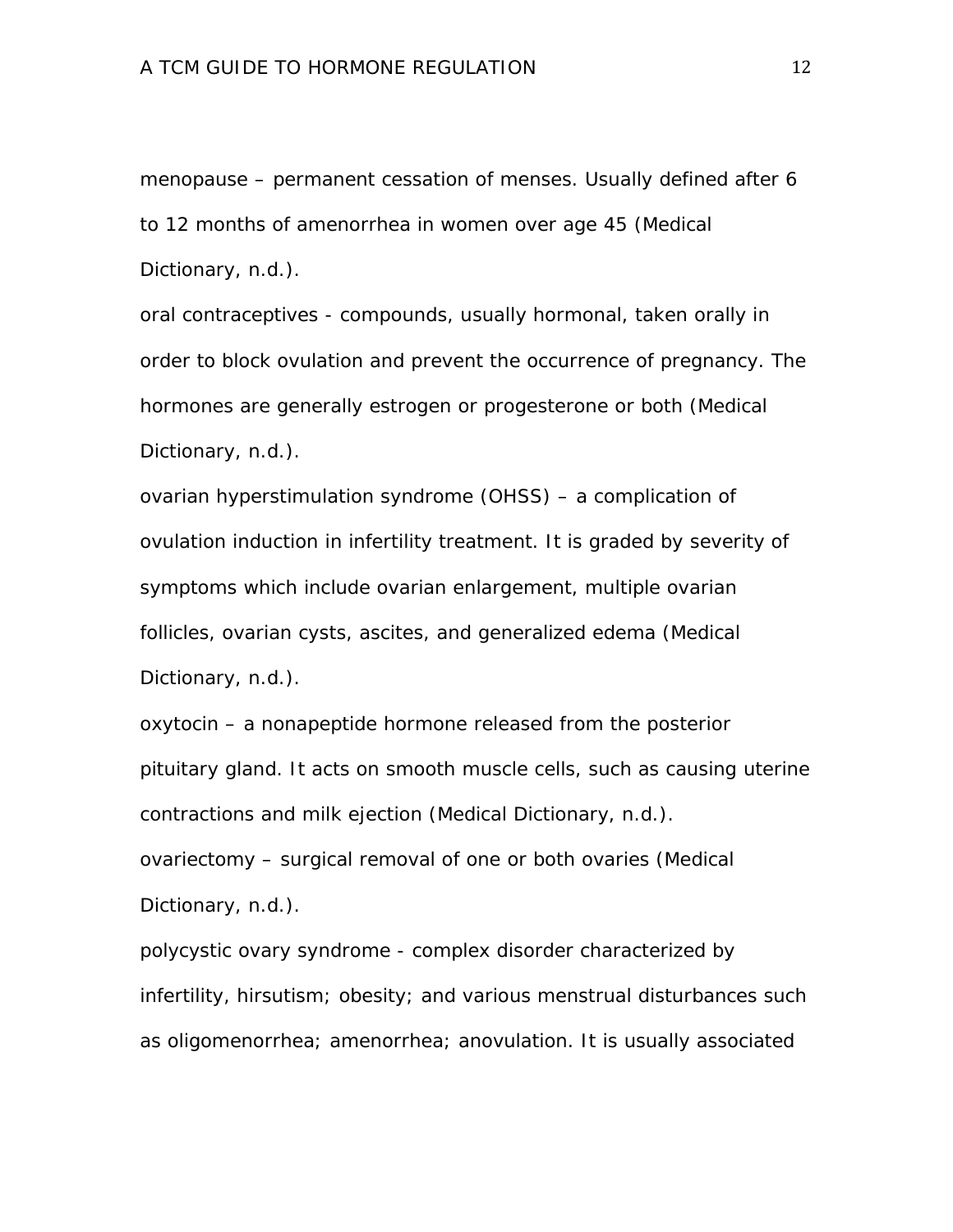menopause – permanent cessation of menses. Usually defined after 6 to 12 months of amenorrhea in women over age 45 (Medical Dictionary, n.d.).

oral contraceptives - compounds, usually hormonal, taken orally in order to block ovulation and prevent the occurrence of pregnancy. The hormones are generally estrogen or progesterone or both (Medical Dictionary, n.d.).

ovarian hyperstimulation syndrome (OHSS) – a complication of ovulation induction in infertility treatment. It is graded by severity of symptoms which include ovarian enlargement, multiple ovarian follicles, ovarian cysts, ascites, and generalized edema (Medical Dictionary, n.d.).

oxytocin – a nonapeptide hormone released from the posterior pituitary gland. It acts on smooth muscle cells, such as causing uterine contractions and milk ejection (Medical Dictionary, n.d.).

ovariectomy – surgical removal of one or both ovaries (Medical Dictionary, n.d.).

polycystic ovary syndrome - complex disorder characterized by infertility, hirsutism; obesity; and various menstrual disturbances such as oligomenorrhea; amenorrhea; anovulation. It is usually associated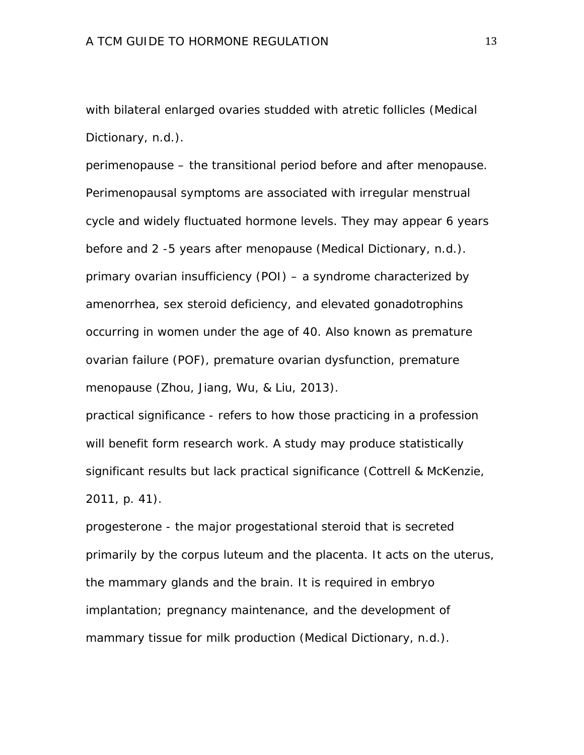with bilateral enlarged ovaries studded with atretic follicles (Medical Dictionary, n.d.).

perimenopause – the transitional period before and after menopause. Perimenopausal symptoms are associated with irregular menstrual cycle and widely fluctuated hormone levels. They may appear 6 years before and 2 -5 years after menopause (Medical Dictionary, n.d.).

primary ovarian insufficiency (POI) – a syndrome characterized by amenorrhea, sex steroid deficiency, and elevated gonadotrophins occurring in women under the age of 40. Also known as premature ovarian failure (POF), premature ovarian dysfunction, premature menopause (Zhou, Jiang, Wu, & Liu, 2013).

practical significance - refers to how those practicing in a profession will benefit form research work. A study may produce statistically significant results but lack practical significance (Cottrell & McKenzie, 2011, p. 41).

progesterone - the major progestational steroid that is secreted primarily by the corpus luteum and the placenta. It acts on the uterus, the mammary glands and the brain. It is required in embryo implantation; pregnancy maintenance, and the development of mammary tissue for milk production (Medical Dictionary, n.d.).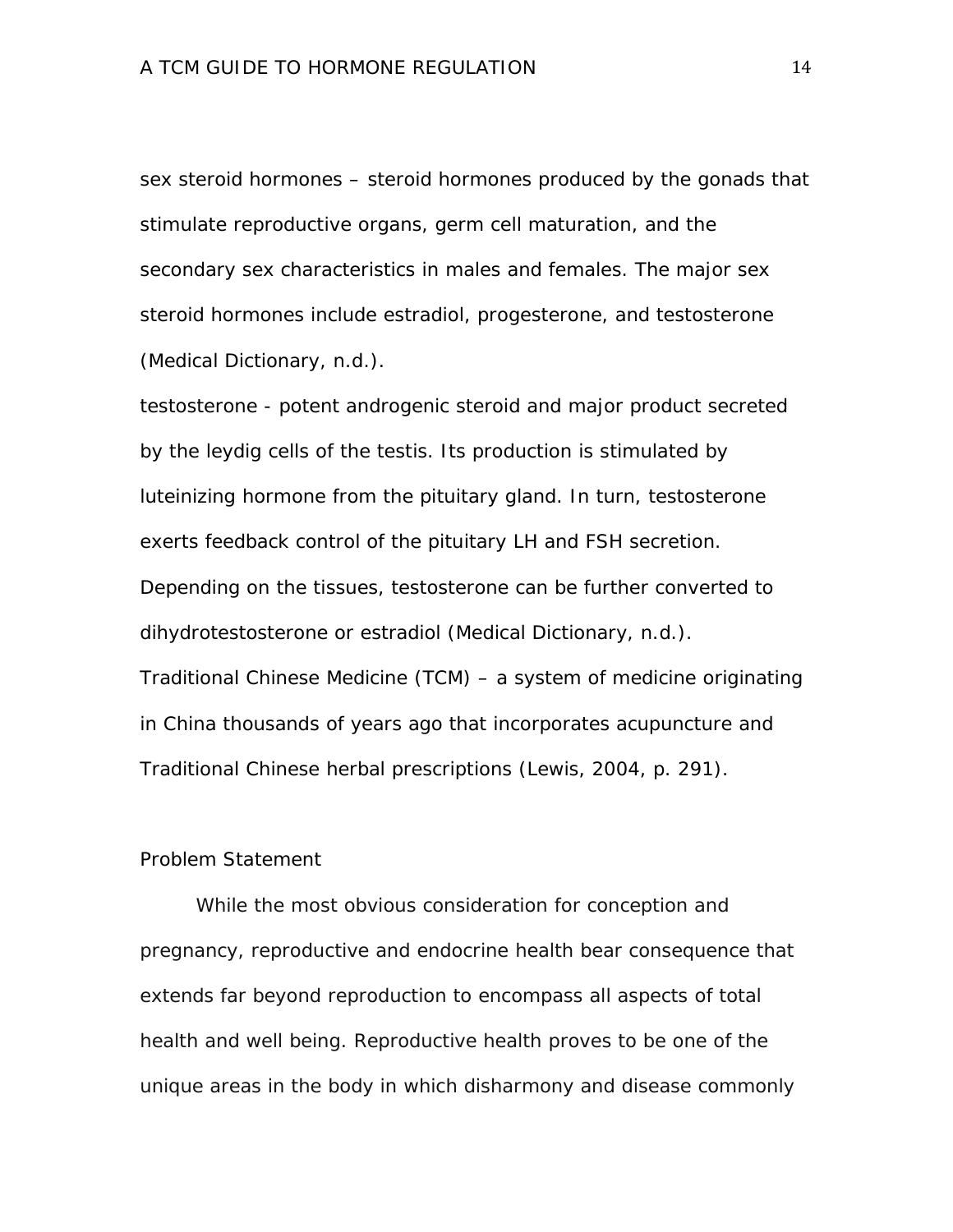sex steroid hormones – steroid hormones produced by the gonads that stimulate reproductive organs, germ cell maturation, and the secondary sex characteristics in males and females. The major sex steroid hormones include estradiol, progesterone, and testosterone (Medical Dictionary, n.d.).

testosterone - potent androgenic steroid and major product secreted by the leydig cells of the testis. Its production is stimulated by luteinizing hormone from the pituitary gland. In turn, testosterone exerts feedback control of the pituitary LH and FSH secretion. Depending on the tissues, testosterone can be further converted to dihydrotestosterone or estradiol (Medical Dictionary, n.d.).

Traditional Chinese Medicine (TCM) – a system of medicine originating in China thousands of years ago that incorporates acupuncture and Traditional Chinese herbal prescriptions (Lewis, 2004, p. 291).

## Problem Statement

While the most obvious consideration for conception and pregnancy, reproductive and endocrine health bear consequence that extends far beyond reproduction to encompass all aspects of total health and well being. Reproductive health proves to be one of the unique areas in the body in which disharmony and disease commonly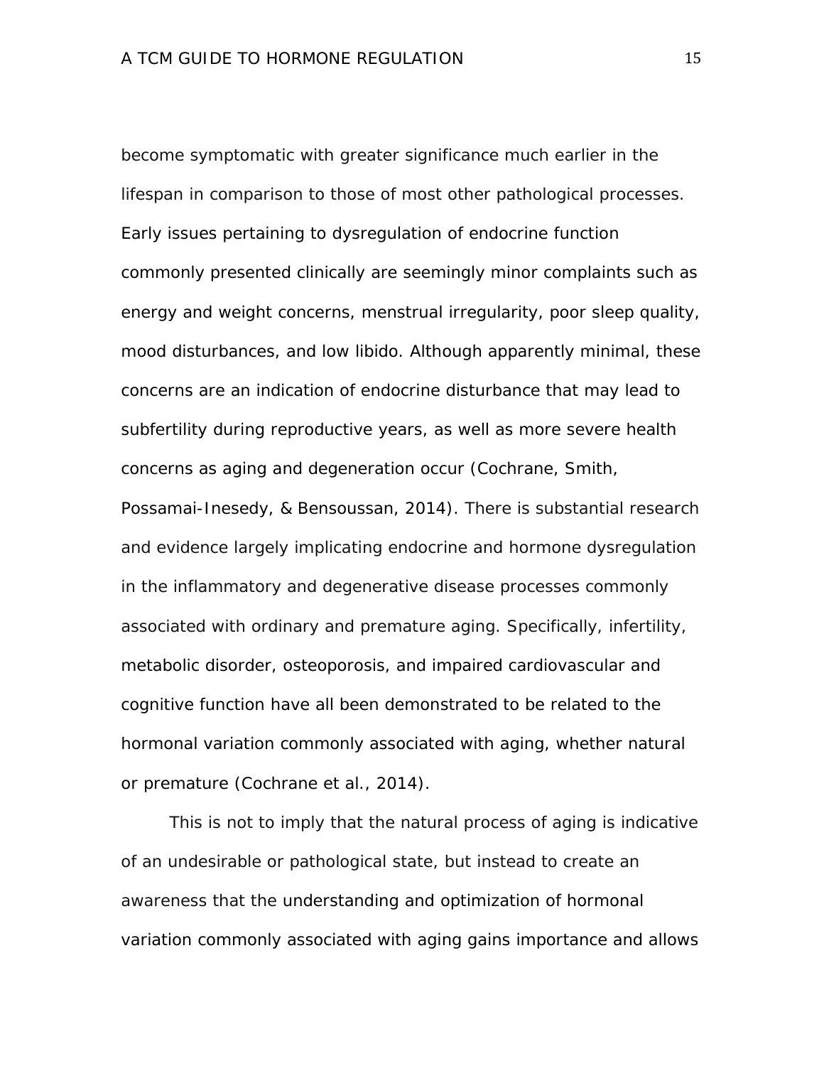become symptomatic with greater significance much earlier in the lifespan in comparison to those of most other pathological processes. Early issues pertaining to dysregulation of endocrine function commonly presented clinically are seemingly minor complaints such as energy and weight concerns, menstrual irregularity, poor sleep quality, mood disturbances, and low libido. Although apparently minimal, these concerns are an indication of endocrine disturbance that may lead to subfertility during reproductive years, as well as more severe health concerns as aging and degeneration occur (Cochrane, Smith, Possamai-Inesedy, & Bensoussan, 2014). There is substantial research and evidence largely implicating endocrine and hormone dysregulation in the inflammatory and degenerative disease processes commonly associated with ordinary and premature aging. Specifically, infertility, metabolic disorder, osteoporosis, and impaired cardiovascular and cognitive function have all been demonstrated to be related to the hormonal variation commonly associated with aging, whether natural or premature (Cochrane et al., 2014).

This is not to imply that the natural process of aging is indicative of an undesirable or pathological state, but instead to create an awareness that the understanding and optimization of hormonal variation commonly associated with aging gains importance and allows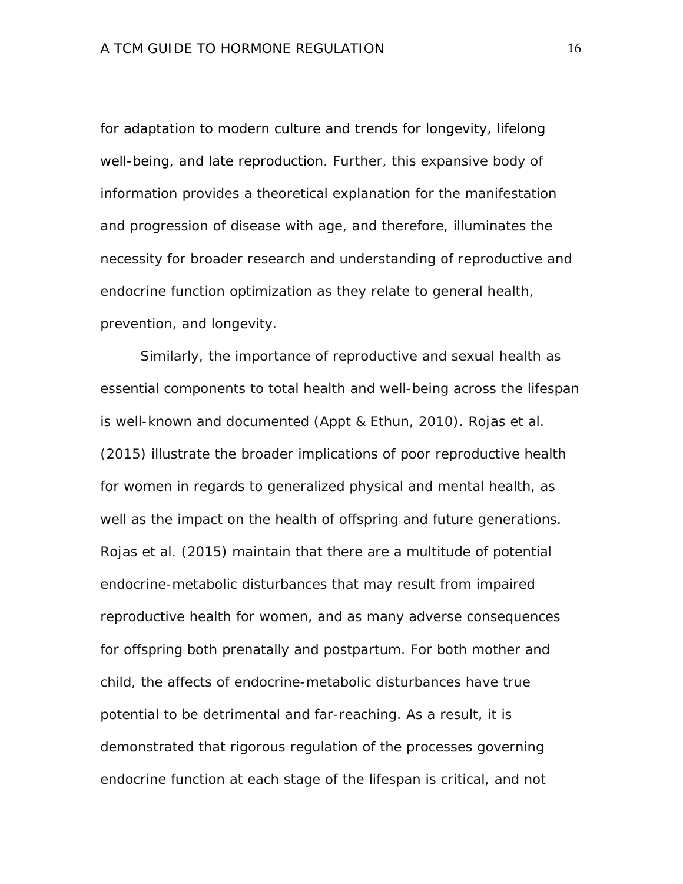for adaptation to modern culture and trends for longevity, lifelong well-being, and late reproduction. Further, this expansive body of information provides a theoretical explanation for the manifestation and progression of disease with age, and therefore, illuminates the necessity for broader research and understanding of reproductive and endocrine function optimization as they relate to general health, prevention, and longevity.

Similarly, the importance of reproductive and sexual health as essential components to total health and well-being across the lifespan is well-known and documented (Appt & Ethun, 2010). Rojas et al. (2015) illustrate the broader implications of poor reproductive health for women in regards to generalized physical and mental health, as well as the impact on the health of offspring and future generations. Rojas et al. (2015) maintain that there are a multitude of potential endocrine-metabolic disturbances that may result from impaired reproductive health for women, and as many adverse consequences for offspring both prenatally and postpartum. For both mother and child, the affects of endocrine-metabolic disturbances have true potential to be detrimental and far-reaching. As a result, it is demonstrated that rigorous regulation of the processes governing endocrine function at each stage of the lifespan is critical, and not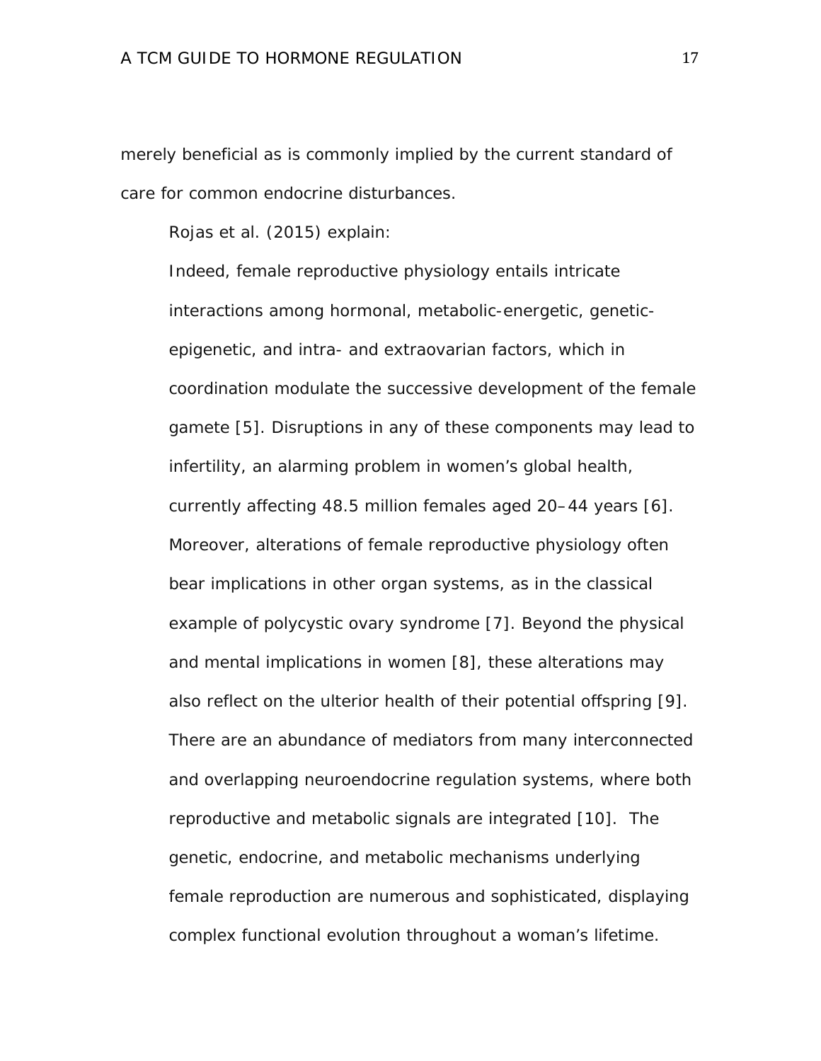merely beneficial as is commonly implied by the current standard of care for common endocrine disturbances.

Rojas et al. (2015) explain:

> Indeed, female reproductive physiology entails intricate interactions among hormonal, metabolic-energetic, genetic-epigenetic, and intra- and extraovarian factors, which in coordination modulate the successive development of the female gamete [5]. Disruptions in any of these components may lead to infertility, an alarming problem in women's global health, currently affecting 48.5 million females aged 20–44 years [6]. Moreover, alterations of female reproductive physiology often bear implications in other organ systems, as in the classical example of polycystic ovary syndrome [7]. Beyond the physical and mental implications in women [8], these alterations may also reflect on the ulterior health of their potential offspring [9]. There are an abundance of mediators from many interconnected and overlapping neuroendocrine regulation systems, where both reproductive and metabolic signals are integrated [10]. The genetic, endocrine, and metabolic mechanisms underlying female reproduction are numerous and sophisticated, displaying complex functional evolution throughout a woman's lifetime.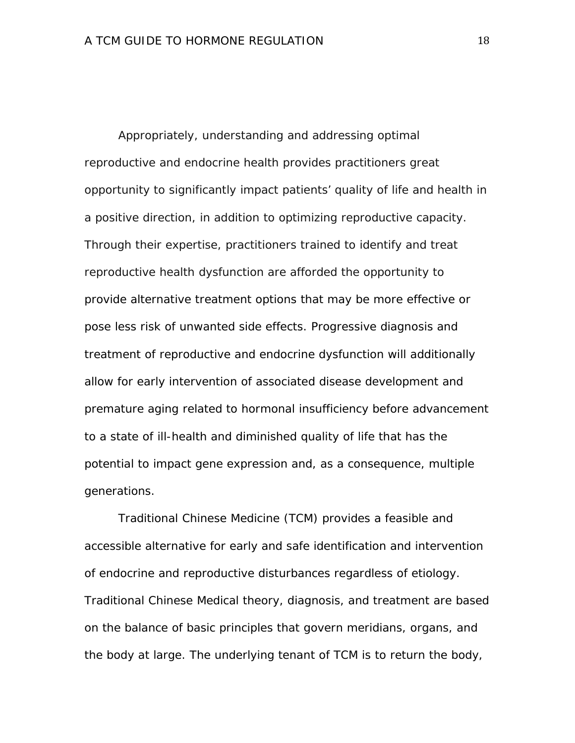Appropriately, understanding and addressing optimal reproductive and endocrine health provides practitioners great opportunity to significantly impact patients' quality of life and health in a positive direction, in addition to optimizing reproductive capacity. Through their expertise, practitioners trained to identify and treat reproductive health dysfunction are afforded the opportunity to provide alternative treatment options that may be more effective or pose less risk of unwanted side effects. Progressive diagnosis and treatment of reproductive and endocrine dysfunction will additionally allow for early intervention of associated disease development and premature aging related to hormonal insufficiency before advancement to a state of ill-health and diminished quality of life that has the potential to impact gene expression and, as a consequence, multiple generations.

Traditional Chinese Medicine (TCM) provides a feasible and accessible alternative for early and safe identification and intervention of endocrine and reproductive disturbances regardless of etiology. Traditional Chinese Medical theory, diagnosis, and treatment are based on the balance of basic principles that govern meridians, organs, and the body at large. The underlying tenant of TCM is to return the body,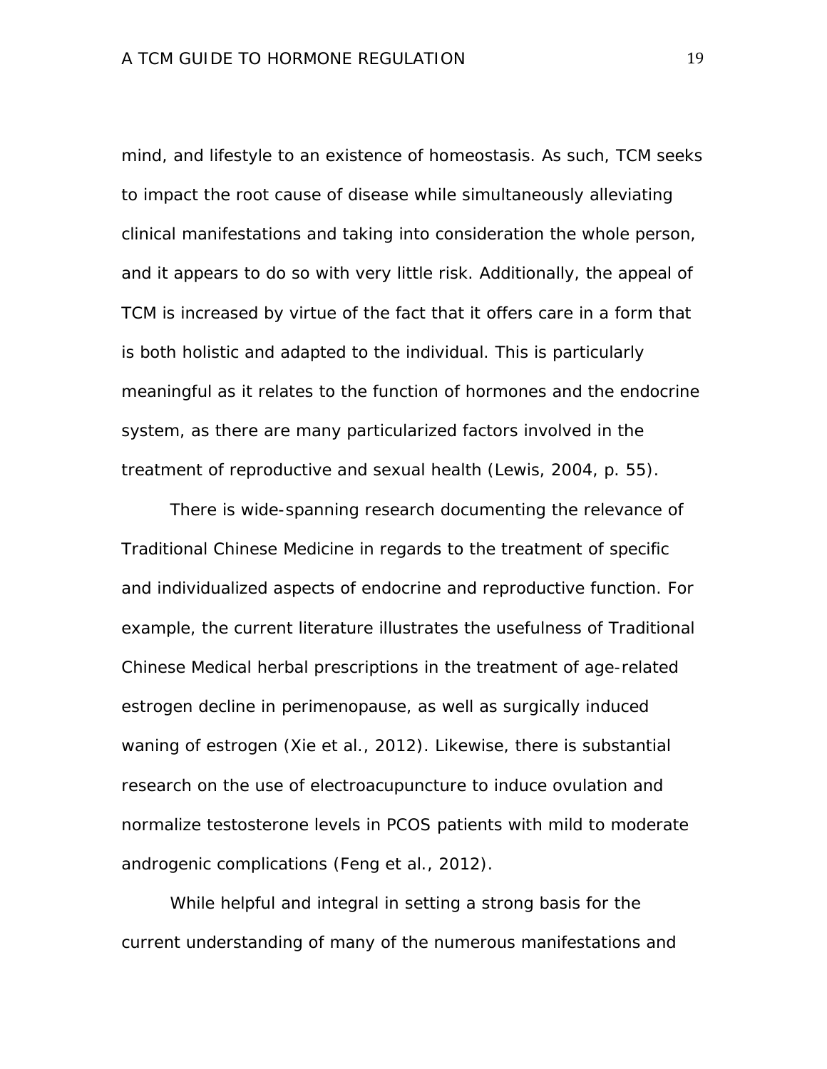mind, and lifestyle to an existence of homeostasis. As such, TCM seeks to impact the root cause of disease while simultaneously alleviating clinical manifestations and taking into consideration the whole person, and it appears to do so with very little risk. Additionally, the appeal of TCM is increased by virtue of the fact that it offers care in a form that is both holistic and adapted to the individual. This is particularly meaningful as it relates to the function of hormones and the endocrine system, as there are many particularized factors involved in the treatment of reproductive and sexual health (Lewis, 2004, p. 55).

There is wide-spanning research documenting the relevance of Traditional Chinese Medicine in regards to the treatment of specific and individualized aspects of endocrine and reproductive function. For example, the current literature illustrates the usefulness of Traditional Chinese Medical herbal prescriptions in the treatment of age-related estrogen decline in perimenopause, as well as surgically induced waning of estrogen (Xie et al., 2012). Likewise, there is substantial research on the use of electroacupuncture to induce ovulation and normalize testosterone levels in PCOS patients with mild to moderate androgenic complications (Feng et al., 2012).

While helpful and integral in setting a strong basis for the current understanding of many of the numerous manifestations and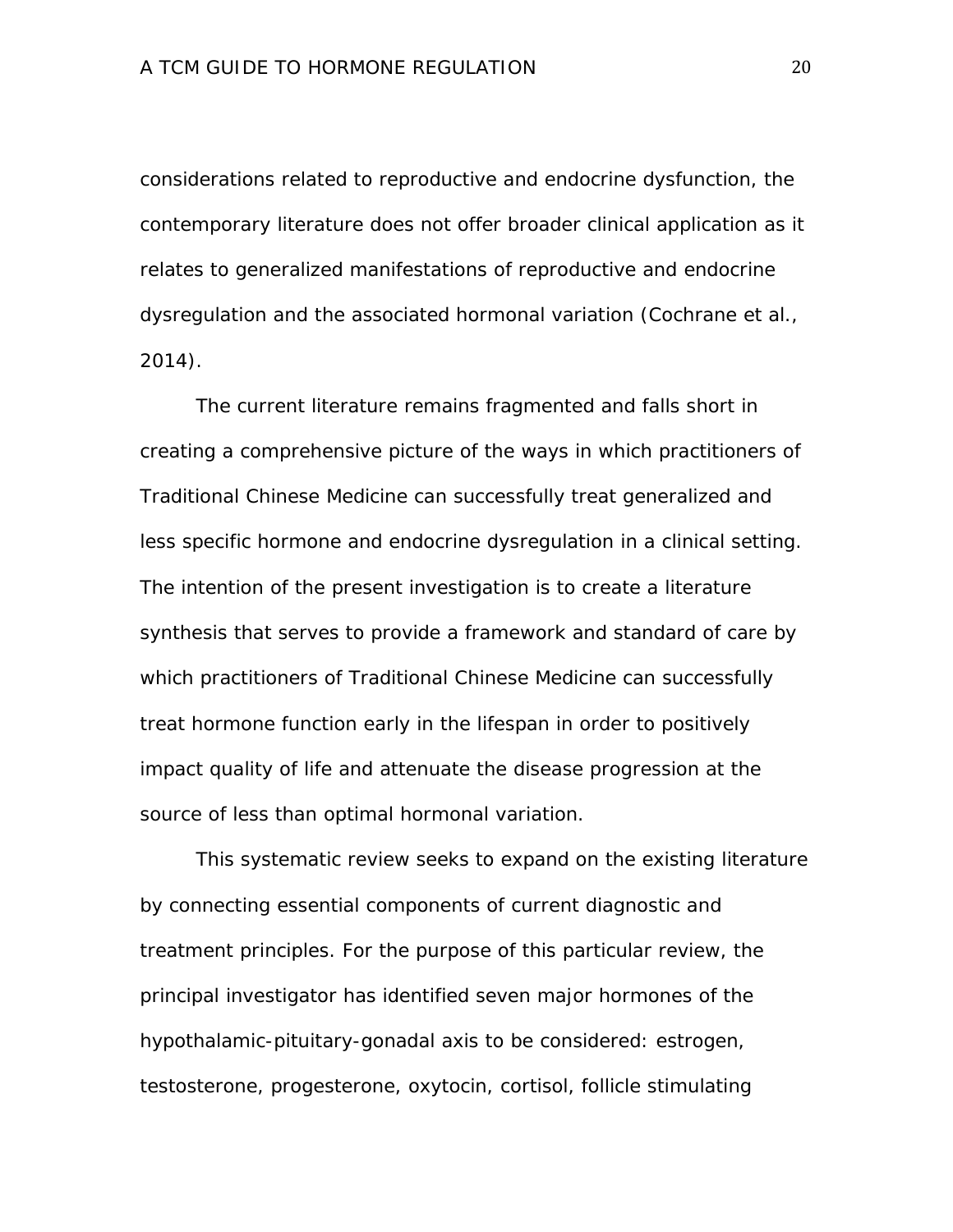considerations related to reproductive and endocrine dysfunction, the contemporary literature does not offer broader clinical application as it relates to generalized manifestations of reproductive and endocrine dysregulation and the associated hormonal variation (Cochrane et al., 2014).

The current literature remains fragmented and falls short in creating a comprehensive picture of the ways in which practitioners of Traditional Chinese Medicine can successfully treat generalized and less specific hormone and endocrine dysregulation in a clinical setting. The intention of the present investigation is to create a literature synthesis that serves to provide a framework and standard of care by which practitioners of Traditional Chinese Medicine can successfully treat hormone function early in the lifespan in order to positively impact quality of life and attenuate the disease progression at the source of less than optimal hormonal variation.

This systematic review seeks to expand on the existing literature by connecting essential components of current diagnostic and treatment principles. For the purpose of this particular review, the principal investigator has identified seven major hormones of the hypothalamic-pituitary-gonadal axis to be considered: estrogen, testosterone, progesterone, oxytocin, cortisol, follicle stimulating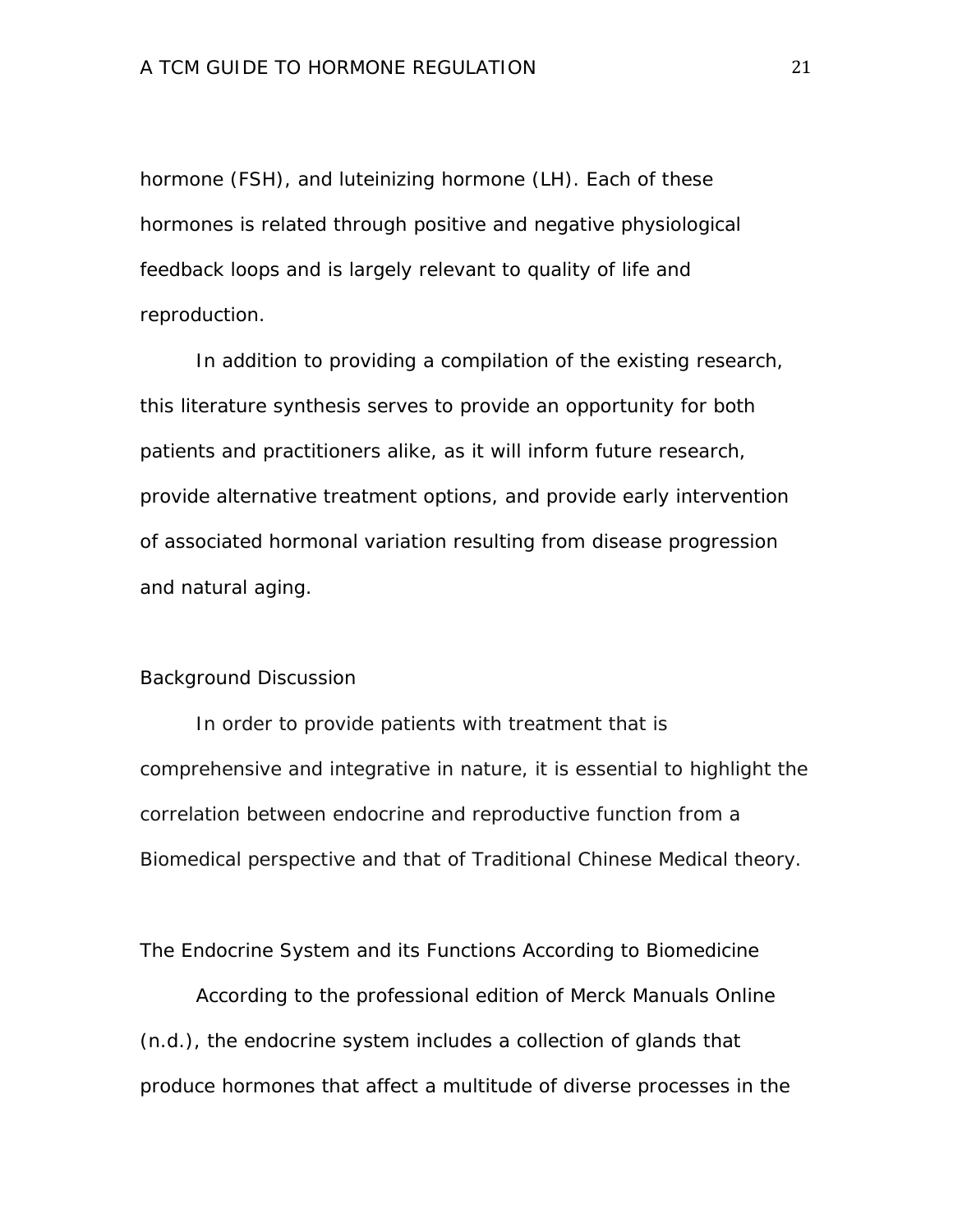hormone (FSH), and luteinizing hormone (LH). Each of these hormones is related through positive and negative physiological feedback loops and is largely relevant to quality of life and reproduction.

In addition to providing a compilation of the existing research, this literature synthesis serves to provide an opportunity for both patients and practitioners alike, as it will inform future research, provide alternative treatment options, and provide early intervention of associated hormonal variation resulting from disease progression and natural aging.

## Background Discussion

In order to provide patients with treatment that is comprehensive and integrative in nature, it is essential to highlight the correlation between endocrine and reproductive function from a Biomedical perspective and that of Traditional Chinese Medical theory.

### The Endocrine System and its Functions According to Biomedicine

According to the professional edition of Merck Manuals Online (n.d.), the endocrine system includes a collection of glands that produce hormones that affect a multitude of diverse processes in the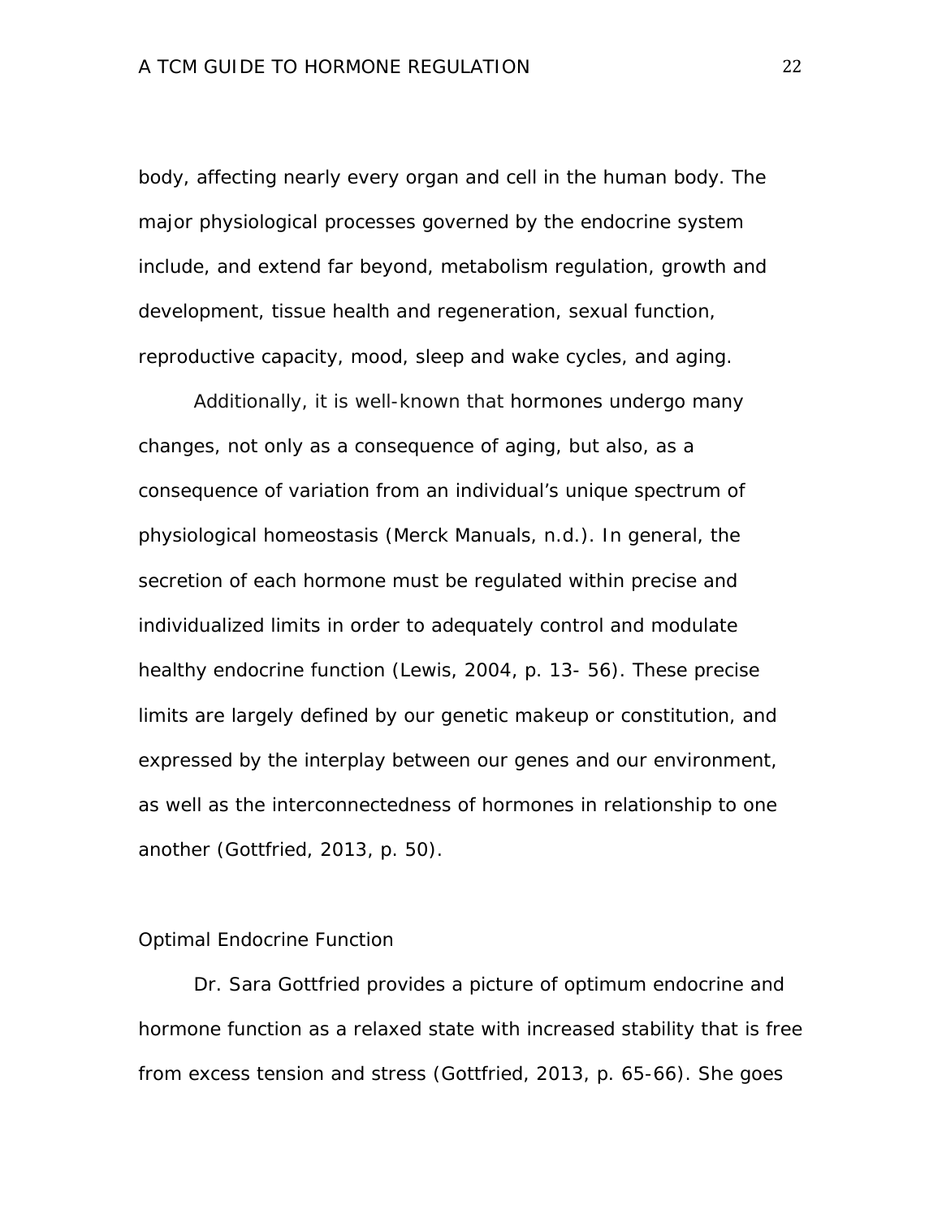body, affecting nearly every organ and cell in the human body. The major physiological processes governed by the endocrine system include, and extend far beyond, metabolism regulation, growth and development, tissue health and regeneration, sexual function, reproductive capacity, mood, sleep and wake cycles, and aging.

Additionally, it is well-known that hormones undergo many changes, not only as a consequence of aging, but also, as a consequence of variation from an individual's unique spectrum of physiological homeostasis (Merck Manuals, n.d.). In general, the secretion of each hormone must be regulated within precise and individualized limits in order to adequately control and modulate healthy endocrine function (Lewis, 2004, p. 13- 56). These precise limits are largely defined by our genetic makeup or constitution, and expressed by the interplay between our genes and our environment, as well as the interconnectedness of hormones in relationship to one another (Gottfried, 2013, p. 50).

## Optimal Endocrine Function

Dr. Sara Gottfried provides a picture of optimum endocrine and hormone function as a relaxed state with increased stability that is free from excess tension and stress (Gottfried, 2013, p. 65-66). She goes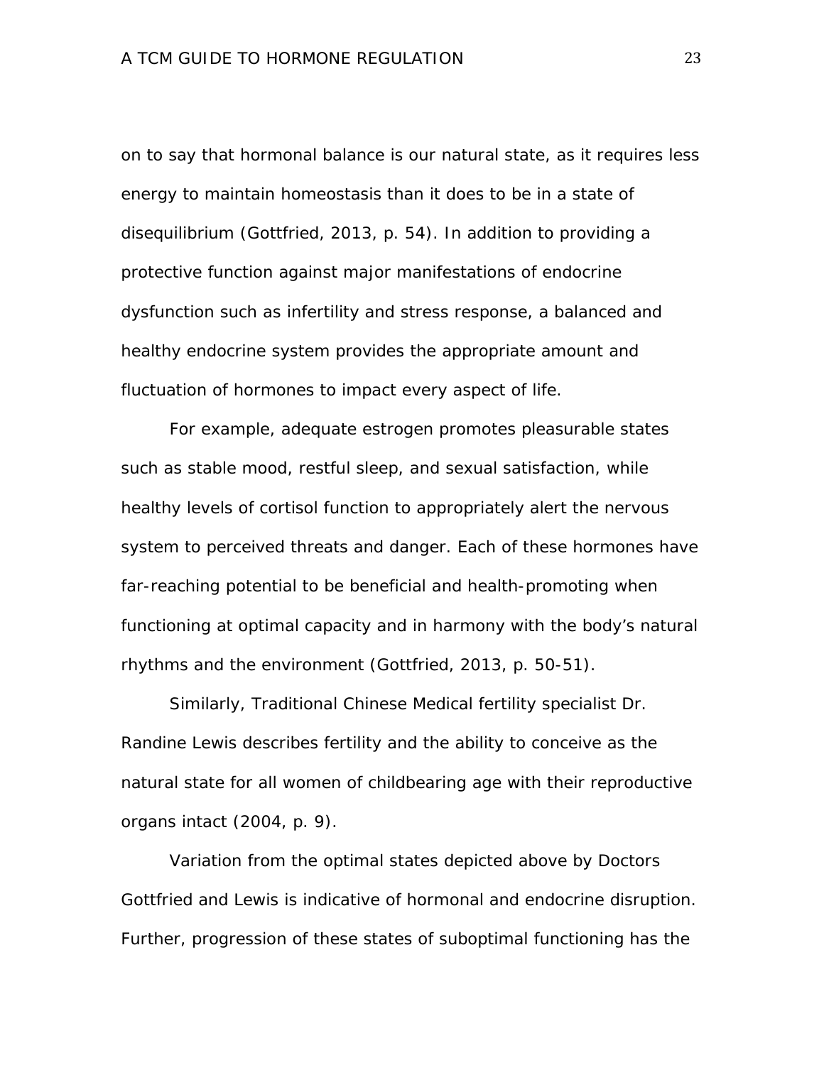on to say that hormonal balance is our natural state, as it requires less energy to maintain homeostasis than it does to be in a state of disequilibrium (Gottfried, 2013, p. 54). In addition to providing a protective function against major manifestations of endocrine dysfunction such as infertility and stress response, a balanced and healthy endocrine system provides the appropriate amount and fluctuation of hormones to impact every aspect of life.

For example, adequate estrogen promotes pleasurable states such as stable mood, restful sleep, and sexual satisfaction, while healthy levels of cortisol function to appropriately alert the nervous system to perceived threats and danger. Each of these hormones have far-reaching potential to be beneficial and health-promoting when functioning at optimal capacity and in harmony with the body's natural rhythms and the environment (Gottfried, 2013, p. 50-51).

Similarly, Traditional Chinese Medical fertility specialist Dr. Randine Lewis describes fertility and the ability to conceive as the natural state for all women of childbearing age with their reproductive organs intact (2004, p. 9).

Variation from the optimal states depicted above by Doctors Gottfried and Lewis is indicative of hormonal and endocrine disruption. Further, progression of these states of suboptimal functioning has the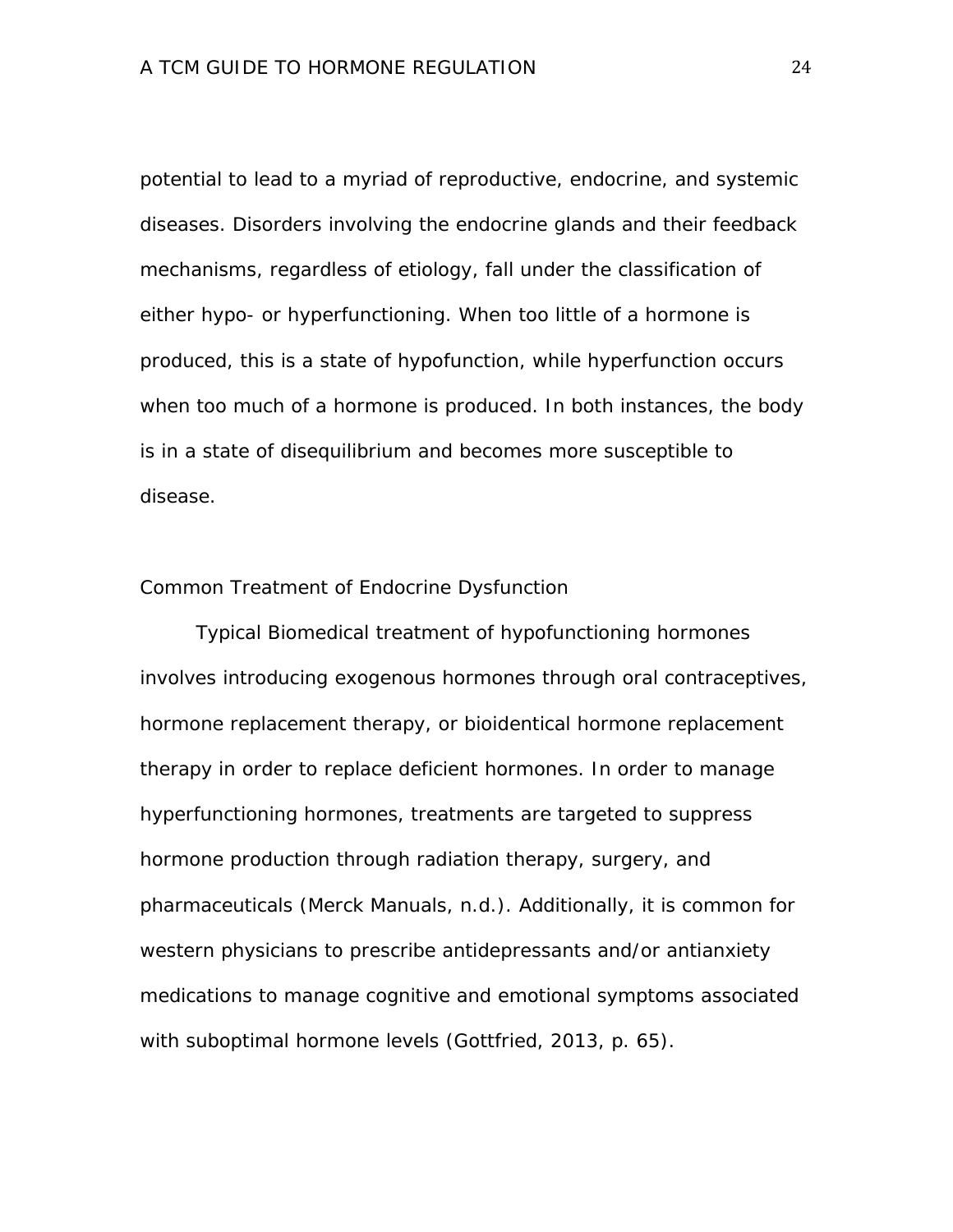potential to lead to a myriad of reproductive, endocrine, and systemic diseases. Disorders involving the endocrine glands and their feedback mechanisms, regardless of etiology, fall under the classification of either hypo- or hyperfunctioning. When too little of a hormone is produced, this is a state of hypofunction, while hyperfunction occurs when too much of a hormone is produced. In both instances, the body is in a state of disequilibrium and becomes more susceptible to disease.

## Common Treatment of Endocrine Dysfunction

Typical Biomedical treatment of hypofunctioning hormones involves introducing exogenous hormones through oral contraceptives, hormone replacement therapy, or bioidentical hormone replacement therapy in order to replace deficient hormones. In order to manage hyperfunctioning hormones, treatments are targeted to suppress hormone production through radiation therapy, surgery, and pharmaceuticals (Merck Manuals, n.d.). Additionally, it is common for western physicians to prescribe antidepressants and/or antianxiety medications to manage cognitive and emotional symptoms associated with suboptimal hormone levels (Gottfried, 2013, p. 65).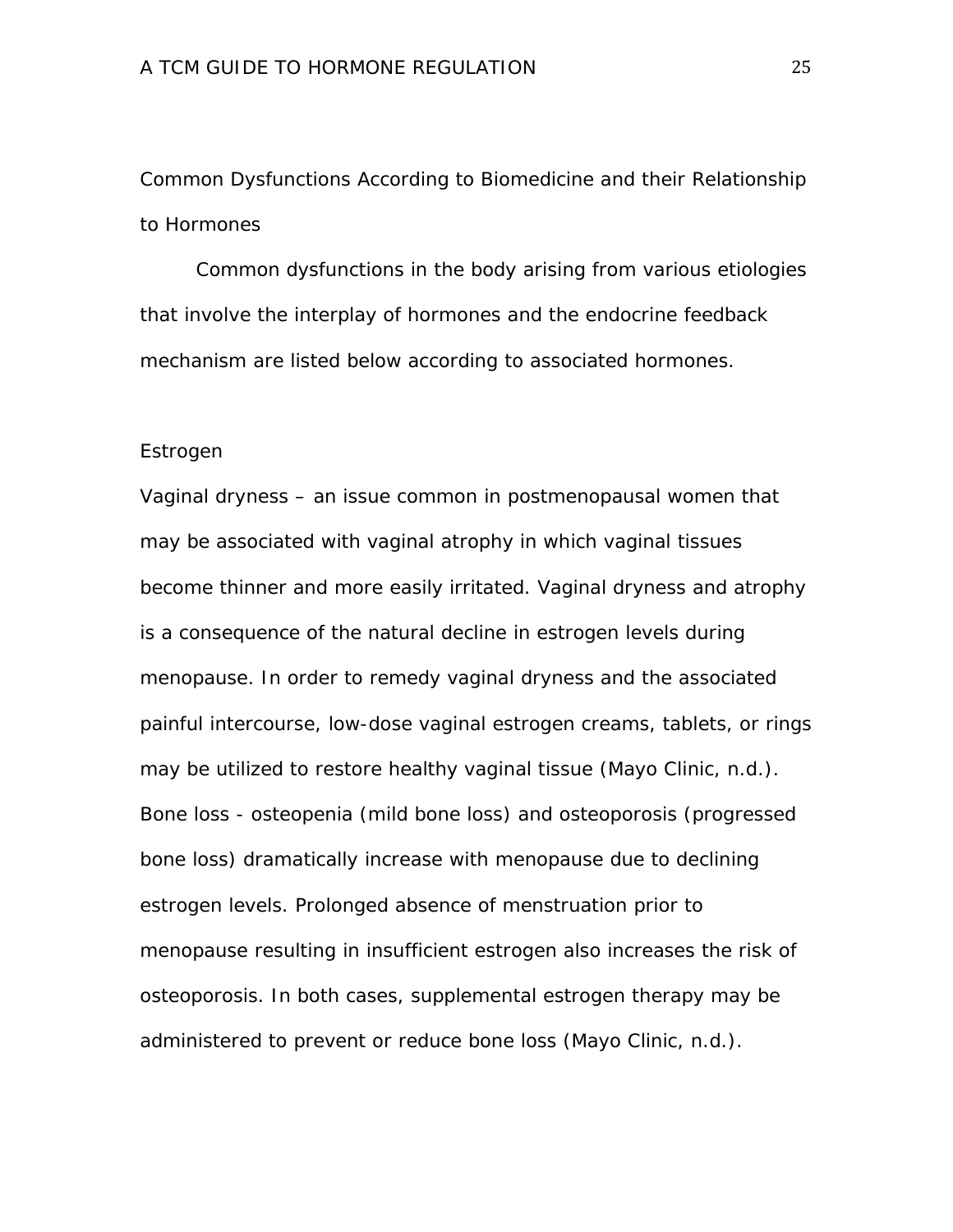## Common Dysfunctions According to Biomedicine and their Relationship to Hormones

Common dysfunctions in the body arising from various etiologies that involve the interplay of hormones and the endocrine feedback mechanism are listed below according to associated hormones.

### Estrogen

Vaginal dryness – an issue common in postmenopausal women that may be associated with vaginal atrophy in which vaginal tissues become thinner and more easily irritated. Vaginal dryness and atrophy is a consequence of the natural decline in estrogen levels during menopause. In order to remedy vaginal dryness and the associated painful intercourse, low-dose vaginal estrogen creams, tablets, or rings may be utilized to restore healthy vaginal tissue (Mayo Clinic, n.d.).

Bone loss - osteopenia (mild bone loss) and osteoporosis (progressed bone loss) dramatically increase with menopause due to declining estrogen levels. Prolonged absence of menstruation prior to menopause resulting in insufficient estrogen also increases the risk of osteoporosis. In both cases, supplemental estrogen therapy may be administered to prevent or reduce bone loss (Mayo Clinic, n.d.).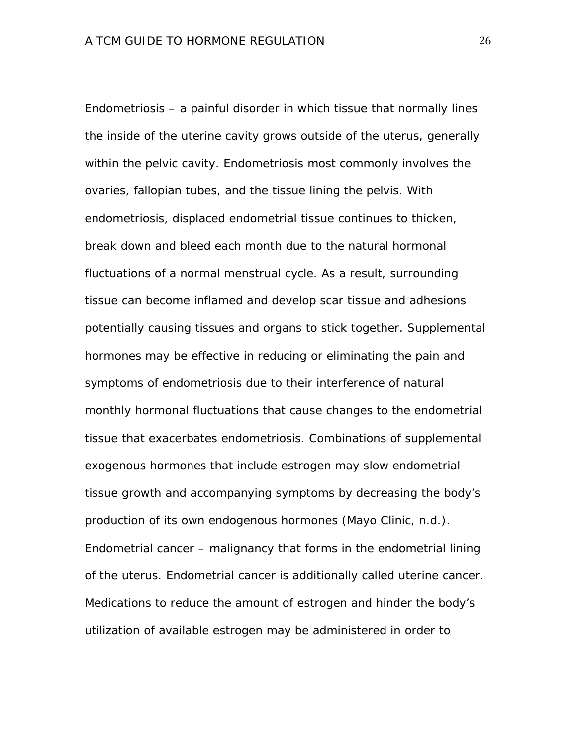Endometriosis – a painful disorder in which tissue that normally lines the inside of the uterine cavity grows outside of the uterus, generally within the pelvic cavity. Endometriosis most commonly involves the ovaries, fallopian tubes, and the tissue lining the pelvis. With endometriosis, displaced endometrial tissue continues to thicken, break down and bleed each month due to the natural hormonal fluctuations of a normal menstrual cycle. As a result, surrounding tissue can become inflamed and develop scar tissue and adhesions potentially causing tissues and organs to stick together. Supplemental hormones may be effective in reducing or eliminating the pain and symptoms of endometriosis due to their interference of natural monthly hormonal fluctuations that cause changes to the endometrial tissue that exacerbates endometriosis. Combinations of supplemental exogenous hormones that include estrogen may slow endometrial tissue growth and accompanying symptoms by decreasing the body's production of its own endogenous hormones (Mayo Clinic, n.d.).

Endometrial cancer – malignancy that forms in the endometrial lining of the uterus. Endometrial cancer is additionally called uterine cancer. Medications to reduce the amount of estrogen and hinder the body's utilization of available estrogen may be administered in order to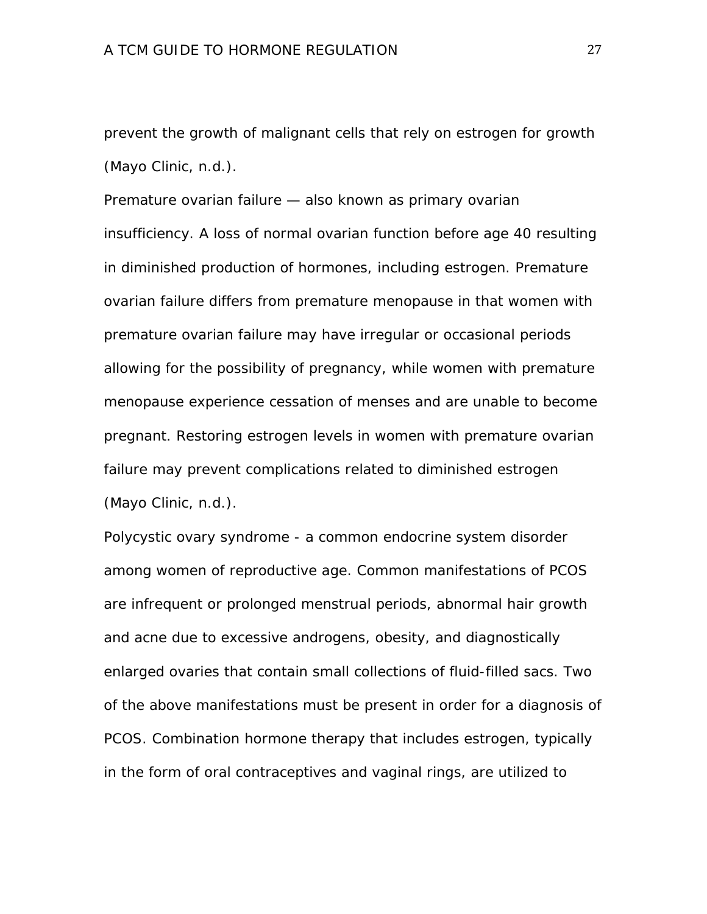prevent the growth of malignant cells that rely on estrogen for growth (Mayo Clinic, n.d.).

Premature ovarian failure — also known as primary ovarian insufficiency. A loss of normal ovarian function before age 40 resulting in diminished production of hormones, including estrogen. Premature ovarian failure differs from premature menopause in that women with premature ovarian failure may have irregular or occasional periods allowing for the possibility of pregnancy, while women with premature menopause experience cessation of menses and are unable to become pregnant. Restoring estrogen levels in women with premature ovarian failure may prevent complications related to diminished estrogen (Mayo Clinic, n.d.).

Polycystic ovary syndrome - a common endocrine system disorder among women of reproductive age. Common manifestations of PCOS are infrequent or prolonged menstrual periods, abnormal hair growth and acne due to excessive androgens, obesity, and diagnostically enlarged ovaries that contain small collections of fluid-filled sacs. Two of the above manifestations must be present in order for a diagnosis of PCOS. Combination hormone therapy that includes estrogen, typically in the form of oral contraceptives and vaginal rings, are utilized to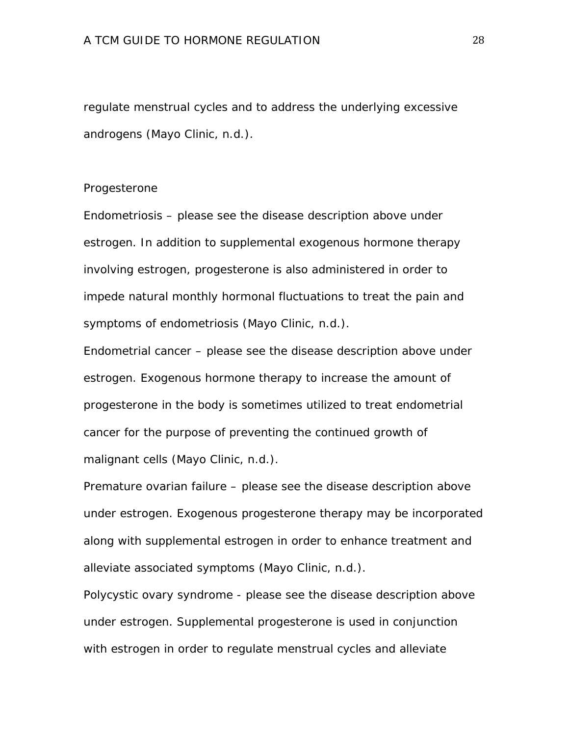regulate menstrual cycles and to address the underlying excessive androgens (Mayo Clinic, n.d.).

Progesterone

Endometriosis – please see the disease description above under estrogen. In addition to supplemental exogenous hormone therapy involving estrogen, progesterone is also administered in order to impede natural monthly hormonal fluctuations to treat the pain and symptoms of endometriosis (Mayo Clinic, n.d.).

Endometrial cancer – please see the disease description above under estrogen. Exogenous hormone therapy to increase the amount of progesterone in the body is sometimes utilized to treat endometrial cancer for the purpose of preventing the continued growth of malignant cells (Mayo Clinic, n.d.).

Premature ovarian failure – please see the disease description above under estrogen. Exogenous progesterone therapy may be incorporated along with supplemental estrogen in order to enhance treatment and alleviate associated symptoms (Mayo Clinic, n.d.).

Polycystic ovary syndrome - please see the disease description above under estrogen. Supplemental progesterone is used in conjunction with estrogen in order to regulate menstrual cycles and alleviate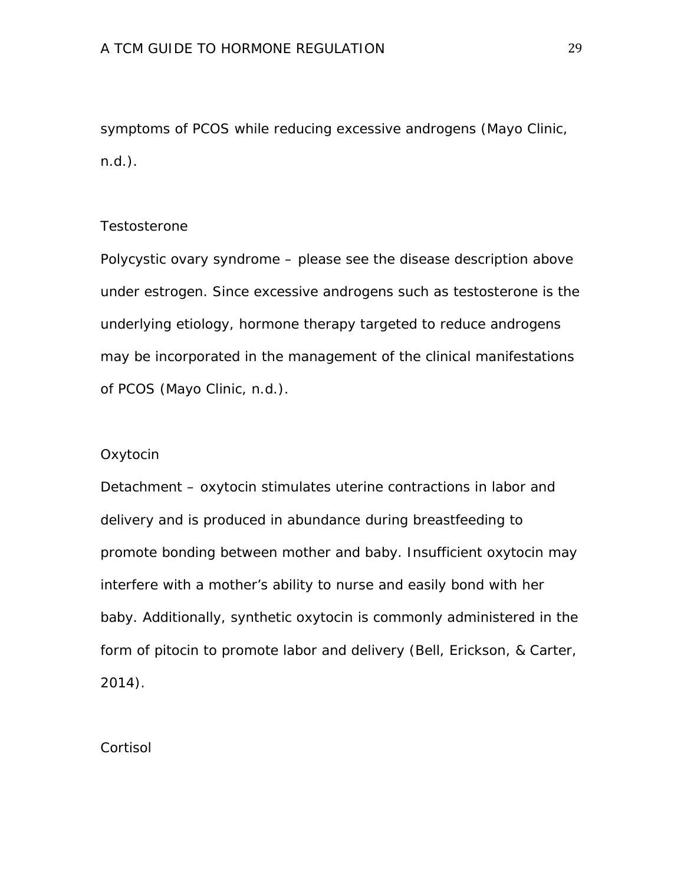symptoms of PCOS while reducing excessive androgens (Mayo Clinic, n.d.).

Testosterone

Polycystic ovary syndrome – please see the disease description above under estrogen. Since excessive androgens such as testosterone is the underlying etiology, hormone therapy targeted to reduce androgens may be incorporated in the management of the clinical manifestations of PCOS (Mayo Clinic, n.d.).

Oxytocin

Detachment – oxytocin stimulates uterine contractions in labor and delivery and is produced in abundance during breastfeeding to promote bonding between mother and baby. Insufficient oxytocin may interfere with a mother's ability to nurse and easily bond with her baby. Additionally, synthetic oxytocin is commonly administered in the form of pitocin to promote labor and delivery (Bell, Erickson, & Carter, 2014).

Cortisol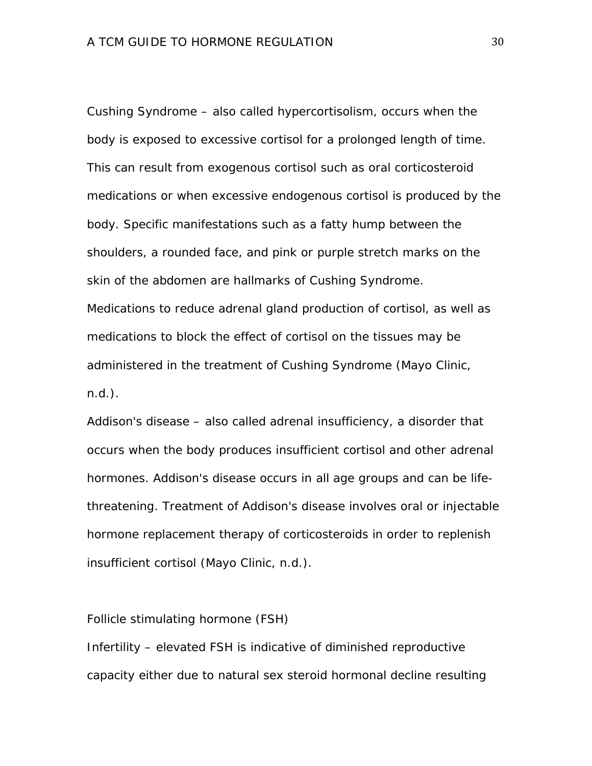Cushing Syndrome – also called hypercortisolism, occurs when the body is exposed to excessive cortisol for a prolonged length of time. This can result from exogenous cortisol such as oral corticosteroid medications or when excessive endogenous cortisol is produced by the body. Specific manifestations such as a fatty hump between the shoulders, a rounded face, and pink or purple stretch marks on the skin of the abdomen are hallmarks of Cushing Syndrome. Medications to reduce adrenal gland production of cortisol, as well as medications to block the effect of cortisol on the tissues may be administered in the treatment of Cushing Syndrome (Mayo Clinic, n.d.).

Addison's disease – also called adrenal insufficiency, a disorder that occurs when the body produces insufficient cortisol and other adrenal hormones. Addison's disease occurs in all age groups and can be life-threatening. Treatment of Addison's disease involves oral or injectable hormone replacement therapy of corticosteroids in order to replenish insufficient cortisol (Mayo Clinic, n.d.).

Follicle stimulating hormone (FSH)

Infertility – elevated FSH is indicative of diminished reproductive capacity either due to natural sex steroid hormonal decline resulting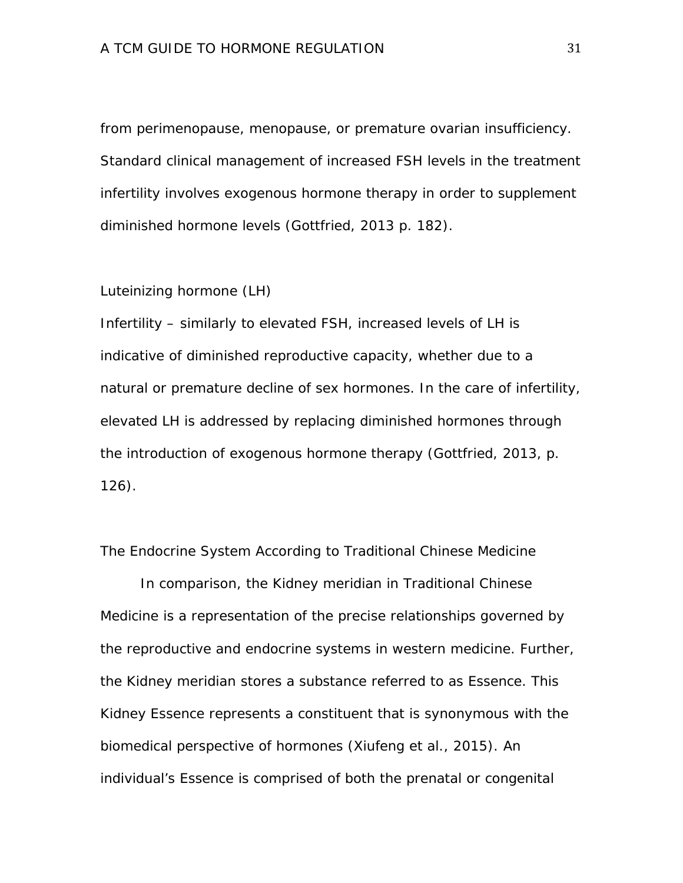from perimenopause, menopause, or premature ovarian insufficiency. Standard clinical management of increased FSH levels in the treatment infertility involves exogenous hormone therapy in order to supplement diminished hormone levels (Gottfried, 2013 p. 182).

Luteinizing hormone (LH)

Infertility – similarly to elevated FSH, increased levels of LH is indicative of diminished reproductive capacity, whether due to a natural or premature decline of sex hormones. In the care of infertility, elevated LH is addressed by replacing diminished hormones through the introduction of exogenous hormone therapy (Gottfried, 2013, p. 126).

## The Endocrine System According to Traditional Chinese Medicine

In comparison, the Kidney meridian in Traditional Chinese Medicine is a representation of the precise relationships governed by the reproductive and endocrine systems in western medicine. Further, the Kidney meridian stores a substance referred to as Essence. This Kidney Essence represents a constituent that is synonymous with the biomedical perspective of hormones (Xiufeng et al., 2015). An individual's Essence is comprised of both the prenatal or congenital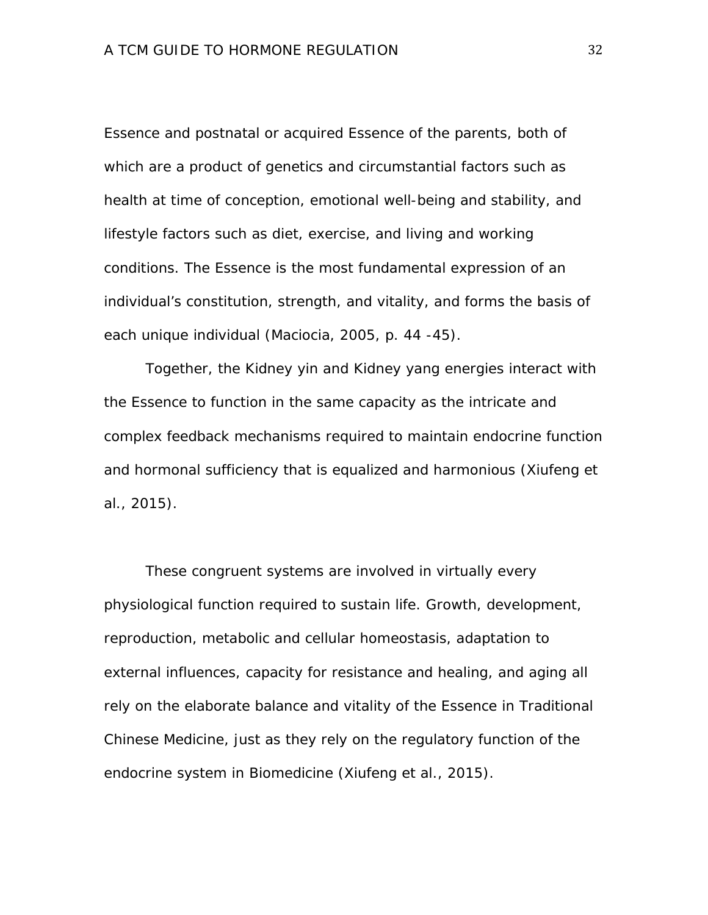Essence and postnatal or acquired Essence of the parents, both of which are a product of genetics and circumstantial factors such as health at time of conception, emotional well-being and stability, and lifestyle factors such as diet, exercise, and living and working conditions. The Essence is the most fundamental expression of an individual's constitution, strength, and vitality, and forms the basis of each unique individual (Maciocia, 2005, p. 44 -45).

Together, the Kidney yin and Kidney yang energies interact with the Essence to function in the same capacity as the intricate and complex feedback mechanisms required to maintain endocrine function and hormonal sufficiency that is equalized and harmonious (Xiufeng et al., 2015).

These congruent systems are involved in virtually every physiological function required to sustain life. Growth, development, reproduction, metabolic and cellular homeostasis, adaptation to external influences, capacity for resistance and healing, and aging all rely on the elaborate balance and vitality of the Essence in Traditional Chinese Medicine, just as they rely on the regulatory function of the endocrine system in Biomedicine (Xiufeng et al., 2015).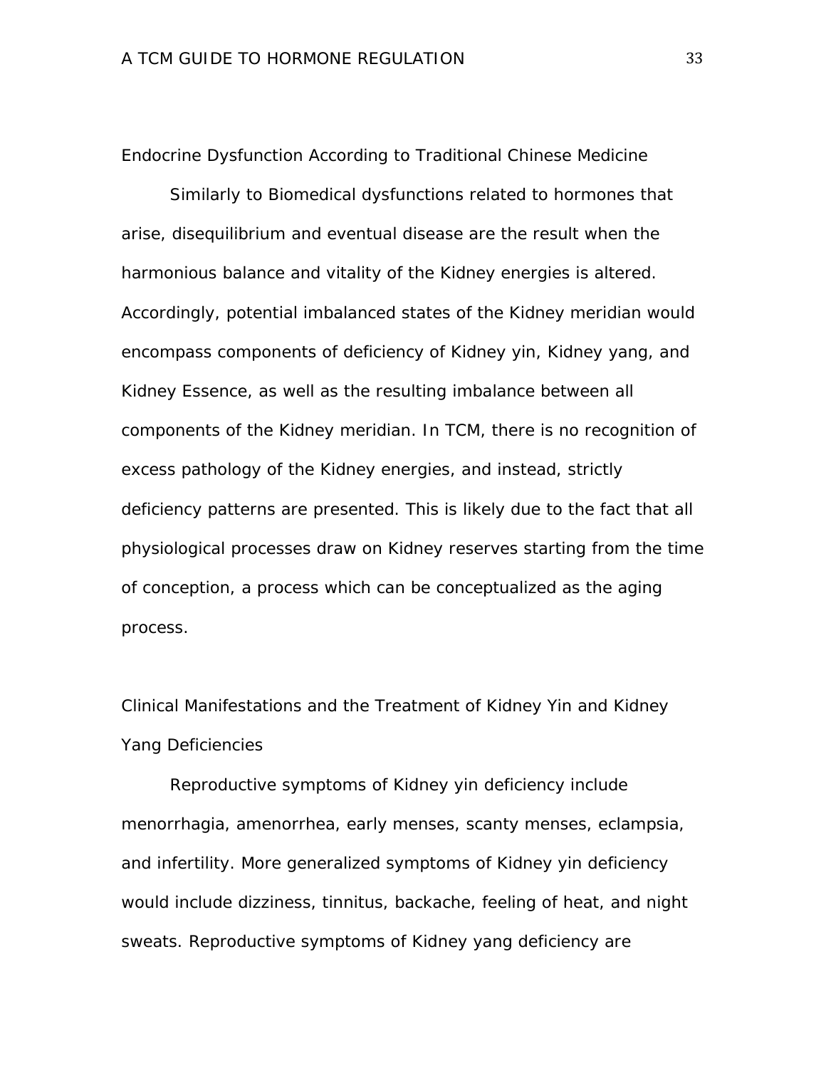## Endocrine Dysfunction According to Traditional Chinese Medicine

Similarly to Biomedical dysfunctions related to hormones that arise, disequilibrium and eventual disease are the result when the harmonious balance and vitality of the Kidney energies is altered. Accordingly, potential imbalanced states of the Kidney meridian would encompass components of deficiency of Kidney yin, Kidney yang, and Kidney Essence, as well as the resulting imbalance between all components of the Kidney meridian. In TCM, there is no recognition of excess pathology of the Kidney energies, and instead, strictly deficiency patterns are presented. This is likely due to the fact that all physiological processes draw on Kidney reserves starting from the time of conception, a process which can be conceptualized as the aging process.

## Clinical Manifestations and the Treatment of Kidney Yin and Kidney Yang Deficiencies

Reproductive symptoms of Kidney yin deficiency include menorrhagia, amenorrhea, early menses, scanty menses, eclampsia, and infertility. More generalized symptoms of Kidney yin deficiency would include dizziness, tinnitus, backache, feeling of heat, and night sweats. Reproductive symptoms of Kidney yang deficiency are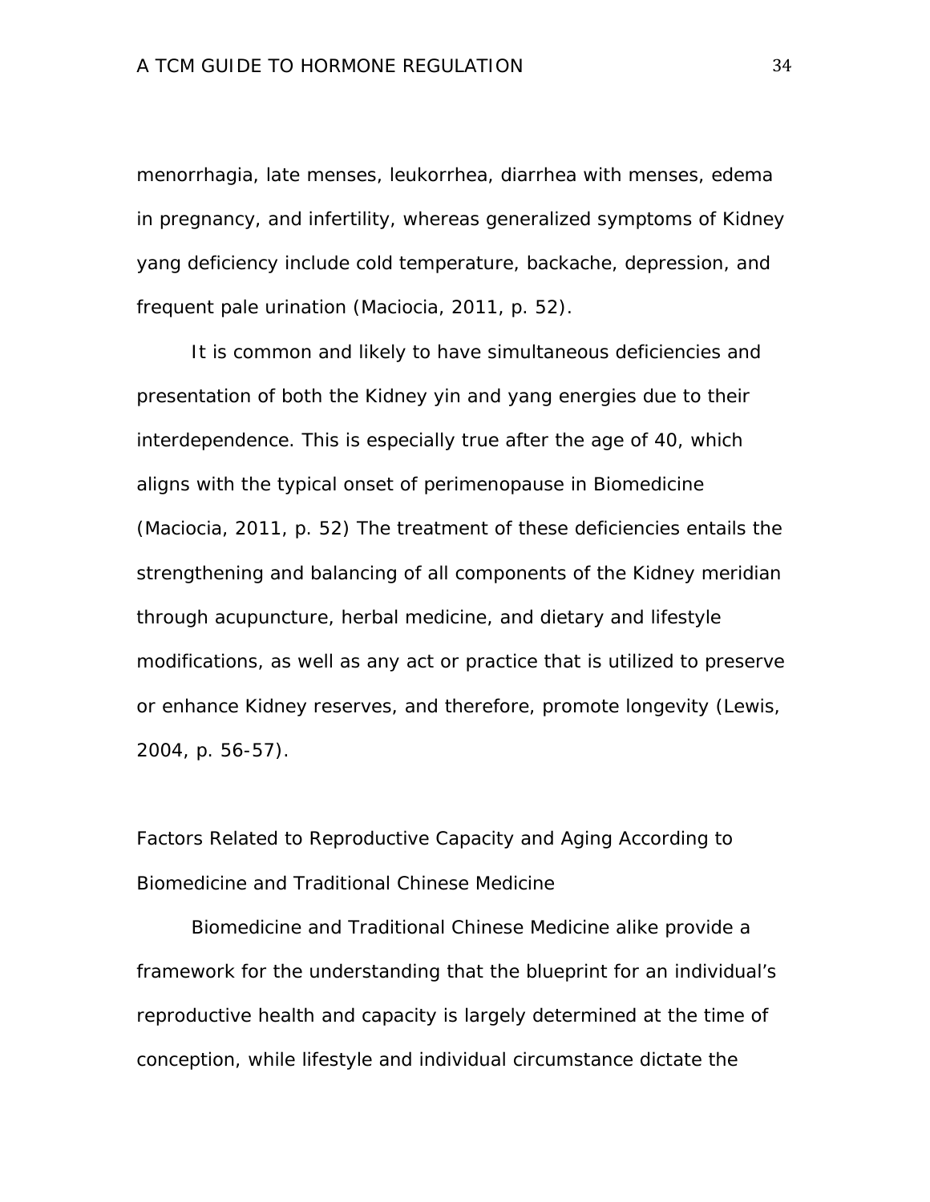menorrhagia, late menses, leukorrhea, diarrhea with menses, edema in pregnancy, and infertility, whereas generalized symptoms of Kidney yang deficiency include cold temperature, backache, depression, and frequent pale urination (Maciocia, 2011, p. 52).

It is common and likely to have simultaneous deficiencies and presentation of both the Kidney yin and yang energies due to their interdependence. This is especially true after the age of 40, which aligns with the typical onset of perimenopause in Biomedicine (Maciocia, 2011, p. 52) The treatment of these deficiencies entails the strengthening and balancing of all components of the Kidney meridian through acupuncture, herbal medicine, and dietary and lifestyle modifications, as well as any act or practice that is utilized to preserve or enhance Kidney reserves, and therefore, promote longevity (Lewis, 2004, p. 56-57).

## Factors Related to Reproductive Capacity and Aging According to Biomedicine and Traditional Chinese Medicine

Biomedicine and Traditional Chinese Medicine alike provide a framework for the understanding that the blueprint for an individual's reproductive health and capacity is largely determined at the time of conception, while lifestyle and individual circumstance dictate the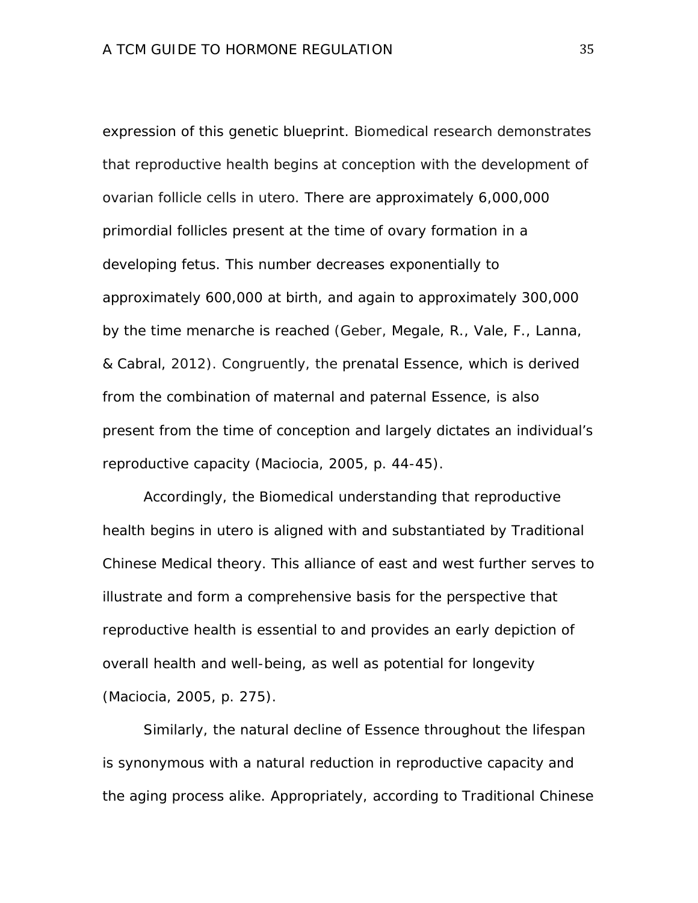expression of this genetic blueprint. Biomedical research demonstrates that reproductive health begins at conception with the development of ovarian follicle cells in utero. There are approximately 6,000,000 primordial follicles present at the time of ovary formation in a developing fetus. This number decreases exponentially to approximately 600,000 at birth, and again to approximately 300,000 by the time menarche is reached (Geber, Megale, R., Vale, F., Lanna, & Cabral, 2012). Congruently, the prenatal Essence, which is derived from the combination of maternal and paternal Essence, is also present from the time of conception and largely dictates an individual's reproductive capacity (Maciocia, 2005, p. 44-45).

Accordingly, the Biomedical understanding that reproductive health begins in utero is aligned with and substantiated by Traditional Chinese Medical theory. This alliance of east and west further serves to illustrate and form a comprehensive basis for the perspective that reproductive health is essential to and provides an early depiction of overall health and well-being, as well as potential for longevity (Maciocia, 2005, p. 275).

Similarly, the natural decline of Essence throughout the lifespan is synonymous with a natural reduction in reproductive capacity and the aging process alike. Appropriately, according to Traditional Chinese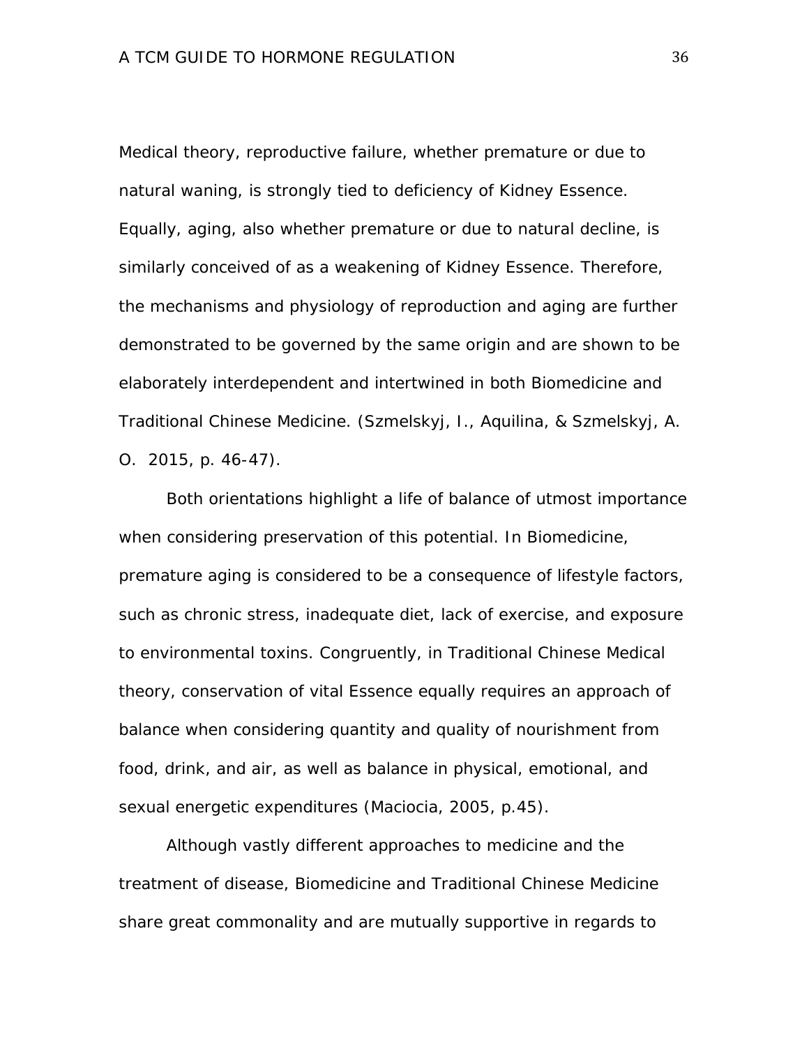Medical theory, reproductive failure, whether premature or due to natural waning, is strongly tied to deficiency of Kidney Essence. Equally, aging, also whether premature or due to natural decline, is similarly conceived of as a weakening of Kidney Essence. Therefore, the mechanisms and physiology of reproduction and aging are further demonstrated to be governed by the same origin and are shown to be elaborately interdependent and intertwined in both Biomedicine and Traditional Chinese Medicine. (Szmelskyj, I., Aquilina, & Szmelskyj, A. O. 2015, p. 46-47).

Both orientations highlight a life of balance of utmost importance when considering preservation of this potential. In Biomedicine, premature aging is considered to be a consequence of lifestyle factors, such as chronic stress, inadequate diet, lack of exercise, and exposure to environmental toxins. Congruently, in Traditional Chinese Medical theory, conservation of vital Essence equally requires an approach of balance when considering quantity and quality of nourishment from food, drink, and air, as well as balance in physical, emotional, and sexual energetic expenditures (Maciocia, 2005, p.45).

Although vastly different approaches to medicine and the treatment of disease, Biomedicine and Traditional Chinese Medicine share great commonality and are mutually supportive in regards to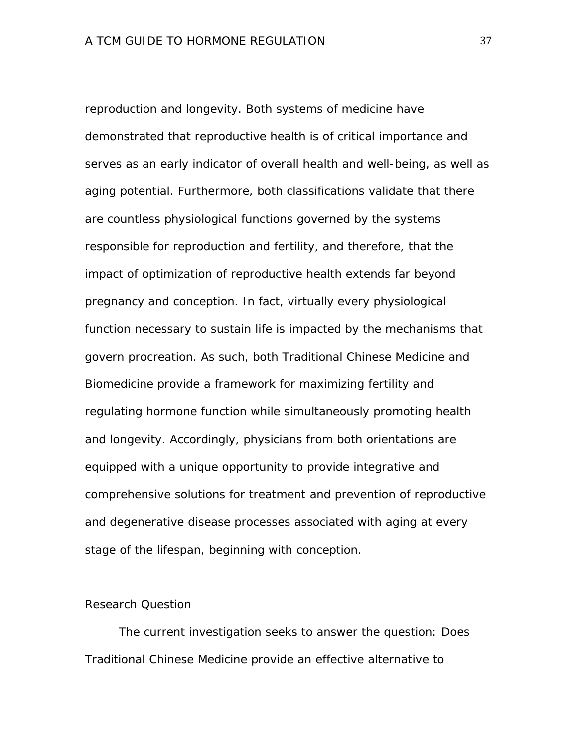reproduction and longevity. Both systems of medicine have demonstrated that reproductive health is of critical importance and serves as an early indicator of overall health and well-being, as well as aging potential. Furthermore, both classifications validate that there are countless physiological functions governed by the systems responsible for reproduction and fertility, and therefore, that the impact of optimization of reproductive health extends far beyond pregnancy and conception. In fact, virtually every physiological function necessary to sustain life is impacted by the mechanisms that govern procreation. As such, both Traditional Chinese Medicine and Biomedicine provide a framework for maximizing fertility and regulating hormone function while simultaneously promoting health and longevity. Accordingly, physicians from both orientations are equipped with a unique opportunity to provide integrative and comprehensive solutions for treatment and prevention of reproductive and degenerative disease processes associated with aging at every stage of the lifespan, beginning with conception.

## Research Question

The current investigation seeks to answer the question: Does Traditional Chinese Medicine provide an effective alternative to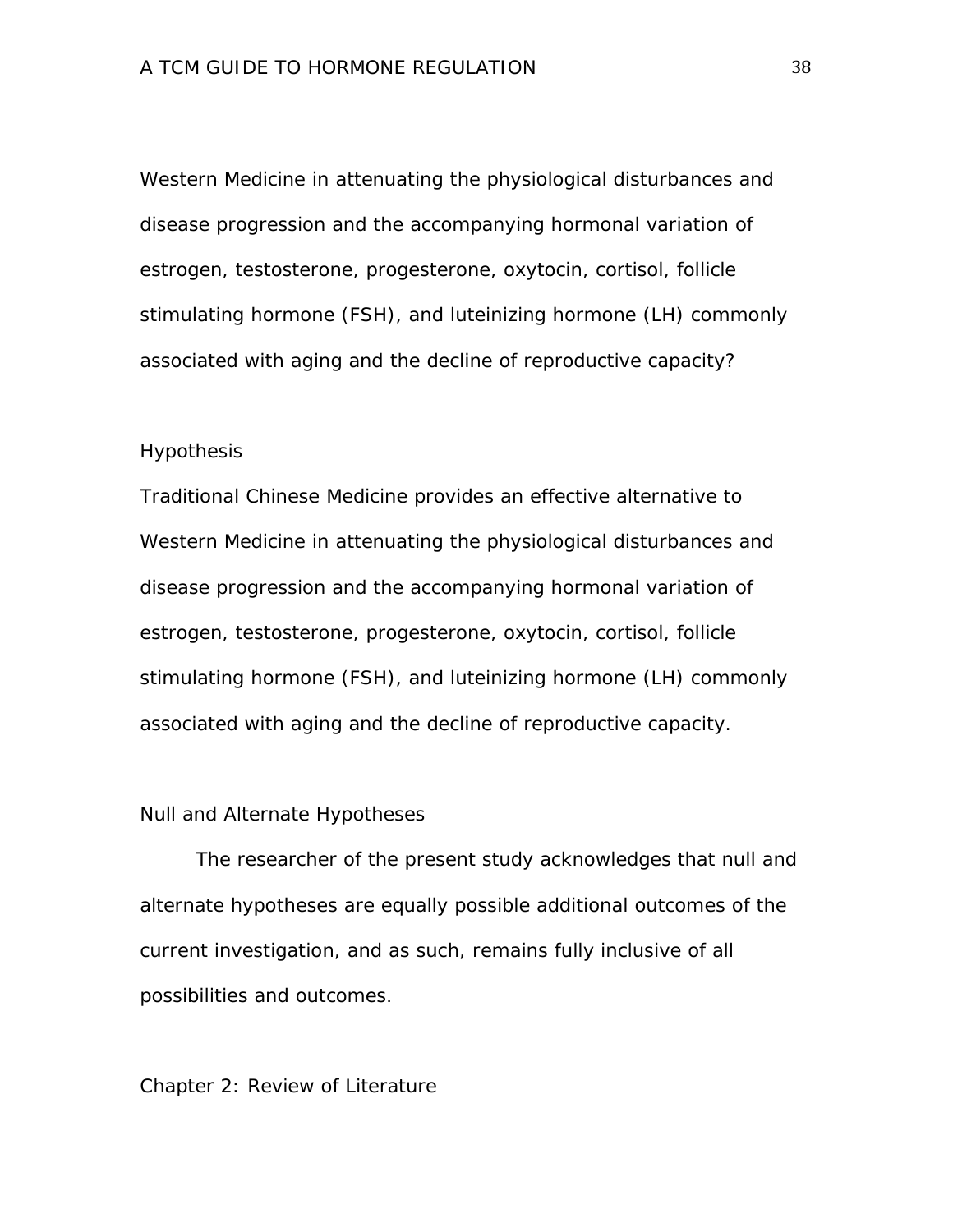Western Medicine in attenuating the physiological disturbances and disease progression and the accompanying hormonal variation of estrogen, testosterone, progesterone, oxytocin, cortisol, follicle stimulating hormone (FSH), and luteinizing hormone (LH) commonly associated with aging and the decline of reproductive capacity?

### Hypothesis

Traditional Chinese Medicine provides an effective alternative to Western Medicine in attenuating the physiological disturbances and disease progression and the accompanying hormonal variation of estrogen, testosterone, progesterone, oxytocin, cortisol, follicle stimulating hormone (FSH), and luteinizing hormone (LH) commonly associated with aging and the decline of reproductive capacity.

### Null and Alternate Hypotheses

The researcher of the present study acknowledges that null and alternate hypotheses are equally possible additional outcomes of the current investigation, and as such, remains fully inclusive of all possibilities and outcomes.

## Chapter 2: Review of Literature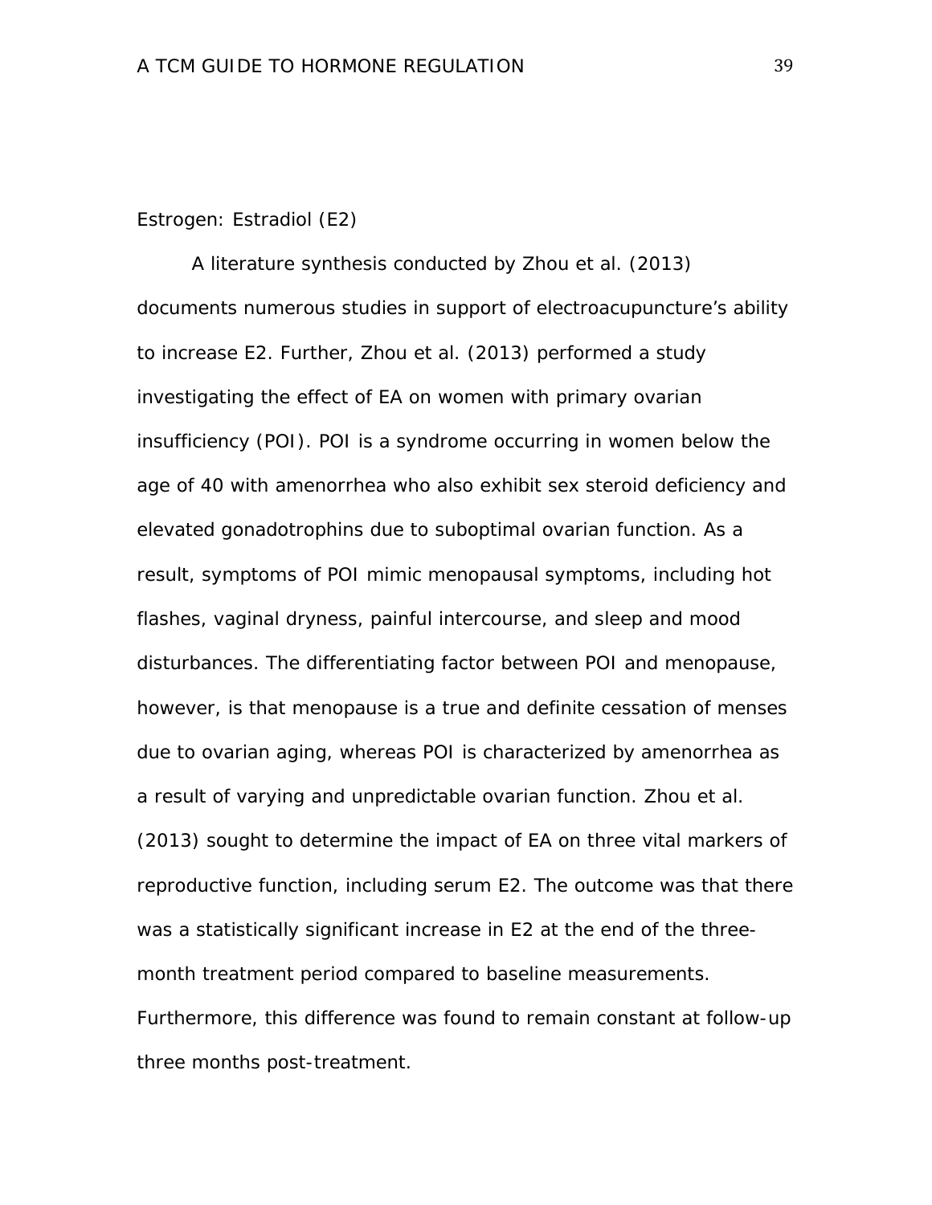### Estrogen: Estradiol (E2)

A literature synthesis conducted by Zhou et al. (2013) documents numerous studies in support of electroacupuncture's ability to increase E2. Further, Zhou et al. (2013) performed a study investigating the effect of EA on women with primary ovarian insufficiency (POI). POI is a syndrome occurring in women below the age of 40 with amenorrhea who also exhibit sex steroid deficiency and elevated gonadotrophins due to suboptimal ovarian function. As a result, symptoms of POI mimic menopausal symptoms, including hot flashes, vaginal dryness, painful intercourse, and sleep and mood disturbances. The differentiating factor between POI and menopause, however, is that menopause is a true and definite cessation of menses due to ovarian aging, whereas POI is characterized by amenorrhea as a result of varying and unpredictable ovarian function. Zhou et al. (2013) sought to determine the impact of EA on three vital markers of reproductive function, including serum E2. The outcome was that there was a statistically significant increase in E2 at the end of the three-month treatment period compared to baseline measurements. Furthermore, this difference was found to remain constant at follow-up three months post-treatment.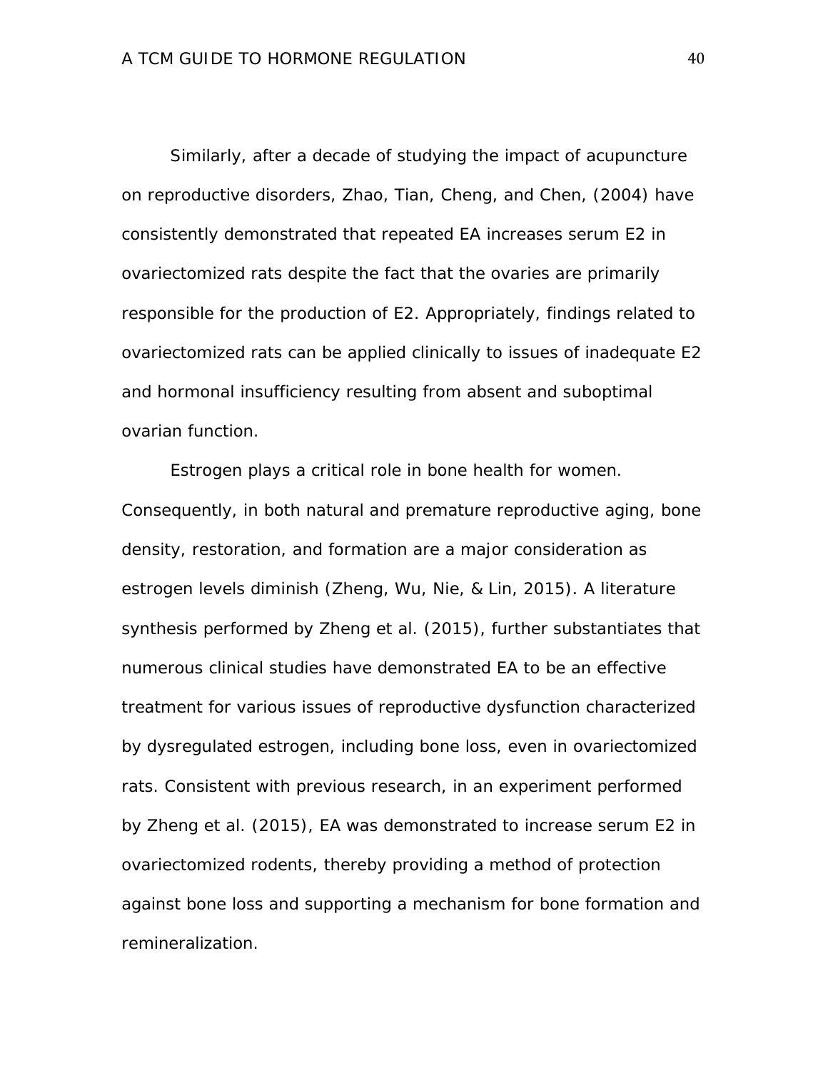Similarly, after a decade of studying the impact of acupuncture on reproductive disorders, Zhao, Tian, Cheng, and Chen, (2004) have consistently demonstrated that repeated EA increases serum E2 in ovariectomized rats despite the fact that the ovaries are primarily responsible for the production of E2. Appropriately, findings related to ovariectomized rats can be applied clinically to issues of inadequate E2 and hormonal insufficiency resulting from absent and suboptimal ovarian function.

Estrogen plays a critical role in bone health for women. Consequently, in both natural and premature reproductive aging, bone density, restoration, and formation are a major consideration as estrogen levels diminish (Zheng, Wu, Nie, & Lin, 2015). A literature synthesis performed by Zheng et al. (2015), further substantiates that numerous clinical studies have demonstrated EA to be an effective treatment for various issues of reproductive dysfunction characterized by dysregulated estrogen, including bone loss, even in ovariectomized rats. Consistent with previous research, in an experiment performed by Zheng et al. (2015), EA was demonstrated to increase serum E2 in ovariectomized rodents, thereby providing a method of protection against bone loss and supporting a mechanism for bone formation and remineralization.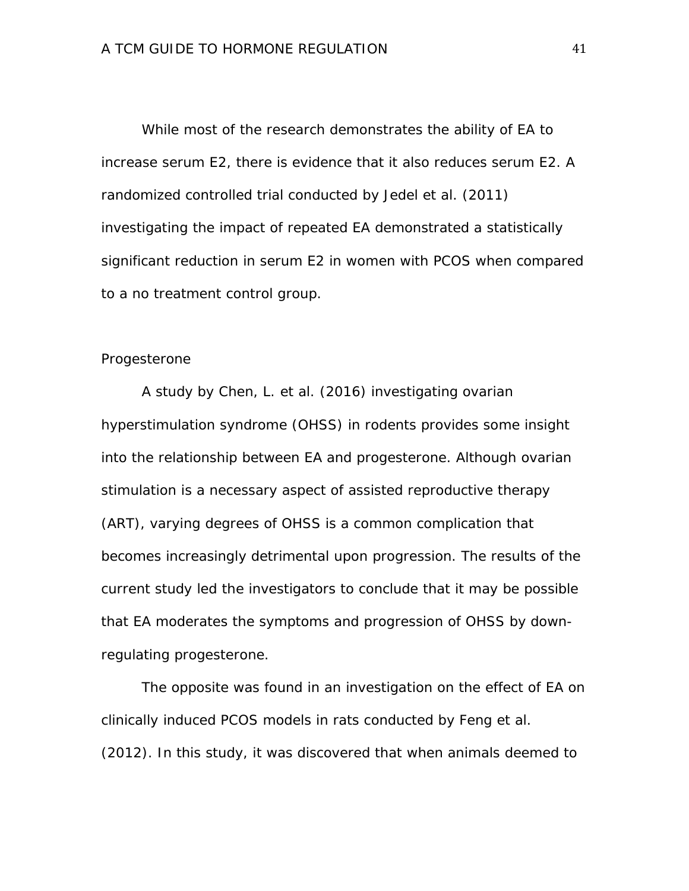While most of the research demonstrates the ability of EA to increase serum E2, there is evidence that it also reduces serum E2. A randomized controlled trial conducted by Jedel et al. (2011) investigating the impact of repeated EA demonstrated a statistically significant reduction in serum E2 in women with PCOS when compared to a no treatment control group.

### Progesterone

A study by Chen, L. et al. (2016) investigating ovarian hyperstimulation syndrome (OHSS) in rodents provides some insight into the relationship between EA and progesterone. Although ovarian stimulation is a necessary aspect of assisted reproductive therapy (ART), varying degrees of OHSS is a common complication that becomes increasingly detrimental upon progression. The results of the current study led the investigators to conclude that it may be possible that EA moderates the symptoms and progression of OHSS by down-regulating progesterone.

The opposite was found in an investigation on the effect of EA on clinically induced PCOS models in rats conducted by Feng et al. (2012). In this study, it was discovered that when animals deemed to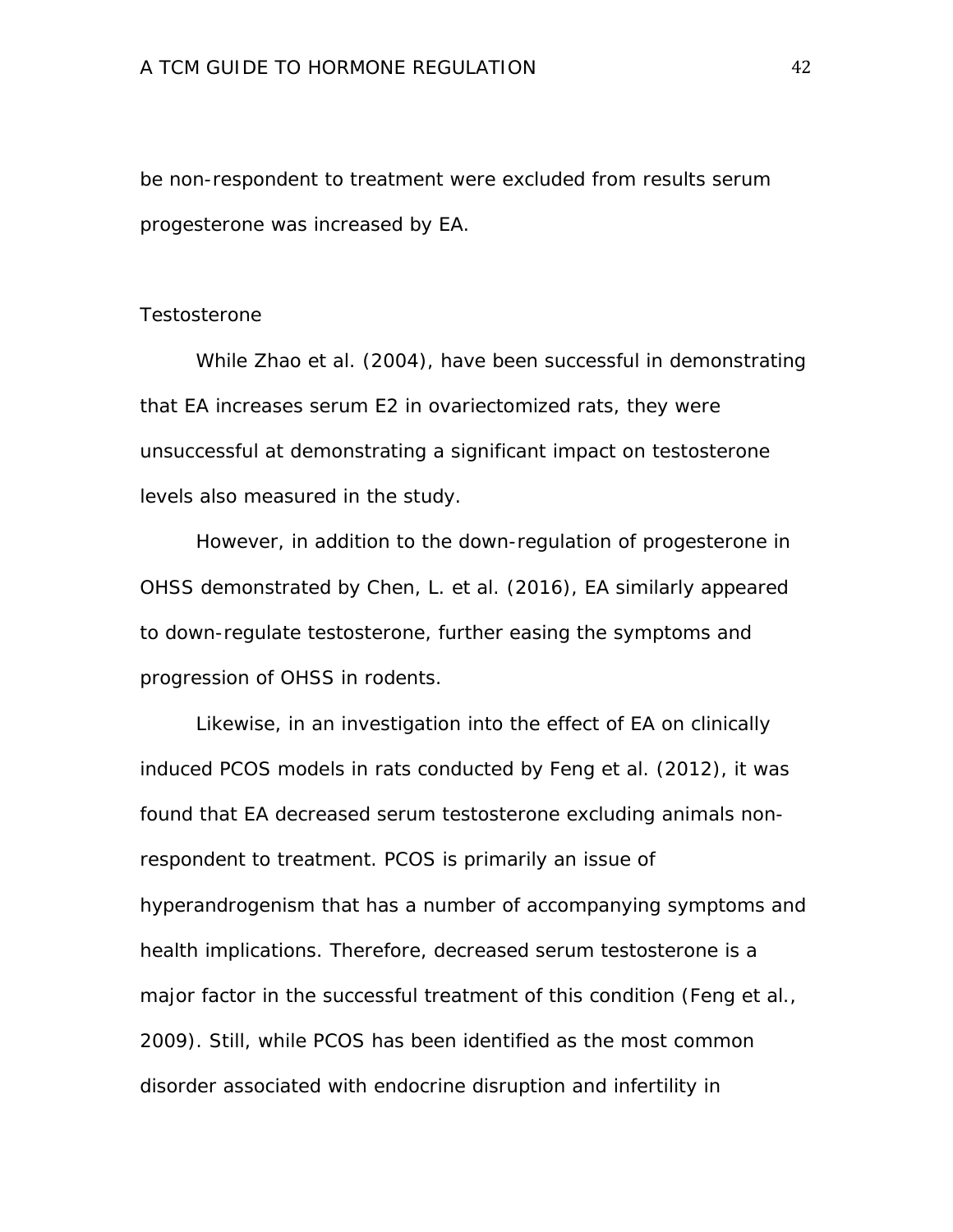be non-respondent to treatment were excluded from results serum progesterone was increased by EA.

## Testosterone

While Zhao et al. (2004), have been successful in demonstrating that EA increases serum E2 in ovariectomized rats, they were unsuccessful at demonstrating a significant impact on testosterone levels also measured in the study.

However, in addition to the down-regulation of progesterone in OHSS demonstrated by Chen, L. et al. (2016), EA similarly appeared to down-regulate testosterone, further easing the symptoms and progression of OHSS in rodents.

Likewise, in an investigation into the effect of EA on clinically induced PCOS models in rats conducted by Feng et al. (2012), it was found that EA decreased serum testosterone excluding animals non-respondent to treatment. PCOS is primarily an issue of hyperandrogenism that has a number of accompanying symptoms and health implications. Therefore, decreased serum testosterone is a major factor in the successful treatment of this condition (Feng et al., 2009). Still, while PCOS has been identified as the most common disorder associated with endocrine disruption and infertility in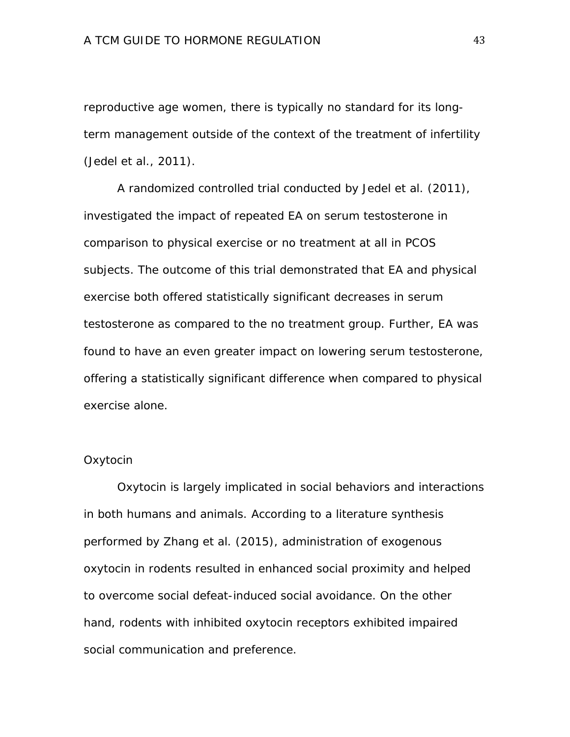reproductive age women, there is typically no standard for its long-term management outside of the context of the treatment of infertility (Jedel et al., 2011).

A randomized controlled trial conducted by Jedel et al. (2011), investigated the impact of repeated EA on serum testosterone in comparison to physical exercise or no treatment at all in PCOS subjects. The outcome of this trial demonstrated that EA and physical exercise both offered statistically significant decreases in serum testosterone as compared to the no treatment group. Further, EA was found to have an even greater impact on lowering serum testosterone, offering a statistically significant difference when compared to physical exercise alone.

### Oxytocin

Oxytocin is largely implicated in social behaviors and interactions in both humans and animals. According to a literature synthesis performed by Zhang et al. (2015), administration of exogenous oxytocin in rodents resulted in enhanced social proximity and helped to overcome social defeat-induced social avoidance. On the other hand, rodents with inhibited oxytocin receptors exhibited impaired social communication and preference.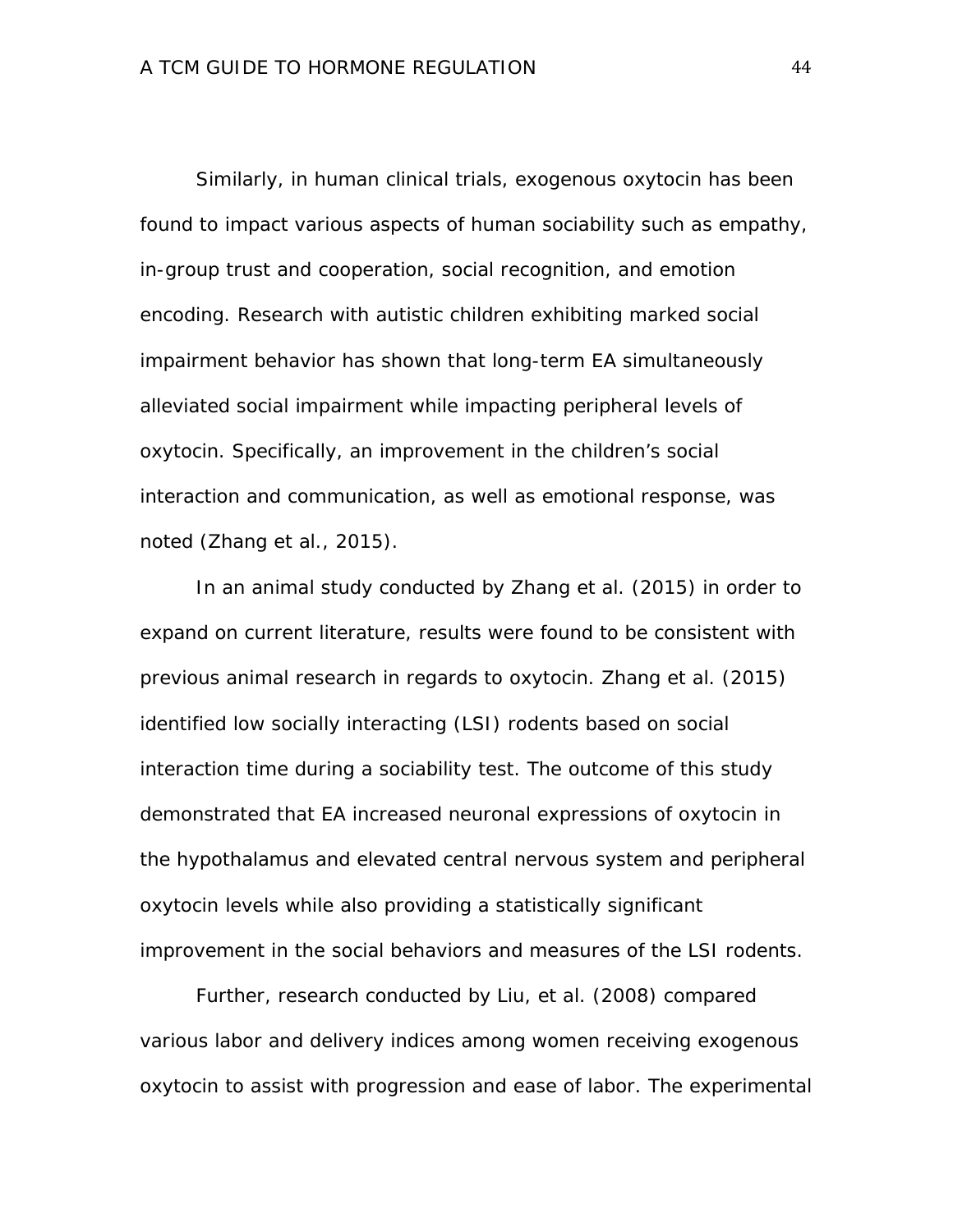Similarly, in human clinical trials, exogenous oxytocin has been found to impact various aspects of human sociability such as empathy, in-group trust and cooperation, social recognition, and emotion encoding. Research with autistic children exhibiting marked social impairment behavior has shown that long-term EA simultaneously alleviated social impairment while impacting peripheral levels of oxytocin. Specifically, an improvement in the children's social interaction and communication, as well as emotional response, was noted (Zhang et al., 2015).

In an animal study conducted by Zhang et al. (2015) in order to expand on current literature, results were found to be consistent with previous animal research in regards to oxytocin. Zhang et al. (2015) identified low socially interacting (LSI) rodents based on social interaction time during a sociability test. The outcome of this study demonstrated that EA increased neuronal expressions of oxytocin in the hypothalamus and elevated central nervous system and peripheral oxytocin levels while also providing a statistically significant improvement in the social behaviors and measures of the LSI rodents.

Further, research conducted by Liu, et al. (2008) compared various labor and delivery indices among women receiving exogenous oxytocin to assist with progression and ease of labor. The experimental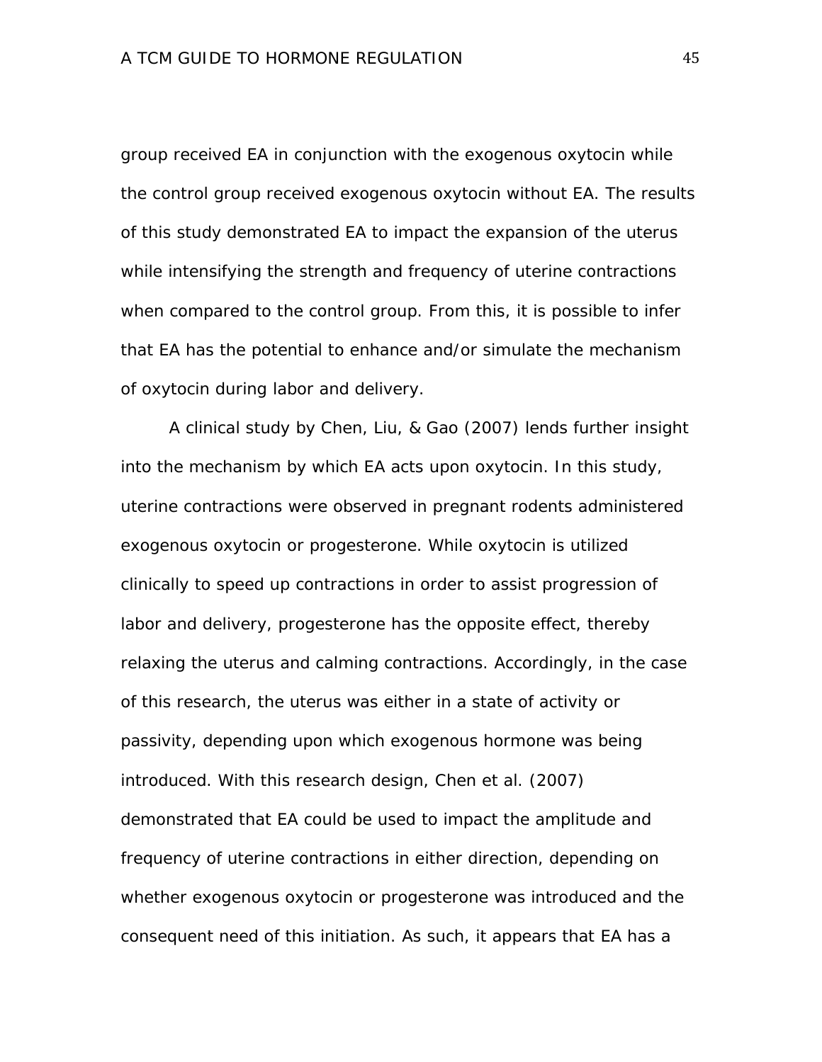group received EA in conjunction with the exogenous oxytocin while the control group received exogenous oxytocin without EA. The results of this study demonstrated EA to impact the expansion of the uterus while intensifying the strength and frequency of uterine contractions when compared to the control group. From this, it is possible to infer that EA has the potential to enhance and/or simulate the mechanism of oxytocin during labor and delivery.

A clinical study by Chen, Liu, & Gao (2007) lends further insight into the mechanism by which EA acts upon oxytocin. In this study, uterine contractions were observed in pregnant rodents administered exogenous oxytocin or progesterone. While oxytocin is utilized clinically to speed up contractions in order to assist progression of labor and delivery, progesterone has the opposite effect, thereby relaxing the uterus and calming contractions. Accordingly, in the case of this research, the uterus was either in a state of activity or passivity, depending upon which exogenous hormone was being introduced. With this research design, Chen et al. (2007) demonstrated that EA could be used to impact the amplitude and frequency of uterine contractions in either direction, depending on whether exogenous oxytocin or progesterone was introduced and the consequent need of this initiation. As such, it appears that EA has a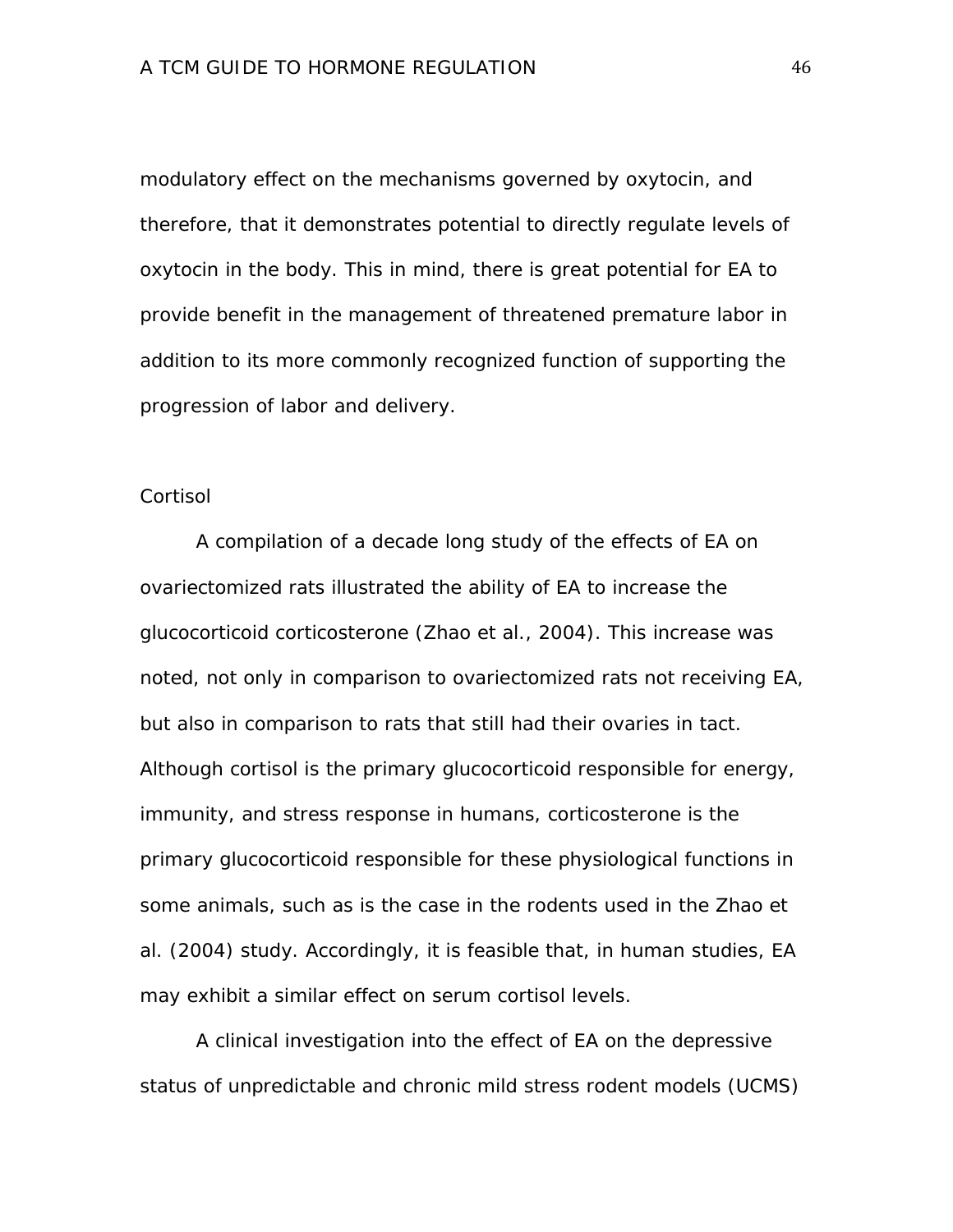modulatory effect on the mechanisms governed by oxytocin, and therefore, that it demonstrates potential to directly regulate levels of oxytocin in the body. This in mind, there is great potential for EA to provide benefit in the management of threatened premature labor in addition to its more commonly recognized function of supporting the progression of labor and delivery.

### Cortisol

A compilation of a decade long study of the effects of EA on ovariectomized rats illustrated the ability of EA to increase the glucocorticoid corticosterone (Zhao et al., 2004). This increase was noted, not only in comparison to ovariectomized rats not receiving EA, but also in comparison to rats that still had their ovaries in tact. Although cortisol is the primary glucocorticoid responsible for energy, immunity, and stress response in humans, corticosterone is the primary glucocorticoid responsible for these physiological functions in some animals, such as is the case in the rodents used in the Zhao et al. (2004) study. Accordingly, it is feasible that, in human studies, EA may exhibit a similar effect on serum cortisol levels.

A clinical investigation into the effect of EA on the depressive status of unpredictable and chronic mild stress rodent models (UCMS)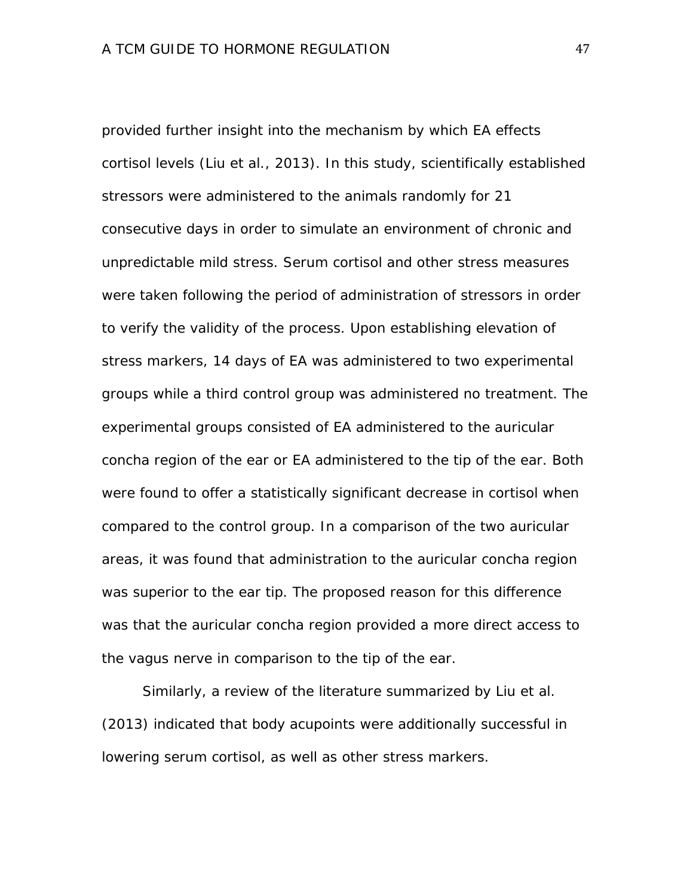provided further insight into the mechanism by which EA effects cortisol levels (Liu et al., 2013). In this study, scientifically established stressors were administered to the animals randomly for 21 consecutive days in order to simulate an environment of chronic and unpredictable mild stress. Serum cortisol and other stress measures were taken following the period of administration of stressors in order to verify the validity of the process. Upon establishing elevation of stress markers, 14 days of EA was administered to two experimental groups while a third control group was administered no treatment. The experimental groups consisted of EA administered to the auricular concha region of the ear or EA administered to the tip of the ear. Both were found to offer a statistically significant decrease in cortisol when compared to the control group. In a comparison of the two auricular areas, it was found that administration to the auricular concha region was superior to the ear tip. The proposed reason for this difference was that the auricular concha region provided a more direct access to the vagus nerve in comparison to the tip of the ear.

Similarly, a review of the literature summarized by Liu et al. (2013) indicated that body acupoints were additionally successful in lowering serum cortisol, as well as other stress markers.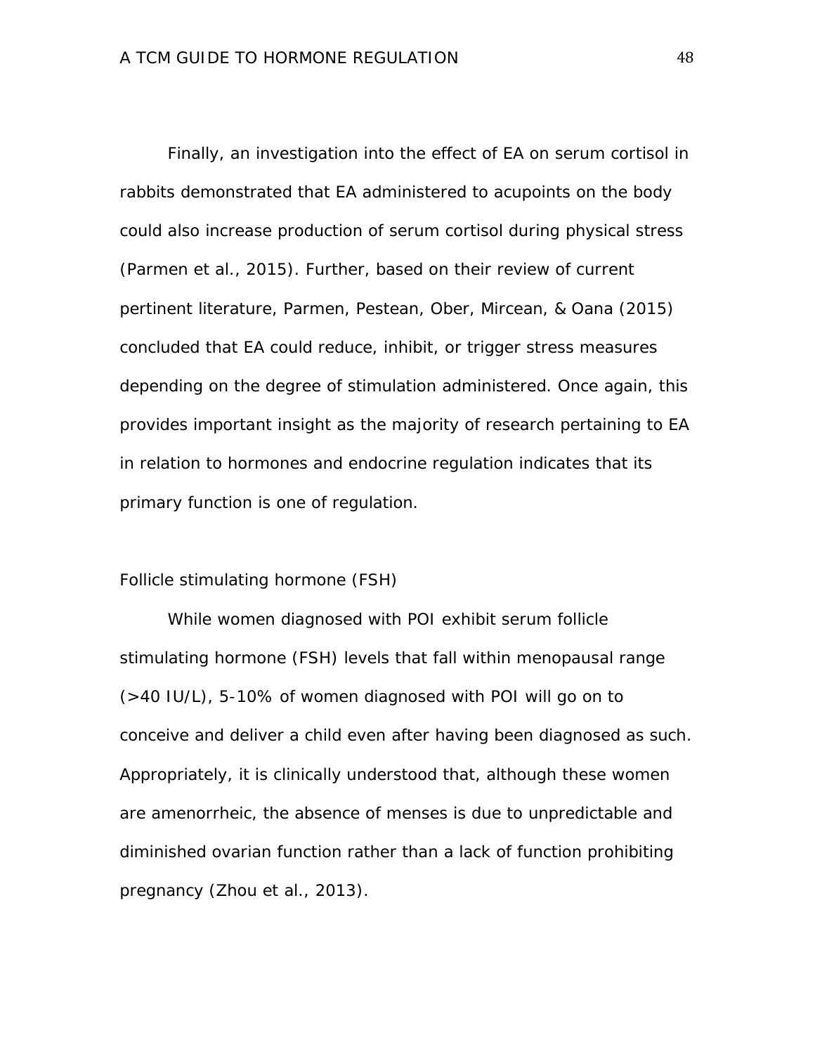Finally, an investigation into the effect of EA on serum cortisol in rabbits demonstrated that EA administered to acupoints on the body could also increase production of serum cortisol during physical stress (Parmen et al., 2015). Further, based on their review of current pertinent literature, Parmen, Pestean, Ober, Mircean, & Oana (2015) concluded that EA could reduce, inhibit, or trigger stress measures depending on the degree of stimulation administered. Once again, this provides important insight as the majority of research pertaining to EA in relation to hormones and endocrine regulation indicates that its primary function is one of regulation.

## Follicle stimulating hormone (FSH)

While women diagnosed with POI exhibit serum follicle stimulating hormone (FSH) levels that fall within menopausal range (>40 IU/L), 5-10% of women diagnosed with POI will go on to conceive and deliver a child even after having been diagnosed as such. Appropriately, it is clinically understood that, although these women are amenorrheic, the absence of menses is due to unpredictable and diminished ovarian function rather than a lack of function prohibiting pregnancy (Zhou et al., 2013).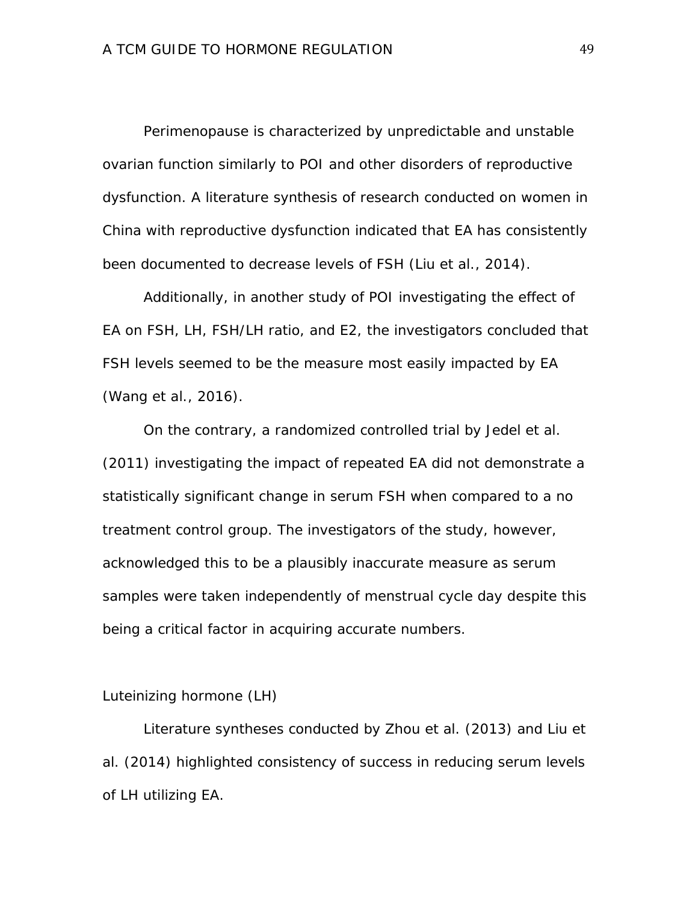Perimenopause is characterized by unpredictable and unstable ovarian function similarly to POI and other disorders of reproductive dysfunction. A literature synthesis of research conducted on women in China with reproductive dysfunction indicated that EA has consistently been documented to decrease levels of FSH (Liu et al., 2014).

Additionally, in another study of POI investigating the effect of EA on FSH, LH, FSH/LH ratio, and E2, the investigators concluded that FSH levels seemed to be the measure most easily impacted by EA (Wang et al., 2016).

On the contrary, a randomized controlled trial by Jedel et al. (2011) investigating the impact of repeated EA did not demonstrate a statistically significant change in serum FSH when compared to a no treatment control group. The investigators of the study, however, acknowledged this to be a plausibly inaccurate measure as serum samples were taken independently of menstrual cycle day despite this being a critical factor in acquiring accurate numbers.

### Luteinizing hormone (LH)

Literature syntheses conducted by Zhou et al. (2013) and Liu et al. (2014) highlighted consistency of success in reducing serum levels of LH utilizing EA.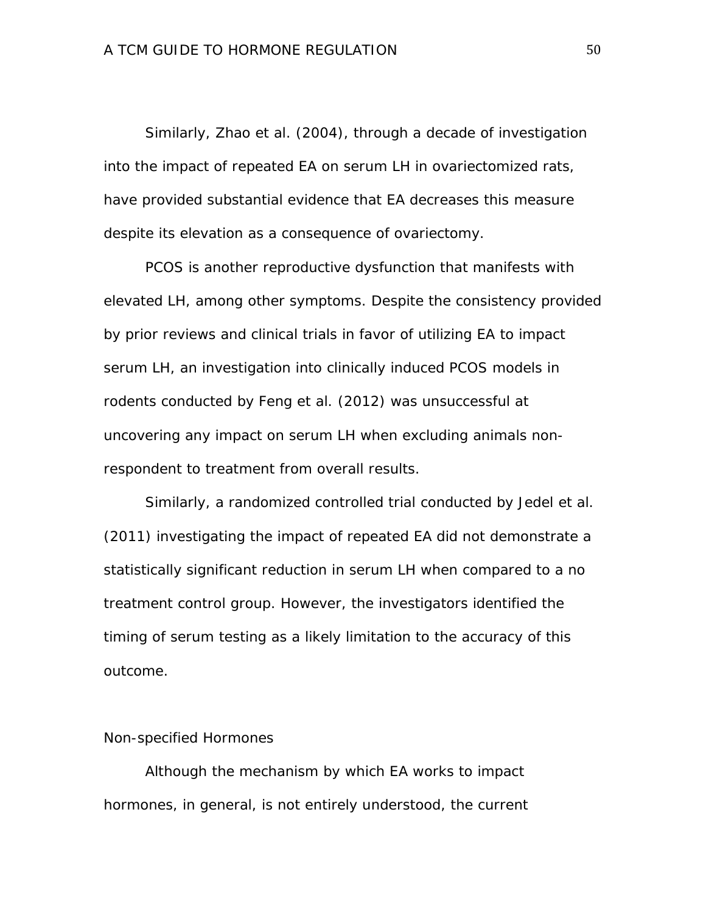Similarly, Zhao et al. (2004), through a decade of investigation into the impact of repeated EA on serum LH in ovariectomized rats, have provided substantial evidence that EA decreases this measure despite its elevation as a consequence of ovariectomy.

PCOS is another reproductive dysfunction that manifests with elevated LH, among other symptoms. Despite the consistency provided by prior reviews and clinical trials in favor of utilizing EA to impact serum LH, an investigation into clinically induced PCOS models in rodents conducted by Feng et al. (2012) was unsuccessful at uncovering any impact on serum LH when excluding animals non-respondent to treatment from overall results.

Similarly, a randomized controlled trial conducted by Jedel et al. (2011) investigating the impact of repeated EA did not demonstrate a statistically significant reduction in serum LH when compared to a no treatment control group. However, the investigators identified the timing of serum testing as a likely limitation to the accuracy of this outcome.

### Non-specified Hormones

Although the mechanism by which EA works to impact hormones, in general, is not entirely understood, the current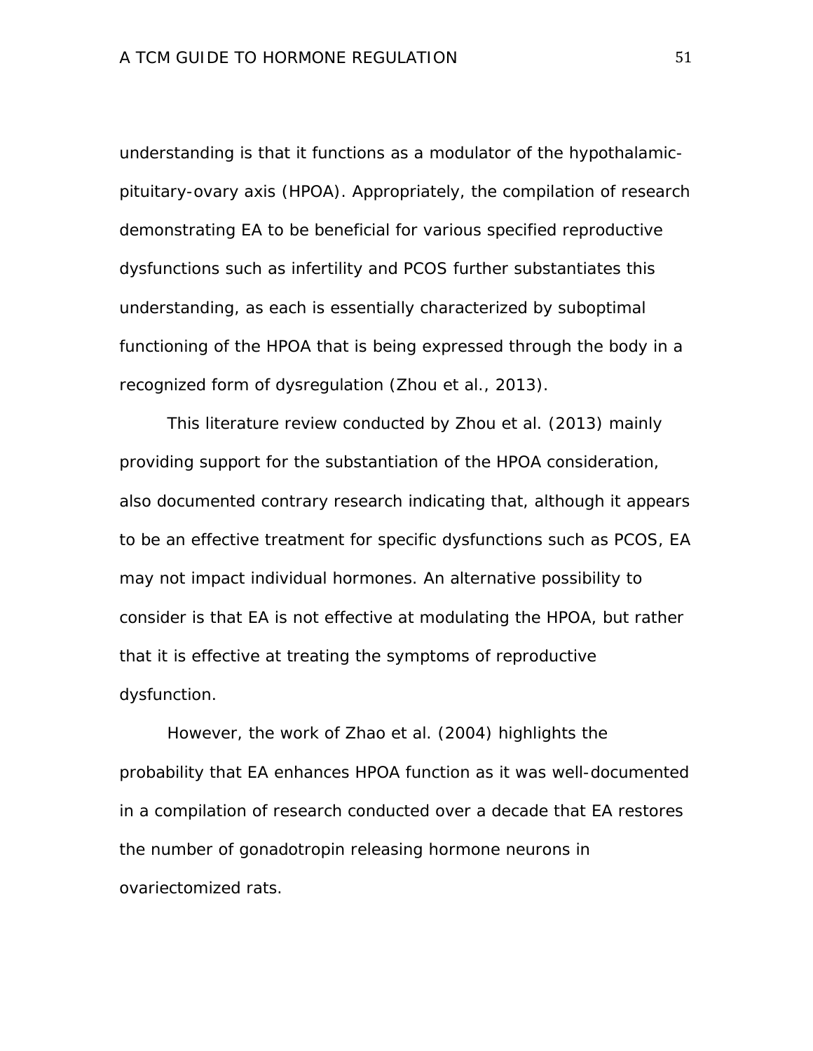understanding is that it functions as a modulator of the hypothalamic-pituitary-ovary axis (HPOA). Appropriately, the compilation of research demonstrating EA to be beneficial for various specified reproductive dysfunctions such as infertility and PCOS further substantiates this understanding, as each is essentially characterized by suboptimal functioning of the HPOA that is being expressed through the body in a recognized form of dysregulation (Zhou et al., 2013).

This literature review conducted by Zhou et al. (2013) mainly providing support for the substantiation of the HPOA consideration, also documented contrary research indicating that, although it appears to be an effective treatment for specific dysfunctions such as PCOS, EA may not impact individual hormones. An alternative possibility to consider is that EA is not effective at modulating the HPOA, but rather that it is effective at treating the symptoms of reproductive dysfunction.

However, the work of Zhao et al. (2004) highlights the probability that EA enhances HPOA function as it was well-documented in a compilation of research conducted over a decade that EA restores the number of gonadotropin releasing hormone neurons in ovariectomized rats.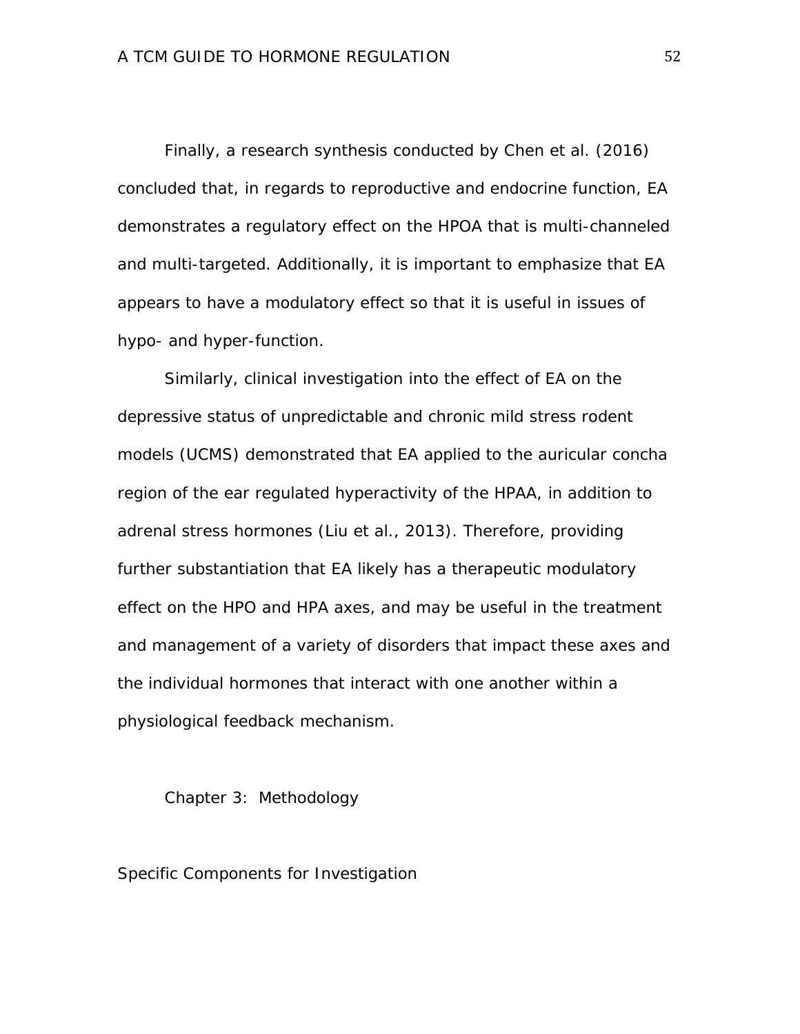Finally, a research synthesis conducted by Chen et al. (2016) concluded that, in regards to reproductive and endocrine function, EA demonstrates a regulatory effect on the HPOA that is multi-channeled and multi-targeted. Additionally, it is important to emphasize that EA appears to have a modulatory effect so that it is useful in issues of hypo- and hyper-function.

Similarly, clinical investigation into the effect of EA on the depressive status of unpredictable and chronic mild stress rodent models (UCMS) demonstrated that EA applied to the auricular concha region of the ear regulated hyperactivity of the HPAA, in addition to adrenal stress hormones (Liu et al., 2013). Therefore, providing further substantiation that EA likely has a therapeutic modulatory effect on the HPO and HPA axes, and may be useful in the treatment and management of a variety of disorders that impact these axes and the individual hormones that interact with one another within a physiological feedback mechanism.

# Chapter 3: Methodology

## Specific Components for Investigation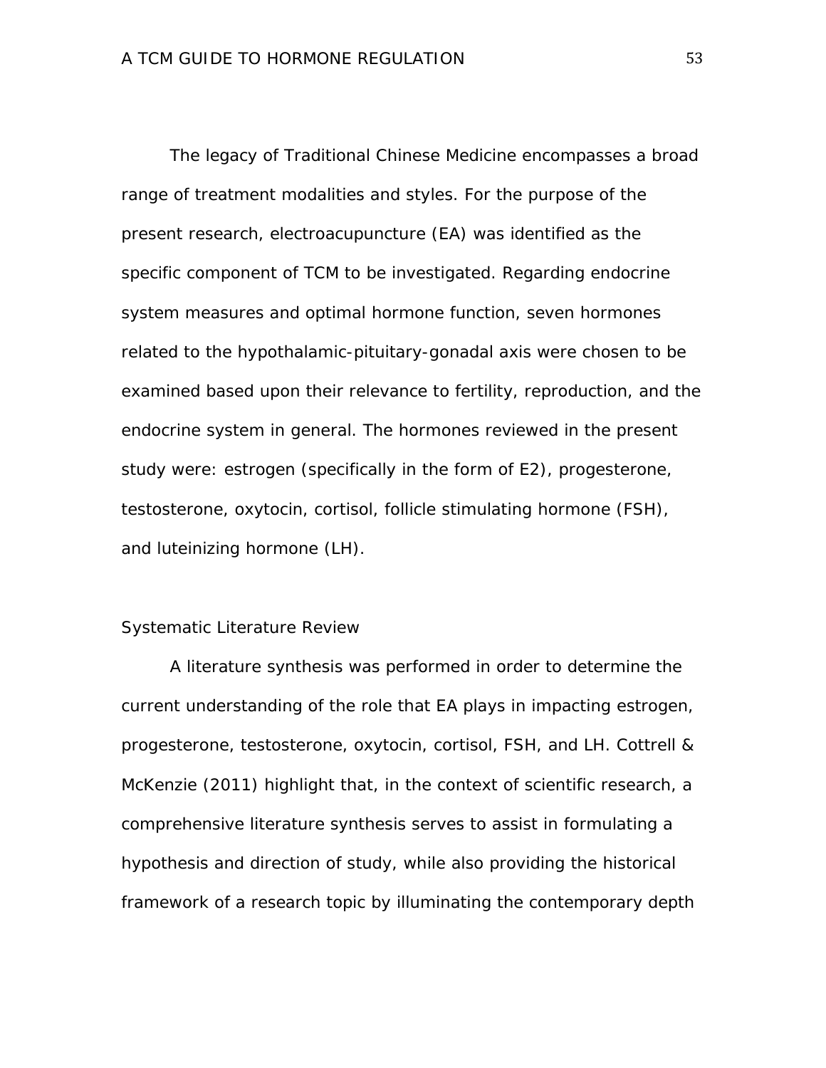The legacy of Traditional Chinese Medicine encompasses a broad range of treatment modalities and styles. For the purpose of the present research, electroacupuncture (EA) was identified as the specific component of TCM to be investigated. Regarding endocrine system measures and optimal hormone function, seven hormones related to the hypothalamic-pituitary-gonadal axis were chosen to be examined based upon their relevance to fertility, reproduction, and the endocrine system in general. The hormones reviewed in the present study were: estrogen (specifically in the form of E2), progesterone, testosterone, oxytocin, cortisol, follicle stimulating hormone (FSH), and luteinizing hormone (LH).

## Systematic Literature Review

A literature synthesis was performed in order to determine the current understanding of the role that EA plays in impacting estrogen, progesterone, testosterone, oxytocin, cortisol, FSH, and LH. Cottrell & McKenzie (2011) highlight that, in the context of scientific research, a comprehensive literature synthesis serves to assist in formulating a hypothesis and direction of study, while also providing the historical framework of a research topic by illuminating the contemporary depth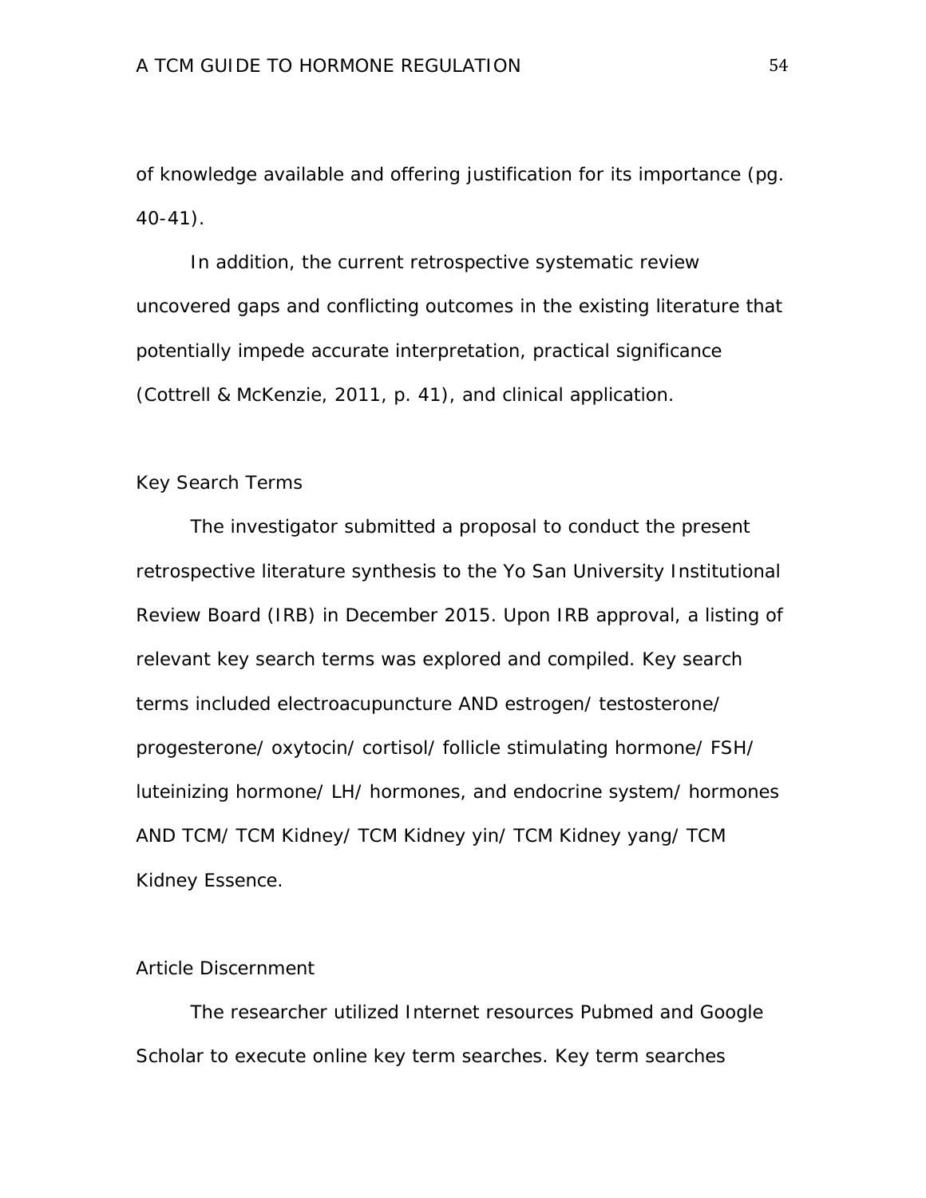of knowledge available and offering justification for its importance (pg. 40-41).

In addition, the current retrospective systematic review uncovered gaps and conflicting outcomes in the existing literature that potentially impede accurate interpretation, practical significance (Cottrell & McKenzie, 2011, p. 41), and clinical application.

## Key Search Terms

The investigator submitted a proposal to conduct the present retrospective literature synthesis to the Yo San University Institutional Review Board (IRB) in December 2015. Upon IRB approval, a listing of relevant key search terms was explored and compiled. Key search terms included electroacupuncture AND estrogen/ testosterone/ progesterone/ oxytocin/ cortisol/ follicle stimulating hormone/ FSH/ luteinizing hormone/ LH/ hormones, and endocrine system/ hormones AND TCM/ TCM Kidney/ TCM Kidney yin/ TCM Kidney yang/ TCM Kidney Essence.

## Article Discernment

The researcher utilized Internet resources Pubmed and Google Scholar to execute online key term searches. Key term searches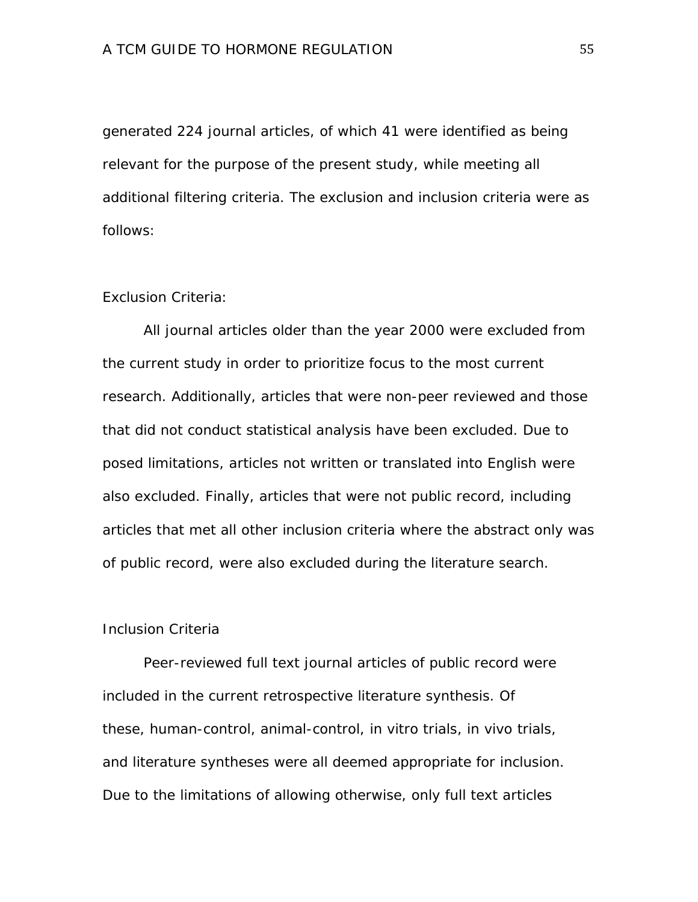generated 224 journal articles, of which 41 were identified as being relevant for the purpose of the present study, while meeting all additional filtering criteria. The exclusion and inclusion criteria were as follows:

Exclusion Criteria:

All journal articles older than the year 2000 were excluded from the current study in order to prioritize focus to the most current research. Additionally, articles that were non-peer reviewed and those that did not conduct statistical analysis have been excluded. Due to posed limitations, articles not written or translated into English were also excluded. Finally, articles that were not public record, including articles that met all other inclusion criteria where the abstract only was of public record, were also excluded during the literature search.

Inclusion Criteria

Peer-reviewed full text journal articles of public record were included in the current retrospective literature synthesis. Of these, human-control, animal-control, in vitro trials, in vivo trials, and literature syntheses were all deemed appropriate for inclusion. Due to the limitations of allowing otherwise, only full text articles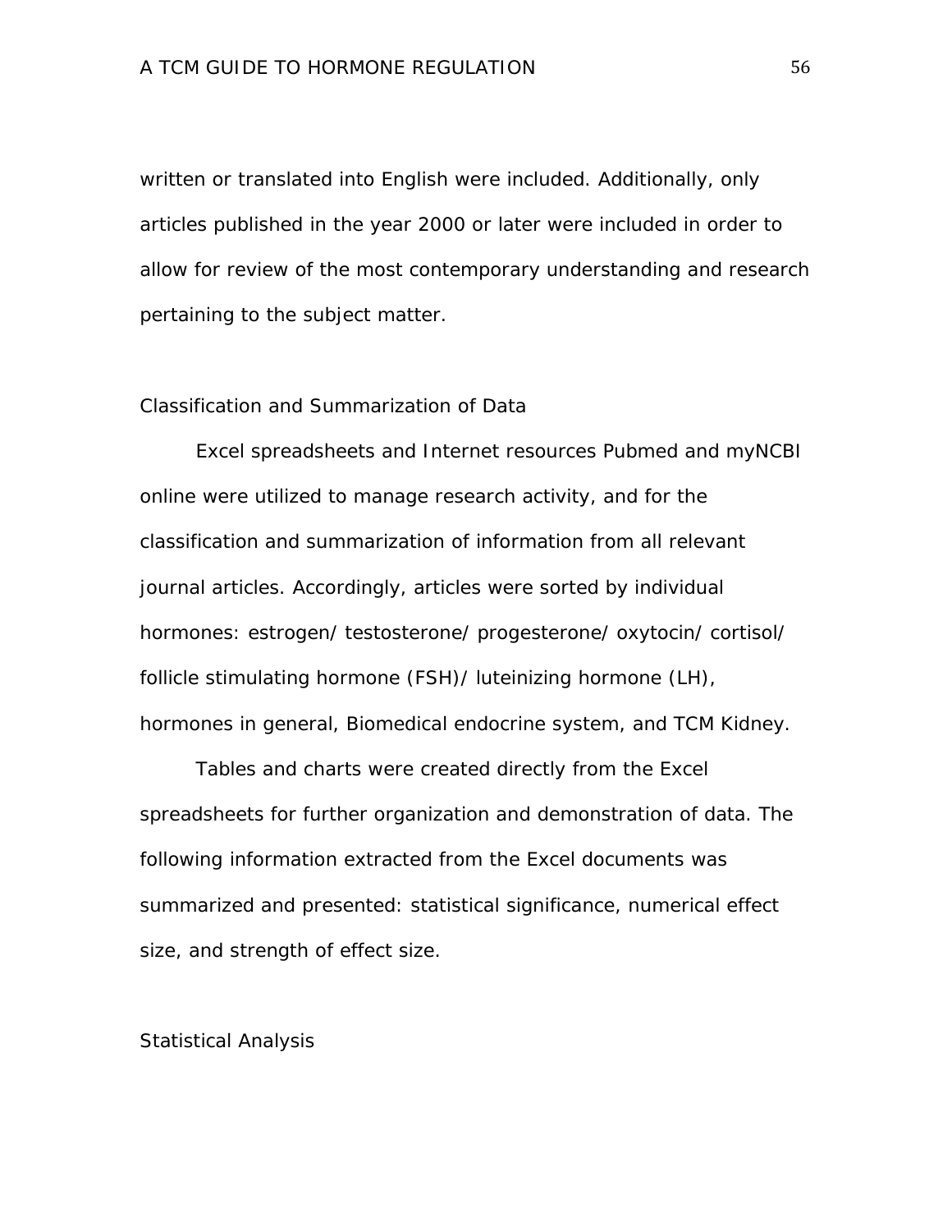written or translated into English were included. Additionally, only articles published in the year 2000 or later were included in order to allow for review of the most contemporary understanding and research pertaining to the subject matter.

## Classification and Summarization of Data

Excel spreadsheets and Internet resources Pubmed and myNCBI online were utilized to manage research activity, and for the classification and summarization of information from all relevant journal articles. Accordingly, articles were sorted by individual hormones: estrogen/ testosterone/ progesterone/ oxytocin/ cortisol/ follicle stimulating hormone (FSH)/ luteinizing hormone (LH), hormones in general, Biomedical endocrine system, and TCM Kidney.

Tables and charts were created directly from the Excel spreadsheets for further organization and demonstration of data. The following information extracted from the Excel documents was summarized and presented: statistical significance, numerical effect size, and strength of effect size.

## Statistical Analysis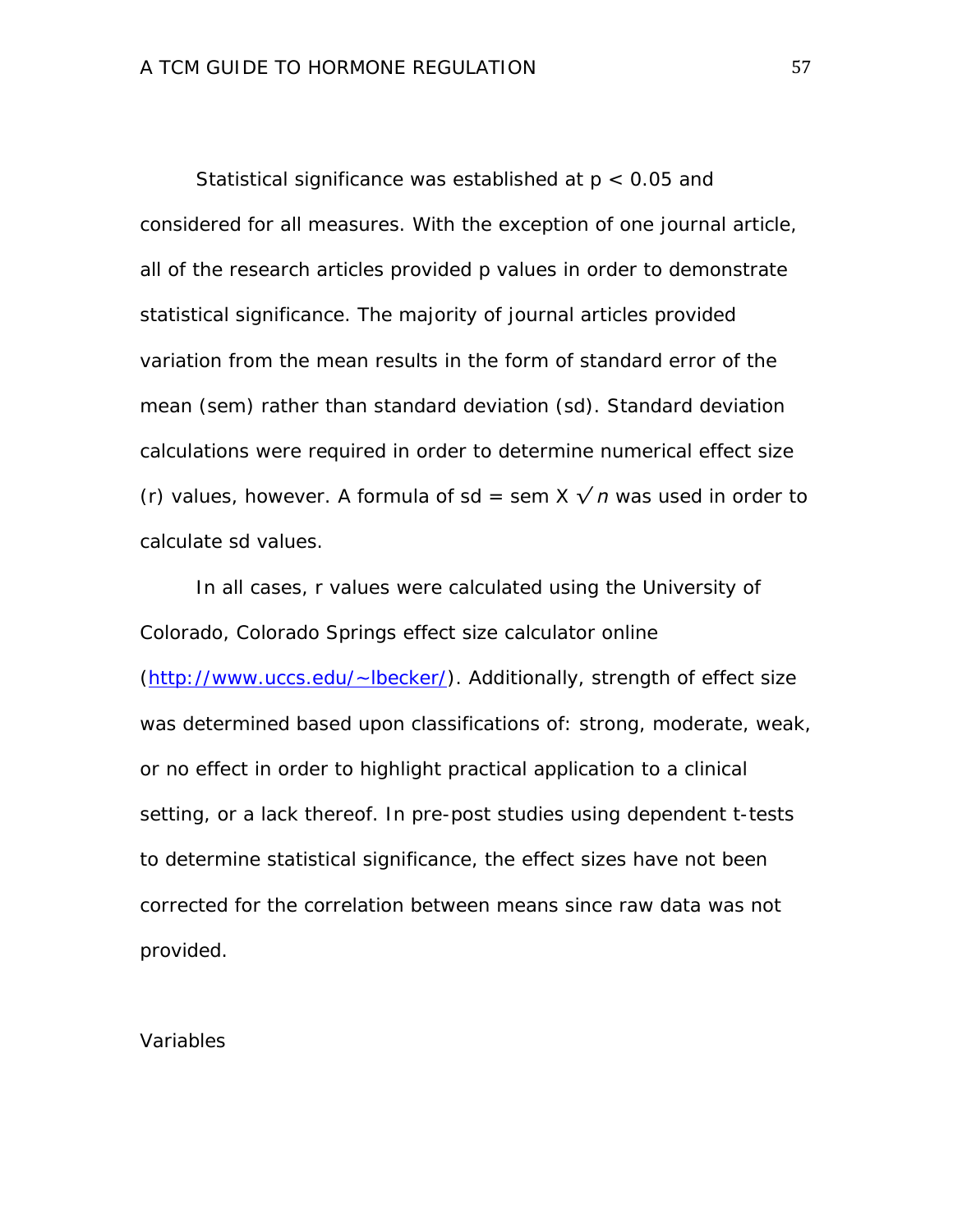Statistical significance was established at $p < 0.05$ and considered for all measures. With the exception of one journal article, all of the research articles provided p values in order to demonstrate statistical significance. The majority of journal articles provided variation from the mean results in the form of standard error of the mean (sem) rather than standard deviation (sd). Standard deviation calculations were required in order to determine numerical effect size (r) values, however. A formula of $sd = sem \times \sqrt{n}$ was used in order to calculate sd values.

In all cases, r values were calculated using the University of Colorado, Colorado Springs effect size calculator online (http://www.uccs.edu/~lbecker/). Additionally, strength of effect size was determined based upon classifications of: strong, moderate, weak, or no effect in order to highlight practical application to a clinical setting, or a lack thereof. In pre-post studies using dependent t-tests to determine statistical significance, the effect sizes have not been corrected for the correlation between means since raw data was not provided.

## Variables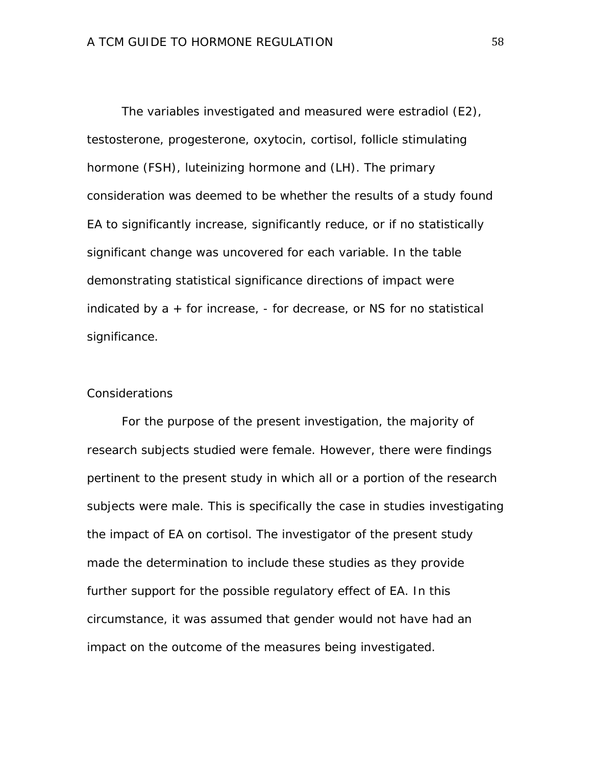The variables investigated and measured were estradiol (E2), testosterone, progesterone, oxytocin, cortisol, follicle stimulating hormone (FSH), luteinizing hormone and (LH). The primary consideration was deemed to be whether the results of a study found EA to significantly increase, significantly reduce, or if no statistically significant change was uncovered for each variable. In the table demonstrating statistical significance directions of impact were indicated by a + for increase, - for decrease, or NS for no statistical significance.

## Considerations

For the purpose of the present investigation, the majority of research subjects studied were female. However, there were findings pertinent to the present study in which all or a portion of the research subjects were male. This is specifically the case in studies investigating the impact of EA on cortisol. The investigator of the present study made the determination to include these studies as they provide further support for the possible regulatory effect of EA. In this circumstance, it was assumed that gender would not have had an impact on the outcome of the measures being investigated.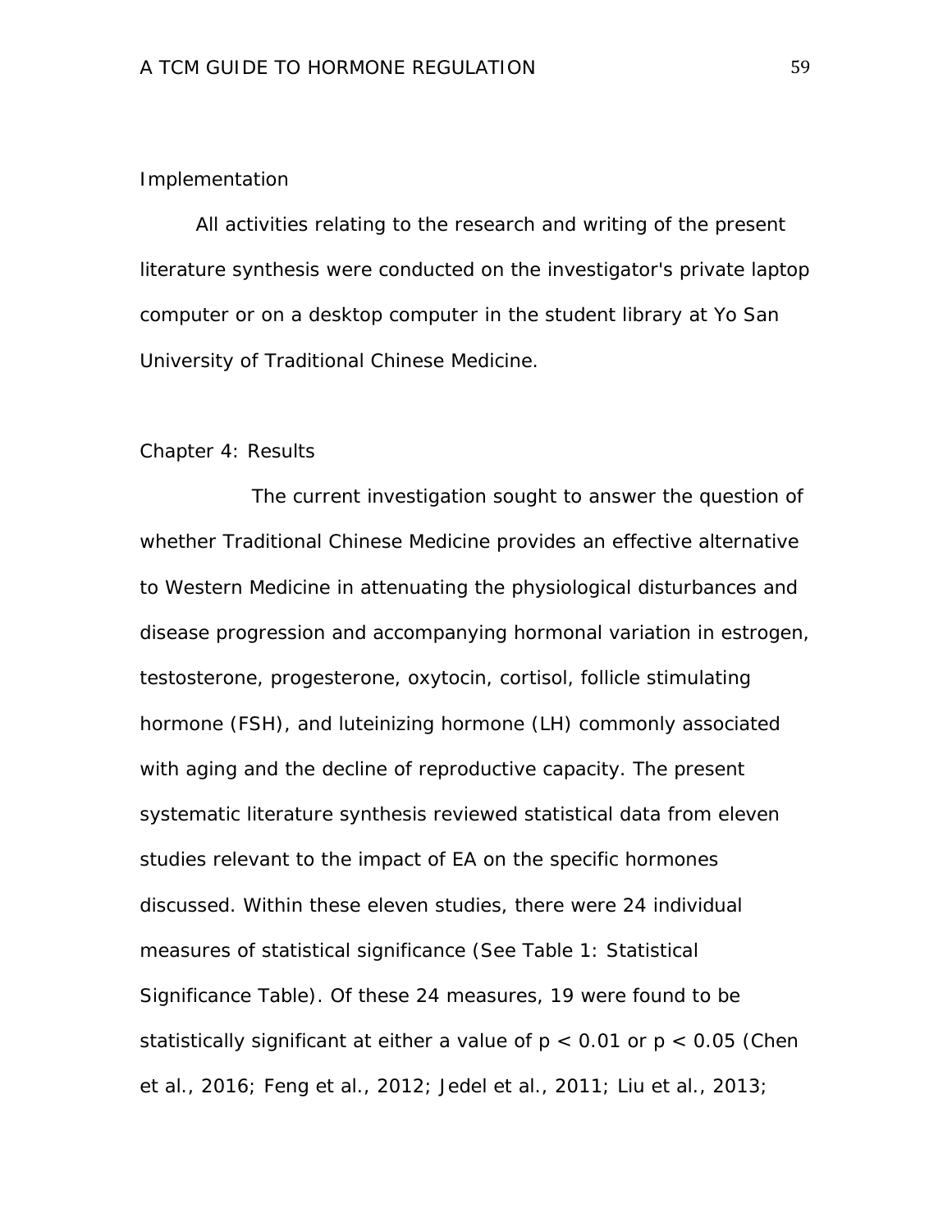## Implementation

All activities relating to the research and writing of the present literature synthesis were conducted on the investigator's private laptop computer or on a desktop computer in the student library at Yo San University of Traditional Chinese Medicine.

# Chapter 4: Results

The current investigation sought to answer the question of whether Traditional Chinese Medicine provides an effective alternative to Western Medicine in attenuating the physiological disturbances and disease progression and accompanying hormonal variation in estrogen, testosterone, progesterone, oxytocin, cortisol, follicle stimulating hormone (FSH), and luteinizing hormone (LH) commonly associated with aging and the decline of reproductive capacity. The present systematic literature synthesis reviewed statistical data from eleven studies relevant to the impact of EA on the specific hormones discussed. Within these eleven studies, there were 24 individual measures of statistical significance (See Table 1: Statistical Significance Table). Of these 24 measures, 19 were found to be statistically significant at either a value of $p < 0.01$ or $p < 0.05$ (Chen et al., 2016; Feng et al., 2012; Jedel et al., 2011; Liu et al., 2013;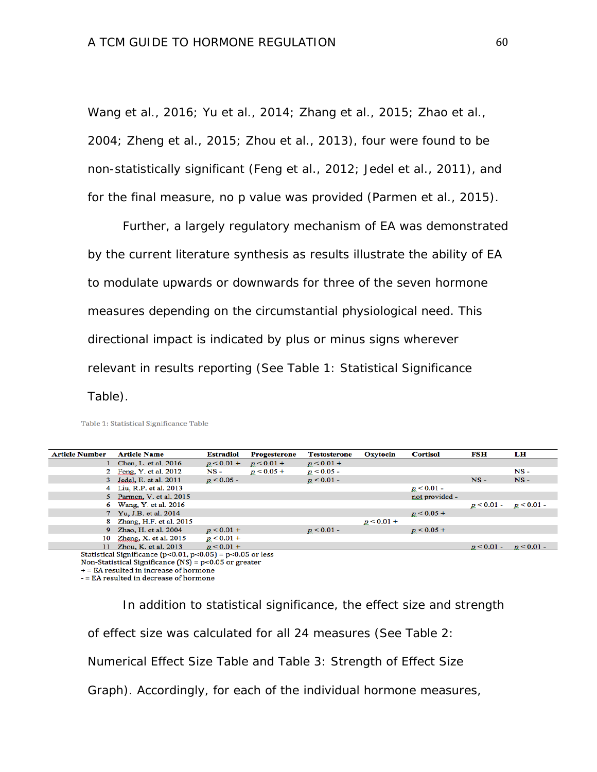Wang et al., 2016; Yu et al., 2014; Zhang et al., 2015; Zhao et al., 2004; Zheng et al., 2015; Zhou et al., 2013), four were found to be non-statistically significant (Feng et al., 2012; Jedel et al., 2011), and for the final measure, no p value was provided (Parmen et al., 2015).

Further, a largely regulatory mechanism of EA was demonstrated by the current literature synthesis as results illustrate the ability of EA to modulate upwards or downwards for three of the seven hormone measures depending on the circumstantial physiological need. This directional impact is indicated by plus or minus signs wherever relevant in results reporting (See Table 1: Statistical Significance Table).

Table 1: Statistical Significance Table

| Article Number | Article Name | Estradiol | Progesterone | Testosterone | Oxytocin | Cortisol | FSH | LH |
|---|---|---|---|---|---|---|---|---|
| 1 | Chen, L. et al. 2016 | $p < 0.01$ + | $p < 0.01$ + | $p < 0.01$ + | | | | |
| 2 | Feng, Y. et al. 2012 | NS - | $p < 0.05$ + | $p < 0.05$ - | | | | NS - |
| 3 | Jedel, E. et al. 2011 | $p < 0.05$ - | | $p < 0.01$ - | | | NS - | NS - |
| 4 | Liu, R.P. et al. 2013 | | | | | $p < 0.01$ - | | |
| 5 | Parmen, V. et al. 2015 | | | | | not provided - | | |
| 6 | Wang, Y. et al. 2016 | | | | | | $p < 0.01$ - | $p < 0.01$ - |
| 7 | Yu, J.B. et al. 2014 | | | | | $p < 0.05$ + | | |
| 8 | Zhang, H.F. et al. 2015 | | | | $p < 0.01$ + | | | |
| 9 | Zhao, H. et al. 2004 | $p < 0.01$ + | | $p < 0.01$ - | | $p < 0.05$ + | | |
| 10 | Zheng, X. et al. 2015 | $p < 0.01$ + | | | | | | |
| 11 | Zhou, K. et al. 2013 | $p < 0.01$ + | | | | | $p < 0.01$ - | $p < 0.01$ - |

Statistical Significance ($p<0.01$, $p<0.05$) = $p<0.05$ or less
Non-Statistical Significance (NS) = $p<0.05$ or greater
+ = EA resulted in increase of hormone
- = EA resulted in decrease of hormone

In addition to statistical significance, the effect size and strength of effect size was calculated for all 24 measures (See Table 2: Numerical Effect Size Table and Table 3: Strength of Effect Size Graph). Accordingly, for each of the individual hormone measures,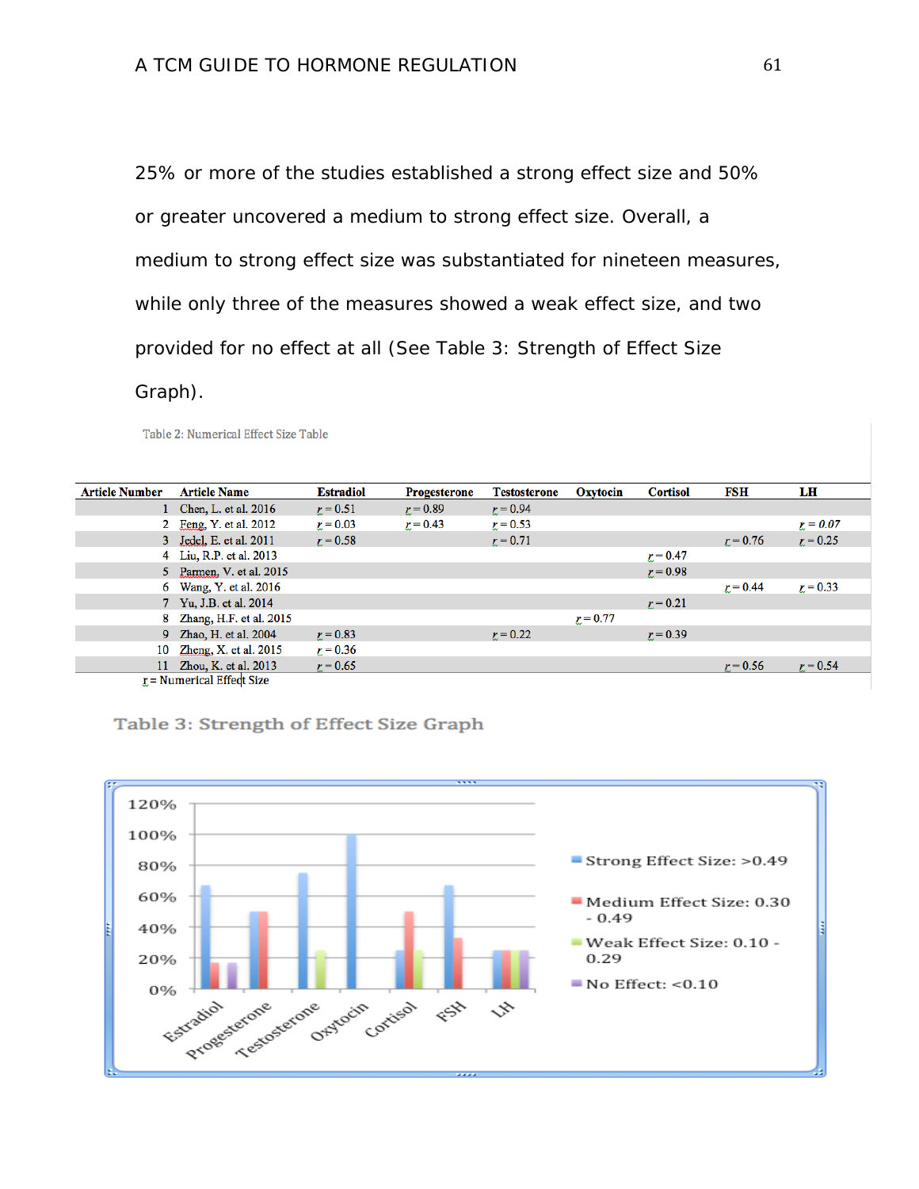25% or more of the studies established a strong effect size and 50% or greater uncovered a medium to strong effect size. Overall, a medium to strong effect size was substantiated for nineteen measures, while only three of the measures showed a weak effect size, and two provided for no effect at all (See Table 3: Strength of Effect Size Graph).

Table 2: Numerical Effect Size Table

| Article Number | Article Name | Estradiol | Progesterone | Testosterone | Oxytocin | Cortisol | FSH | LH |
|---|---|---|---|---|---|---|---|---|
| 1 | Chen, L. et al. 2016 | $r = 0.51$ | $r = 0.89$ | $r = 0.94$ | | | | |
| 2 | Feng, Y. et al. 2012 | $r = 0.03$ | $r = 0.43$ | $r = 0.53$ | | | | *$r = 0.07$* |
| 3 | Jedel, E. et al. 2011 | $r = 0.58$ | | $r = 0.71$ | | | $r = 0.76$ | $r = 0.25$ |
| 4 | Liu, R.P. et al. 2013 | | | | | $r = 0.47$ | | |
| 5 | Parmen, V. et al. 2015 | | | | | $r = 0.98$ | | |
| 6 | Wang, Y. et al. 2016 | | | | | | $r = 0.44$ | $r = 0.33$ |
| 7 | Yu, J.B. et al. 2014 | | | | | $r = 0.21$ | | |
| 8 | Zhang, H.F. et al. 2015 | | | | $r = 0.77$ | | | |
| 9 | Zhao, H. et al. 2004 | $r = 0.83$ | | $r = 0.22$ | | $r = 0.39$ | | |
| 10 | Zheng, X. et al. 2015 | $r = 0.36$ | | | | | | |
| 11 | Zhou, K. et al. 2013 | $r = 0.65$ | | | | | $r = 0.56$ | $r = 0.54$ |

$r$ = Numerical Effect Size

Table 3: Strength of Effect Size Graph

| | Strong Effect Size: >0.49 | Medium Effect Size: 0.30 - 0.49 | Weak Effect Size: 0.10 - 0.29 | No Effect: <0.10 |
|---|---|---|---|---|
| Estradiol | 67% | 17% | | 17% |
| Progesterone | 50% | 50% | | |
| Testosterone | 75% | | 25% | |
| Oxytocin | 100% | | | |
| Cortisol | 25% | 50% | 25% | |
| FSH | 67% | 33% | | |
| LH | 25% | 25% | 25% | 25% |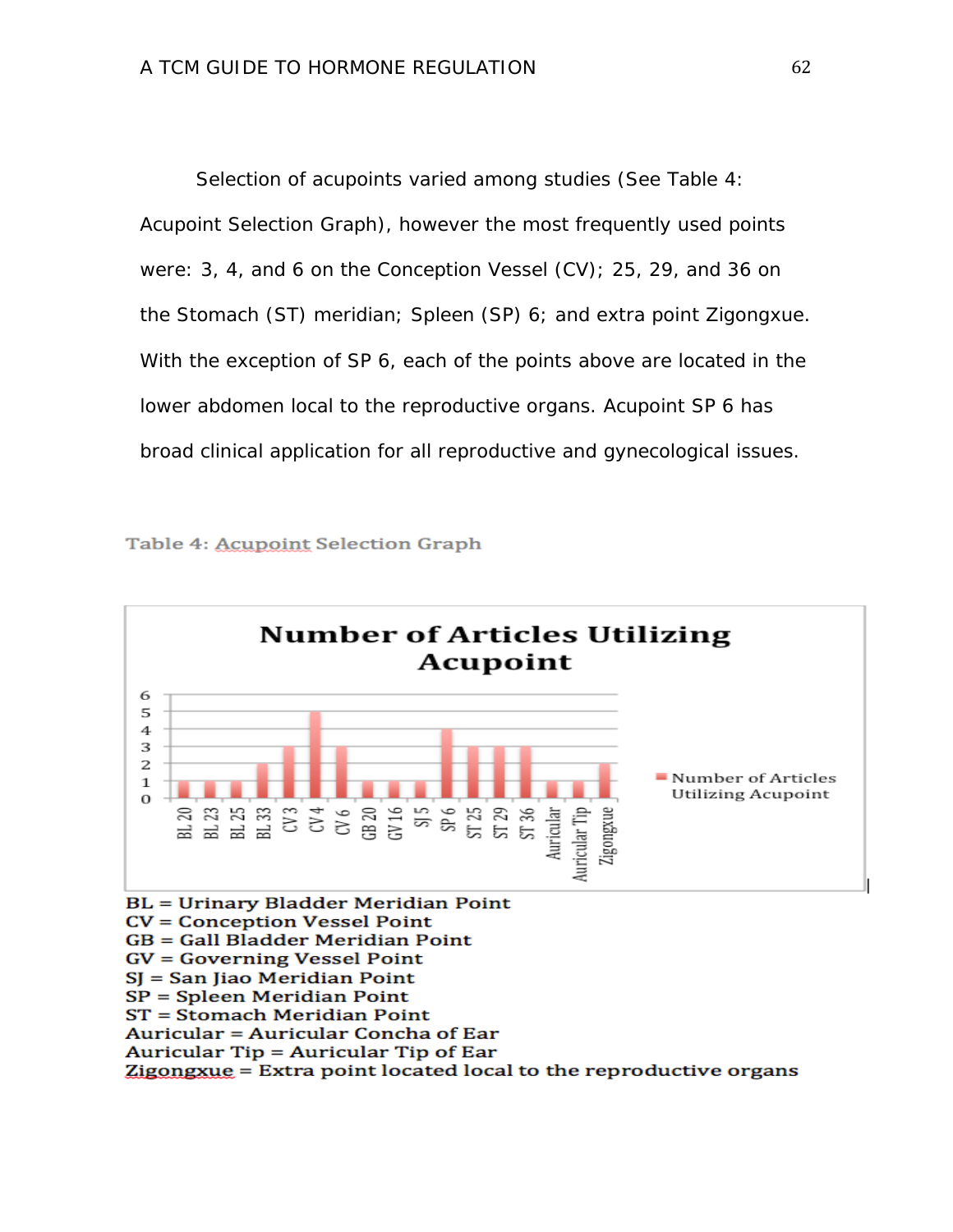Selection of acupoints varied among studies (See Table 4: Acupoint Selection Graph), however the most frequently used points were: 3, 4, and 6 on the Conception Vessel (CV); 25, 29, and 36 on the Stomach (ST) meridian; Spleen (SP) 6; and extra point Zigongxue. With the exception of SP 6, each of the points above are located in the lower abdomen local to the reproductive organs. Acupoint SP 6 has broad clinical application for all reproductive and gynecological issues.

Table 4: Acupoint Selection Graph

**Number of Articles Utilizing Acupoint**

| Acupoint | Number of Articles Utilizing Acupoint |
|---|---|
| BL 20 | 1 |
| BL 23 | 1 |
| BL 25 | 1 |
| BL 33 | 2 |
| CV 3 | 3 |
| CV 4 | 5 |
| CV 6 | 3 |
| GB 20 | 1 |
| GV 16 | 1 |
| SJ 5 | 1 |
| SP 6 | 4 |
| ST 25 | 3 |
| ST 29 | 3 |
| ST 36 | 3 |
| Auricular | 1 |
| Auricular Tip | 1 |
| Zigongxue | 2 |

BL = Urinary Bladder Meridian Point
CV = Conception Vessel Point
GB = Gall Bladder Meridian Point
GV = Governing Vessel Point
SJ = San Jiao Meridian Point
SP = Spleen Meridian Point
ST = Stomach Meridian Point
Auricular = Auricular Concha of Ear
Auricular Tip = Auricular Tip of Ear
Zigongxue = Extra point located local to the reproductive organs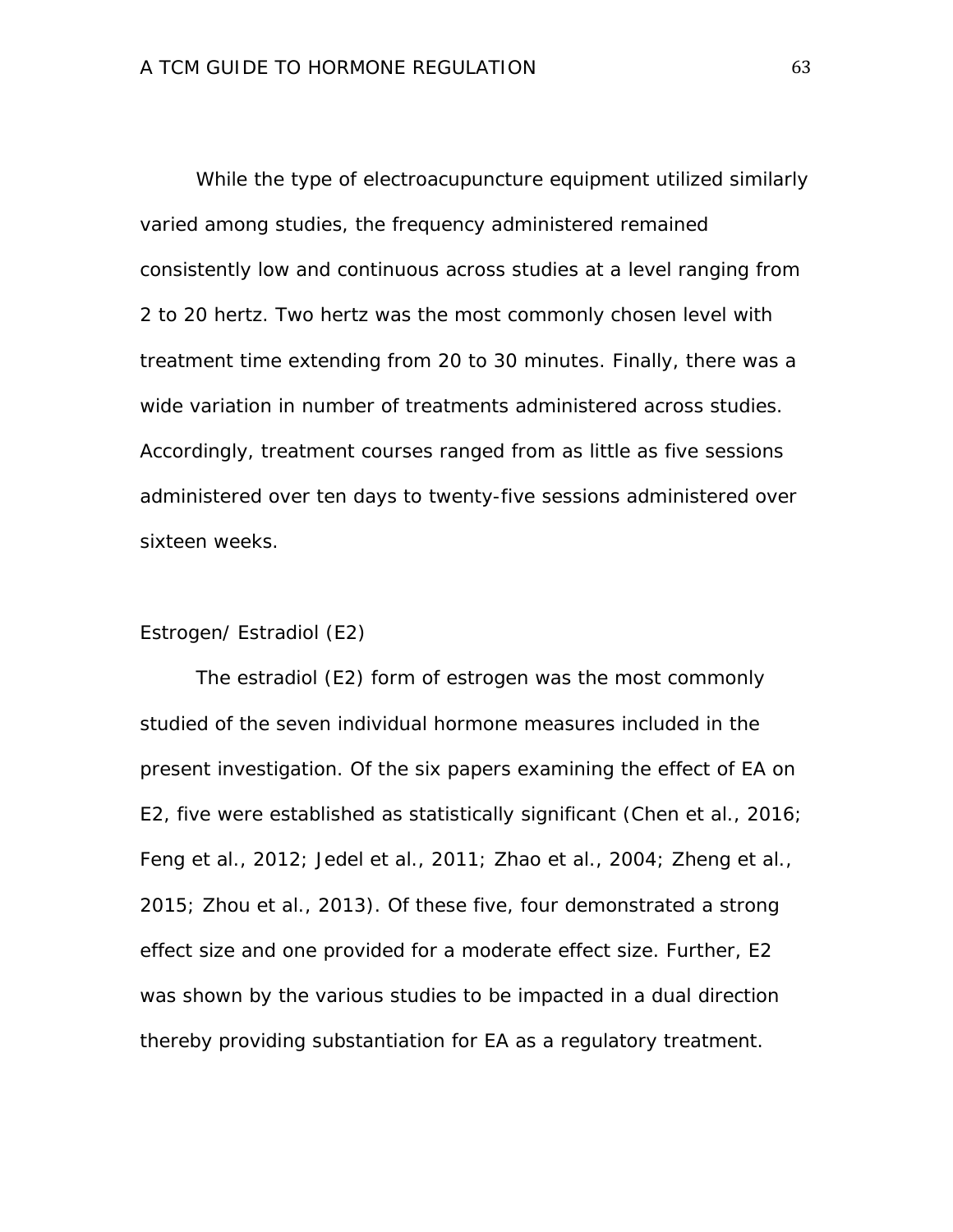While the type of electroacupuncture equipment utilized similarly varied among studies, the frequency administered remained consistently low and continuous across studies at a level ranging from 2 to 20 hertz. Two hertz was the most commonly chosen level with treatment time extending from 20 to 30 minutes. Finally, there was a wide variation in number of treatments administered across studies. Accordingly, treatment courses ranged from as little as five sessions administered over ten days to twenty-five sessions administered over sixteen weeks.

## Estrogen/ Estradiol (E2)

The estradiol (E2) form of estrogen was the most commonly studied of the seven individual hormone measures included in the present investigation. Of the six papers examining the effect of EA on E2, five were established as statistically significant (Chen et al., 2016; Feng et al., 2012; Jedel et al., 2011; Zhao et al., 2004; Zheng et al., 2015; Zhou et al., 2013). Of these five, four demonstrated a strong effect size and one provided for a moderate effect size. Further, E2 was shown by the various studies to be impacted in a dual direction thereby providing substantiation for EA as a regulatory treatment.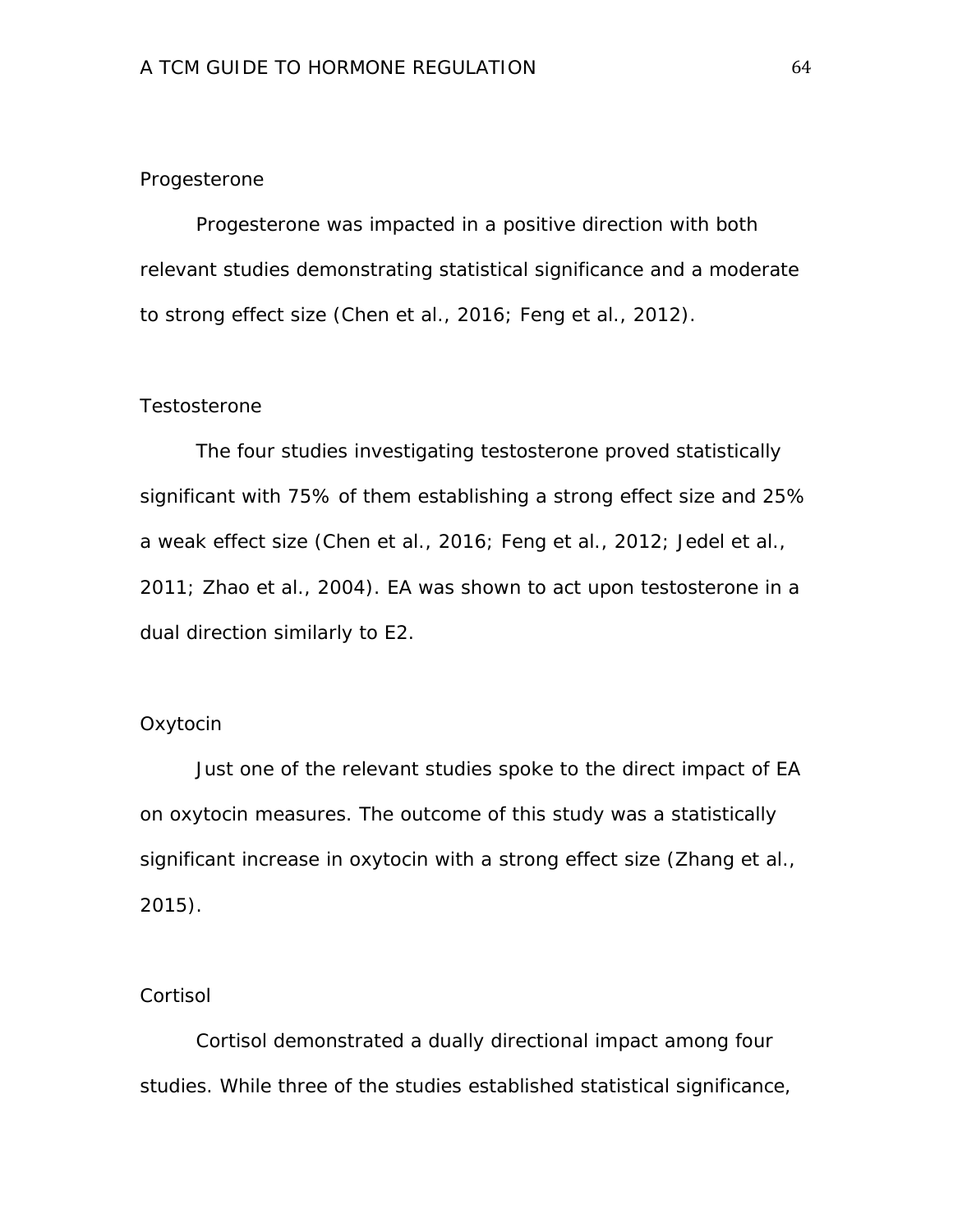### Progesterone

Progesterone was impacted in a positive direction with both relevant studies demonstrating statistical significance and a moderate to strong effect size (Chen et al., 2016; Feng et al., 2012).

### Testosterone

The four studies investigating testosterone proved statistically significant with 75% of them establishing a strong effect size and 25% a weak effect size (Chen et al., 2016; Feng et al., 2012; Jedel et al., 2011; Zhao et al., 2004). EA was shown to act upon testosterone in a dual direction similarly to E2.

### Oxytocin

Just one of the relevant studies spoke to the direct impact of EA on oxytocin measures. The outcome of this study was a statistically significant increase in oxytocin with a strong effect size (Zhang et al., 2015).

### Cortisol

Cortisol demonstrated a dually directional impact among four studies. While three of the studies established statistical significance,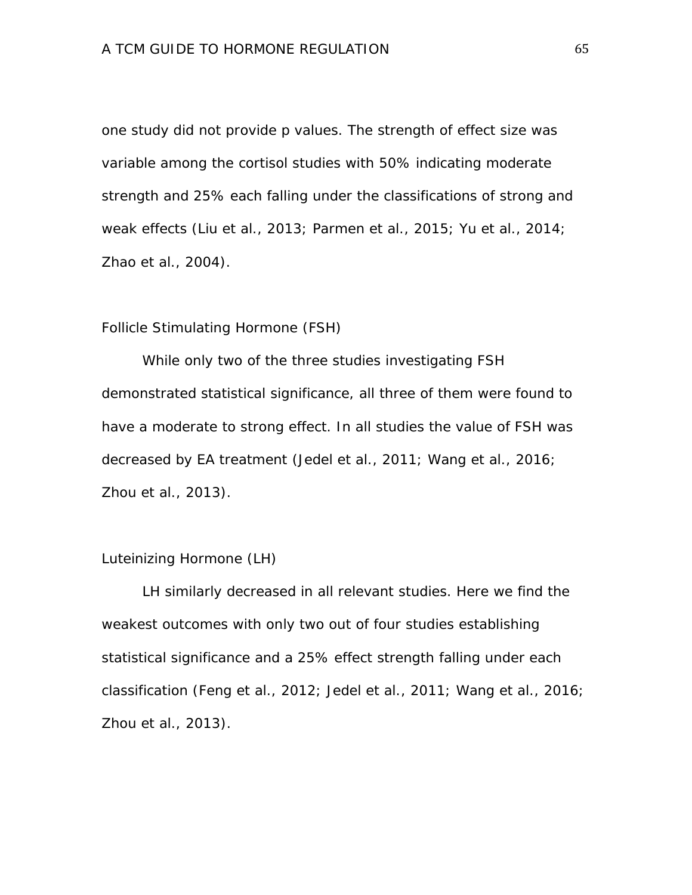one study did not provide p values. The strength of effect size was variable among the cortisol studies with 50% indicating moderate strength and 25% each falling under the classifications of strong and weak effects (Liu et al., 2013; Parmen et al., 2015; Yu et al., 2014; Zhao et al., 2004).

### Follicle Stimulating Hormone (FSH)

While only two of the three studies investigating FSH demonstrated statistical significance, all three of them were found to have a moderate to strong effect. In all studies the value of FSH was decreased by EA treatment (Jedel et al., 2011; Wang et al., 2016; Zhou et al., 2013).

### Luteinizing Hormone (LH)

LH similarly decreased in all relevant studies. Here we find the weakest outcomes with only two out of four studies establishing statistical significance and a 25% effect strength falling under each classification (Feng et al., 2012; Jedel et al., 2011; Wang et al., 2016; Zhou et al., 2013).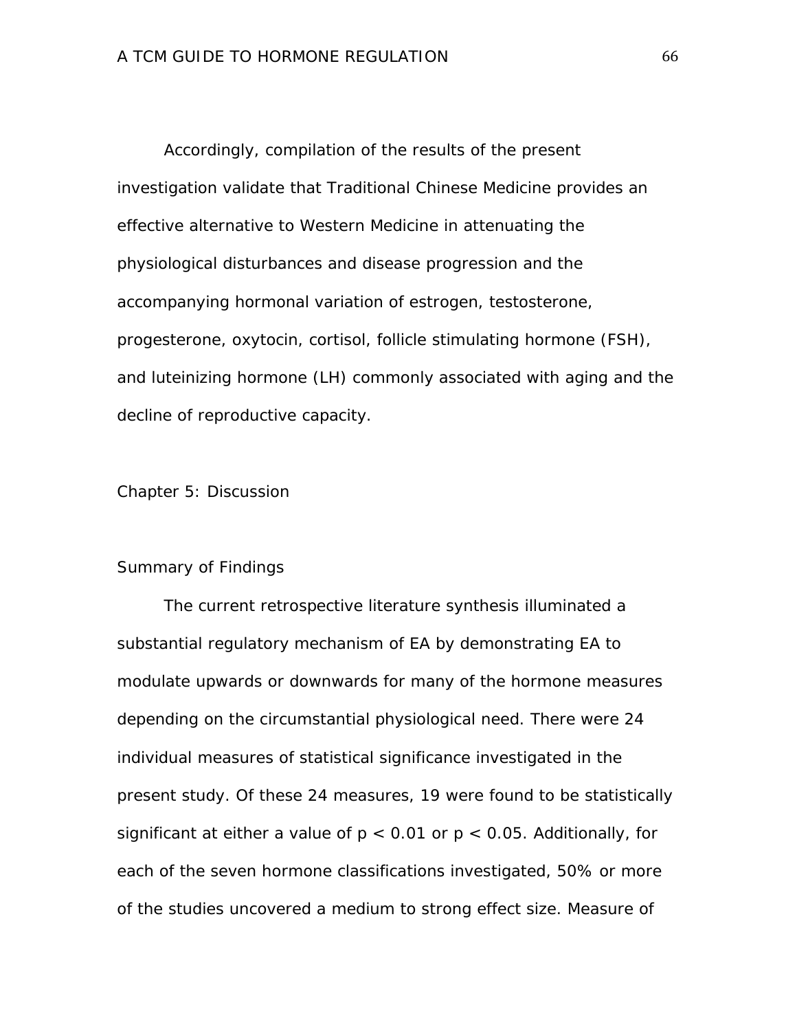Accordingly, compilation of the results of the present investigation validate that Traditional Chinese Medicine provides an effective alternative to Western Medicine in attenuating the physiological disturbances and disease progression and the accompanying hormonal variation of estrogen, testosterone, progesterone, oxytocin, cortisol, follicle stimulating hormone (FSH), and luteinizing hormone (LH) commonly associated with aging and the decline of reproductive capacity.

## Chapter 5: Discussion

### Summary of Findings

The current retrospective literature synthesis illuminated a substantial regulatory mechanism of EA by demonstrating EA to modulate upwards or downwards for many of the hormone measures depending on the circumstantial physiological need. There were 24 individual measures of statistical significance investigated in the present study. Of these 24 measures, 19 were found to be statistically significant at either a value of $p < 0.01$ or $p < 0.05$. Additionally, for each of the seven hormone classifications investigated, 50% or more of the studies uncovered a medium to strong effect size. Measure of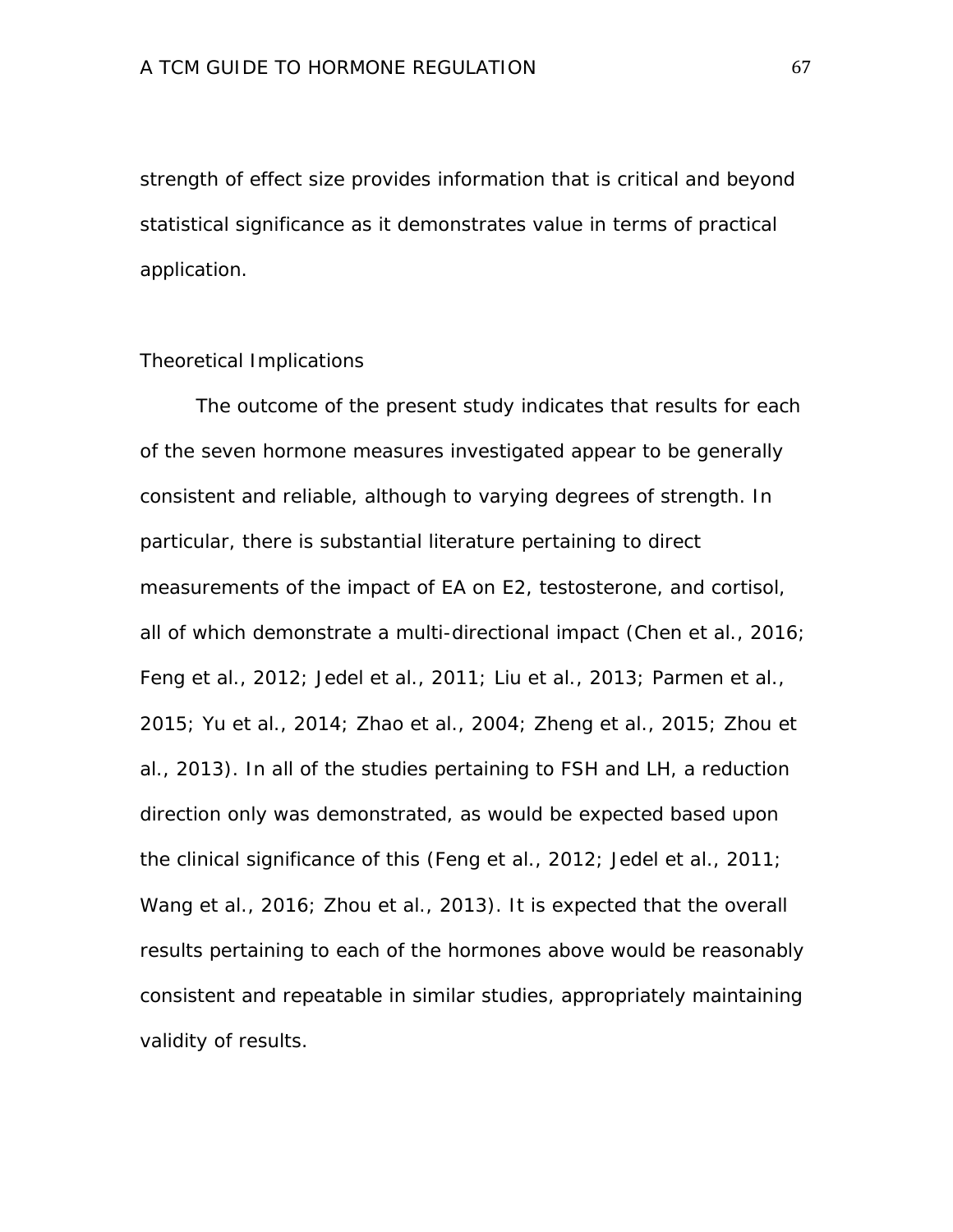strength of effect size provides information that is critical and beyond statistical significance as it demonstrates value in terms of practical application.

## Theoretical Implications

The outcome of the present study indicates that results for each of the seven hormone measures investigated appear to be generally consistent and reliable, although to varying degrees of strength. In particular, there is substantial literature pertaining to direct measurements of the impact of EA on E2, testosterone, and cortisol, all of which demonstrate a multi-directional impact (Chen et al., 2016; Feng et al., 2012; Jedel et al., 2011; Liu et al., 2013; Parmen et al., 2015; Yu et al., 2014; Zhao et al., 2004; Zheng et al., 2015; Zhou et al., 2013). In all of the studies pertaining to FSH and LH, a reduction direction only was demonstrated, as would be expected based upon the clinical significance of this (Feng et al., 2012; Jedel et al., 2011; Wang et al., 2016; Zhou et al., 2013). It is expected that the overall results pertaining to each of the hormones above would be reasonably consistent and repeatable in similar studies, appropriately maintaining validity of results.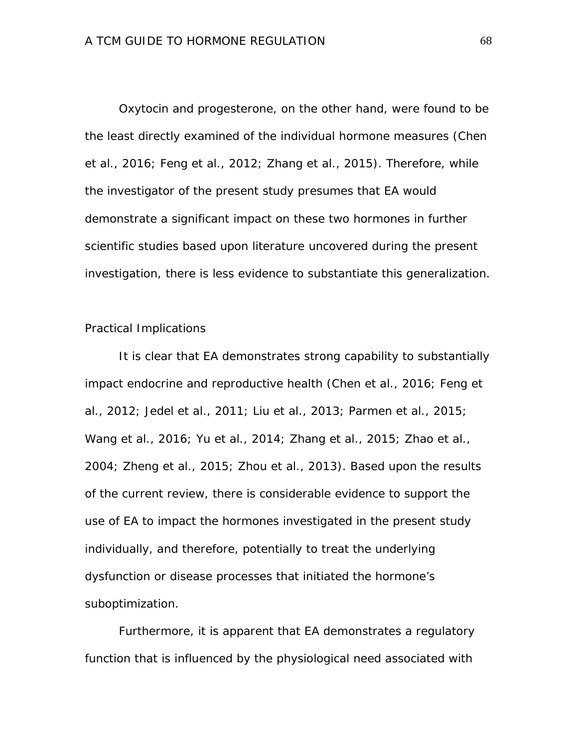Oxytocin and progesterone, on the other hand, were found to be the least directly examined of the individual hormone measures (Chen et al., 2016; Feng et al., 2012; Zhang et al., 2015). Therefore, while the investigator of the present study presumes that EA would demonstrate a significant impact on these two hormones in further scientific studies based upon literature uncovered during the present investigation, there is less evidence to substantiate this generalization.

## Practical Implications

It is clear that EA demonstrates strong capability to substantially impact endocrine and reproductive health (Chen et al., 2016; Feng et al., 2012; Jedel et al., 2011; Liu et al., 2013; Parmen et al., 2015; Wang et al., 2016; Yu et al., 2014; Zhang et al., 2015; Zhao et al., 2004; Zheng et al., 2015; Zhou et al., 2013). Based upon the results of the current review, there is considerable evidence to support the use of EA to impact the hormones investigated in the present study individually, and therefore, potentially to treat the underlying dysfunction or disease processes that initiated the hormone's suboptimization.

Furthermore, it is apparent that EA demonstrates a regulatory function that is influenced by the physiological need associated with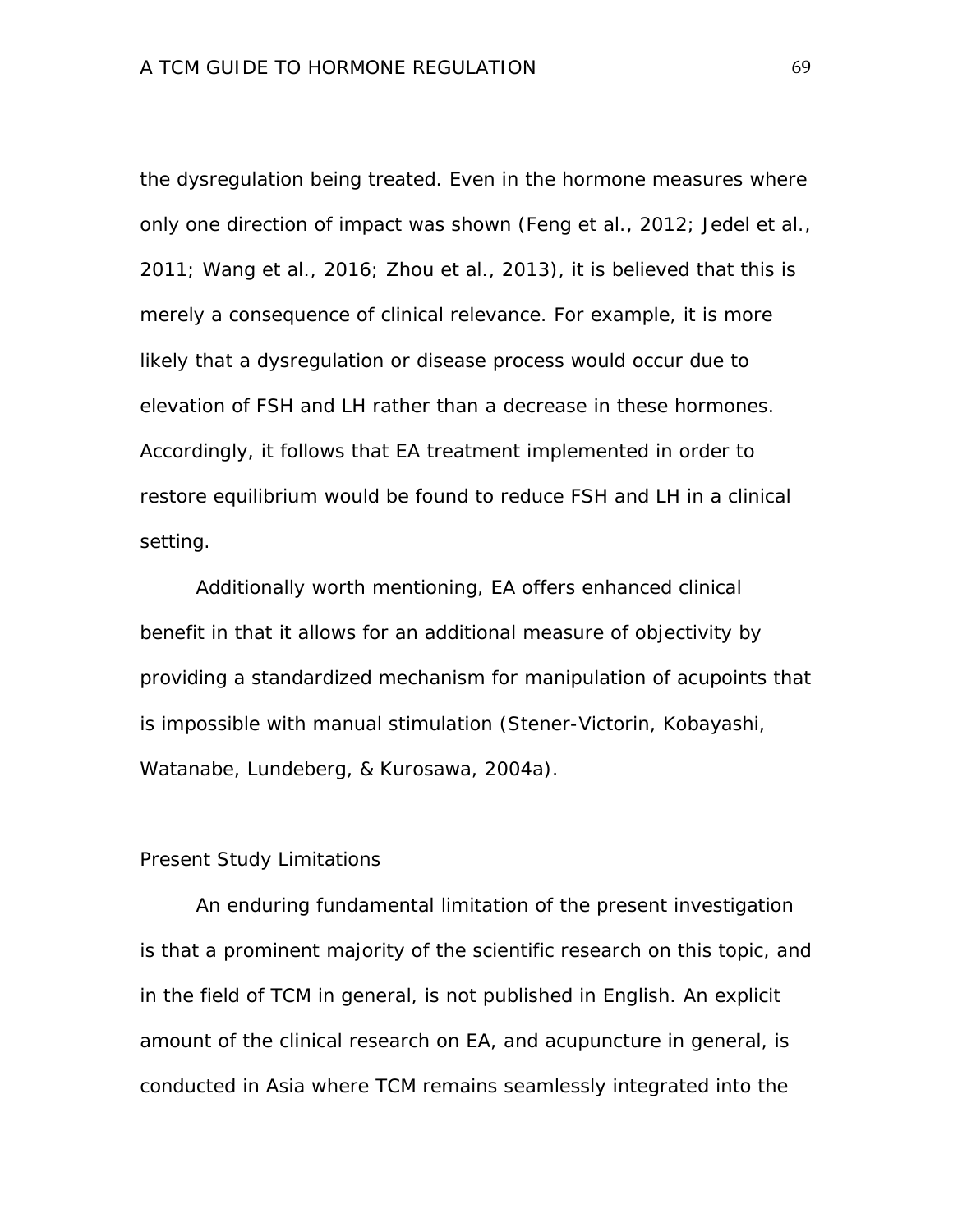the dysregulation being treated. Even in the hormone measures where only one direction of impact was shown (Feng et al., 2012; Jedel et al., 2011; Wang et al., 2016; Zhou et al., 2013), it is believed that this is merely a consequence of clinical relevance. For example, it is more likely that a dysregulation or disease process would occur due to elevation of FSH and LH rather than a decrease in these hormones. Accordingly, it follows that EA treatment implemented in order to restore equilibrium would be found to reduce FSH and LH in a clinical setting.

Additionally worth mentioning, EA offers enhanced clinical benefit in that it allows for an additional measure of objectivity by providing a standardized mechanism for manipulation of acupoints that is impossible with manual stimulation (Stener-Victorin, Kobayashi, Watanabe, Lundeberg, & Kurosawa, 2004a).

## Present Study Limitations

An enduring fundamental limitation of the present investigation is that a prominent majority of the scientific research on this topic, and in the field of TCM in general, is not published in English. An explicit amount of the clinical research on EA, and acupuncture in general, is conducted in Asia where TCM remains seamlessly integrated into the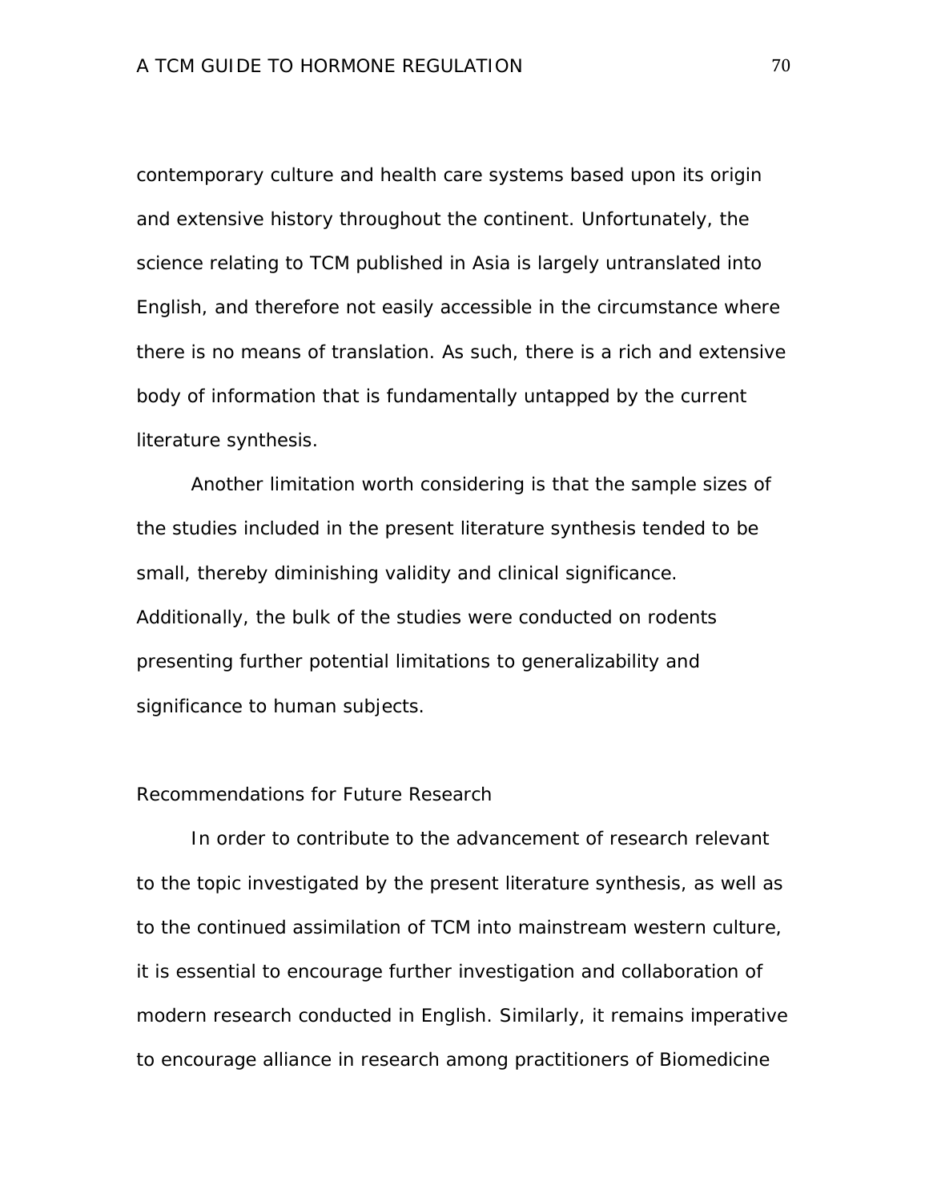contemporary culture and health care systems based upon its origin and extensive history throughout the continent. Unfortunately, the science relating to TCM published in Asia is largely untranslated into English, and therefore not easily accessible in the circumstance where there is no means of translation. As such, there is a rich and extensive body of information that is fundamentally untapped by the current literature synthesis.

Another limitation worth considering is that the sample sizes of the studies included in the present literature synthesis tended to be small, thereby diminishing validity and clinical significance. Additionally, the bulk of the studies were conducted on rodents presenting further potential limitations to generalizability and significance to human subjects.

## Recommendations for Future Research

In order to contribute to the advancement of research relevant to the topic investigated by the present literature synthesis, as well as to the continued assimilation of TCM into mainstream western culture, it is essential to encourage further investigation and collaboration of modern research conducted in English. Similarly, it remains imperative to encourage alliance in research among practitioners of Biomedicine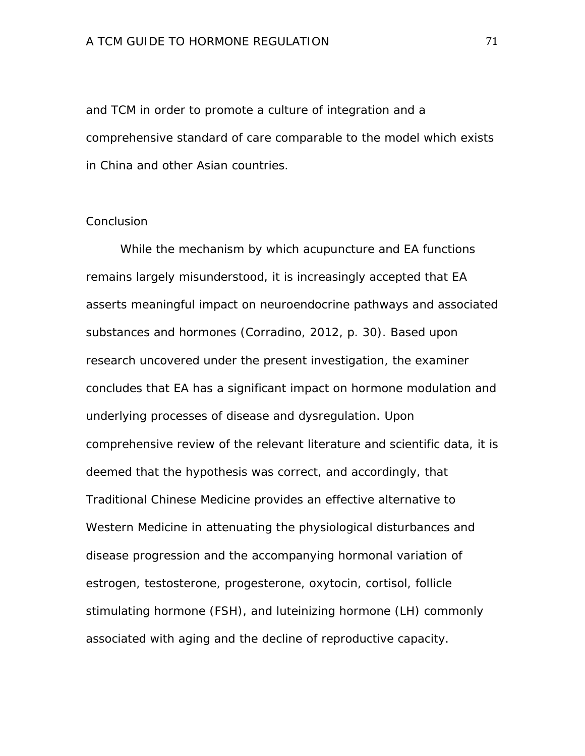and TCM in order to promote a culture of integration and a comprehensive standard of care comparable to the model which exists in China and other Asian countries.

## Conclusion

While the mechanism by which acupuncture and EA functions remains largely misunderstood, it is increasingly accepted that EA asserts meaningful impact on neuroendocrine pathways and associated substances and hormones (Corradino, 2012, p. 30). Based upon research uncovered under the present investigation, the examiner concludes that EA has a significant impact on hormone modulation and underlying processes of disease and dysregulation. Upon comprehensive review of the relevant literature and scientific data, it is deemed that the hypothesis was correct, and accordingly, that Traditional Chinese Medicine provides an effective alternative to Western Medicine in attenuating the physiological disturbances and disease progression and the accompanying hormonal variation of estrogen, testosterone, progesterone, oxytocin, cortisol, follicle stimulating hormone (FSH), and luteinizing hormone (LH) commonly associated with aging and the decline of reproductive capacity.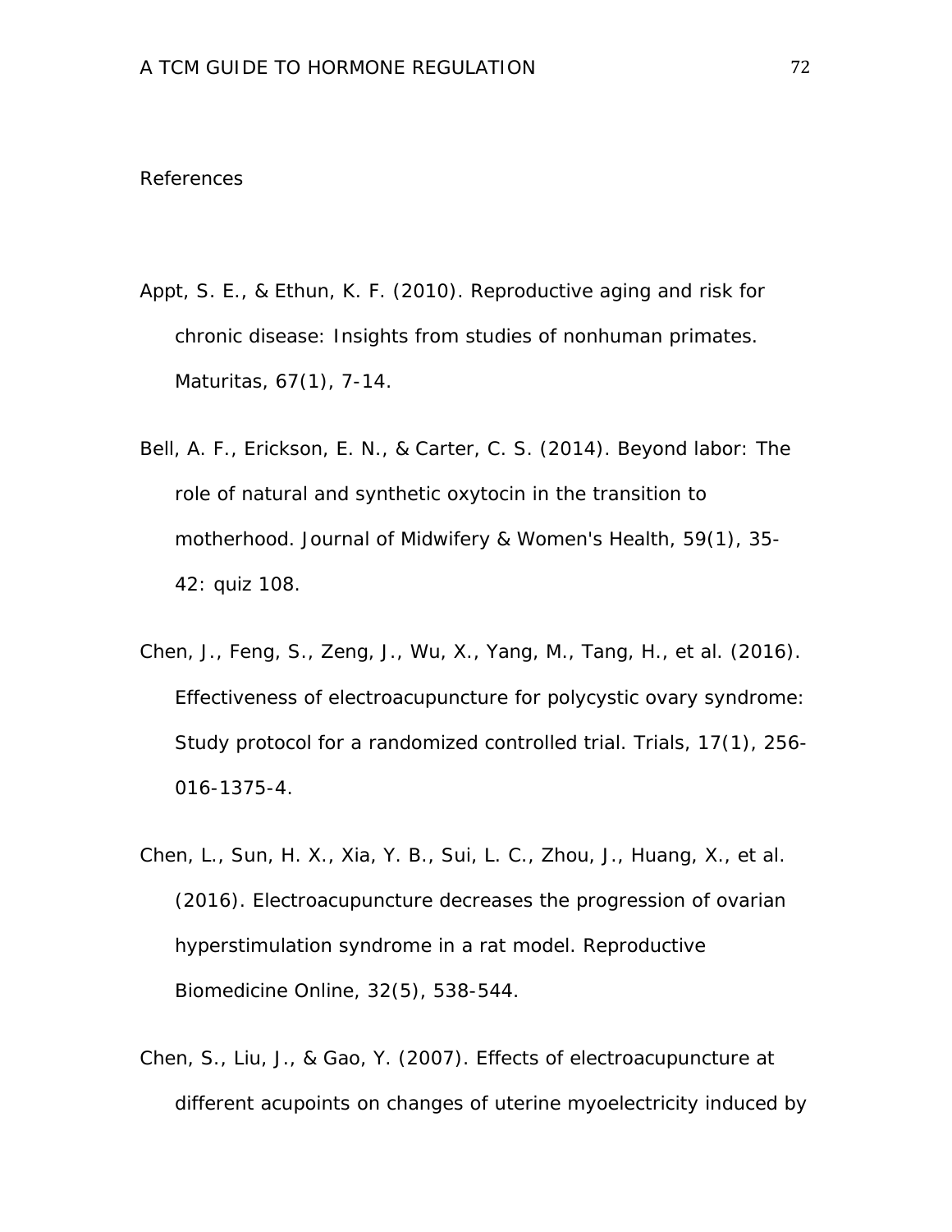# References

Appt, S. E., & Ethun, K. F. (2010). Reproductive aging and risk for chronic disease: Insights from studies of nonhuman primates. Maturitas, 67(1), 7-14.

Bell, A. F., Erickson, E. N., & Carter, C. S. (2014). Beyond labor: The role of natural and synthetic oxytocin in the transition to motherhood. Journal of Midwifery & Women's Health, 59(1), 35-42: quiz 108.

Chen, J., Feng, S., Zeng, J., Wu, X., Yang, M., Tang, H., et al. (2016). Effectiveness of electroacupuncture for polycystic ovary syndrome: Study protocol for a randomized controlled trial. Trials, 17(1), 256-016-1375-4.

Chen, L., Sun, H. X., Xia, Y. B., Sui, L. C., Zhou, J., Huang, X., et al. (2016). Electroacupuncture decreases the progression of ovarian hyperstimulation syndrome in a rat model. Reproductive Biomedicine Online, 32(5), 538-544.

Chen, S., Liu, J., & Gao, Y. (2007). Effects of electroacupuncture at different acupoints on changes of uterine myoelectricity induced by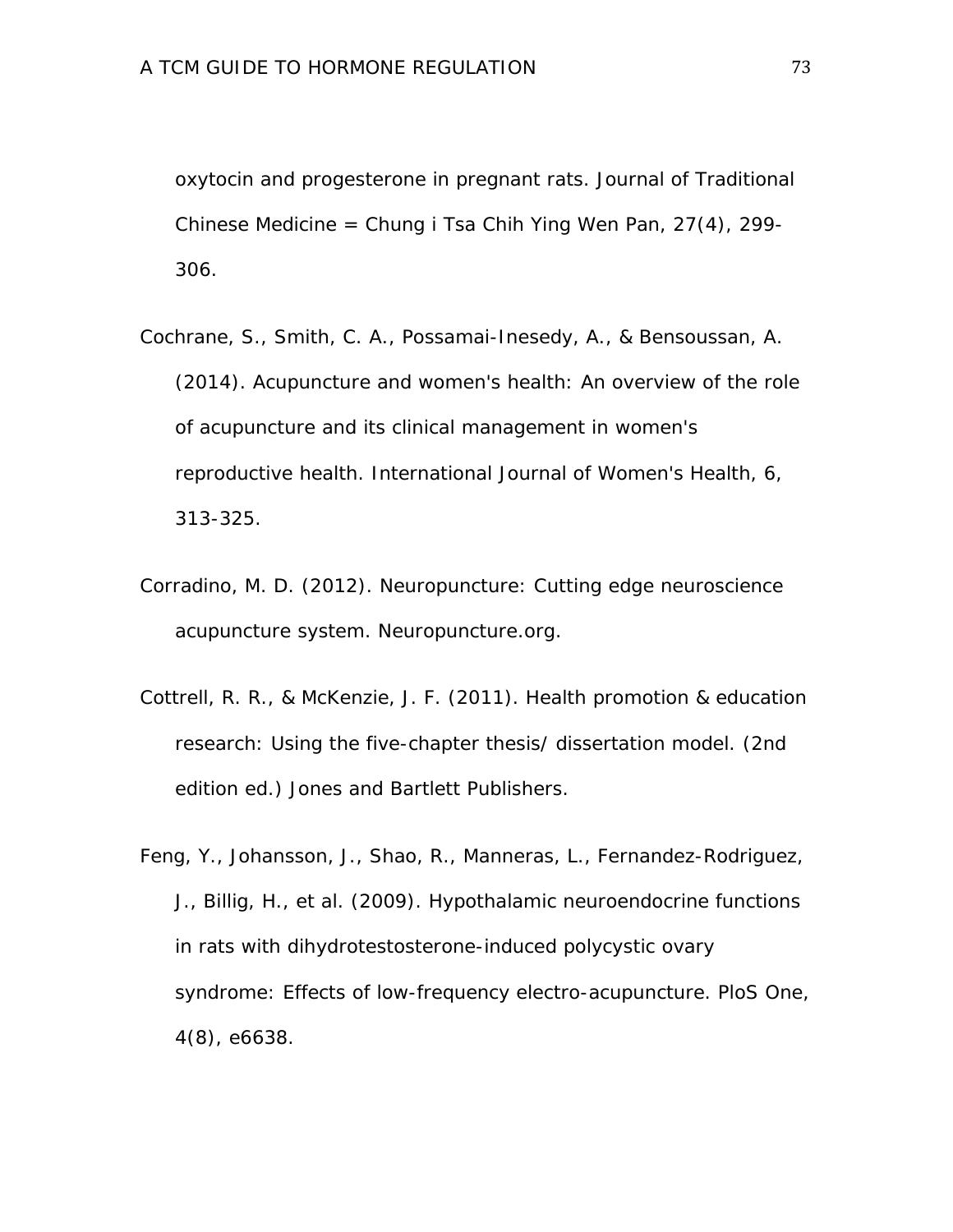oxytocin and progesterone in pregnant rats. Journal of Traditional Chinese Medicine = Chung i Tsa Chih Ying Wen Pan, 27(4), 299-306.

Cochrane, S., Smith, C. A., Possamai-Inesedy, A., & Bensoussan, A. (2014). Acupuncture and women's health: An overview of the role of acupuncture and its clinical management in women's reproductive health. International Journal of Women's Health, 6, 313-325.

Corradino, M. D. (2012). Neuropuncture: Cutting edge neuroscience acupuncture system. Neuropuncture.org.

Cottrell, R. R., & McKenzie, J. F. (2011). Health promotion & education research: Using the five-chapter thesis/ dissertation model. (2nd edition ed.) Jones and Bartlett Publishers.

Feng, Y., Johansson, J., Shao, R., Manneras, L., Fernandez-Rodriguez, J., Billig, H., et al. (2009). Hypothalamic neuroendocrine functions in rats with dihydrotestosterone-induced polycystic ovary syndrome: Effects of low-frequency electro-acupuncture. PloS One, 4(8), e6638.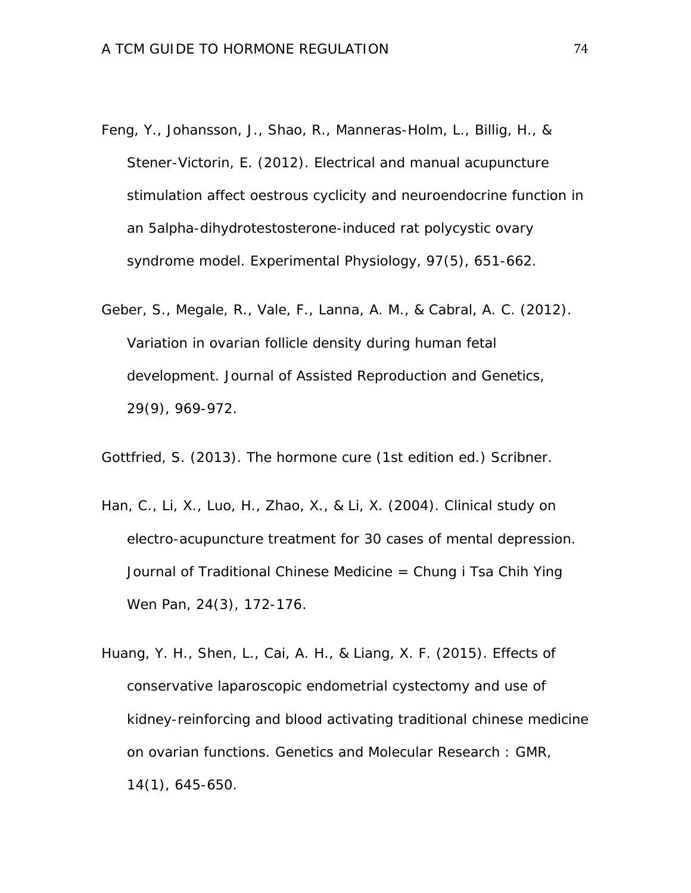Feng, Y., Johansson, J., Shao, R., Manneras-Holm, L., Billig, H., & Stener-Victorin, E. (2012). Electrical and manual acupuncture stimulation affect oestrous cyclicity and neuroendocrine function in an 5alpha-dihydrotestosterone-induced rat polycystic ovary syndrome model. Experimental Physiology, 97(5), 651-662.

Geber, S., Megale, R., Vale, F., Lanna, A. M., & Cabral, A. C. (2012). Variation in ovarian follicle density during human fetal development. Journal of Assisted Reproduction and Genetics, 29(9), 969-972.

Gottfried, S. (2013). The hormone cure (1st edition ed.) Scribner.

Han, C., Li, X., Luo, H., Zhao, X., & Li, X. (2004). Clinical study on electro-acupuncture treatment for 30 cases of mental depression. Journal of Traditional Chinese Medicine = Chung i Tsa Chih Ying Wen Pan, 24(3), 172-176.

Huang, Y. H., Shen, L., Cai, A. H., & Liang, X. F. (2015). Effects of conservative laparoscopic endometrial cystectomy and use of kidney-reinforcing and blood activating traditional chinese medicine on ovarian functions. Genetics and Molecular Research : GMR, 14(1), 645-650.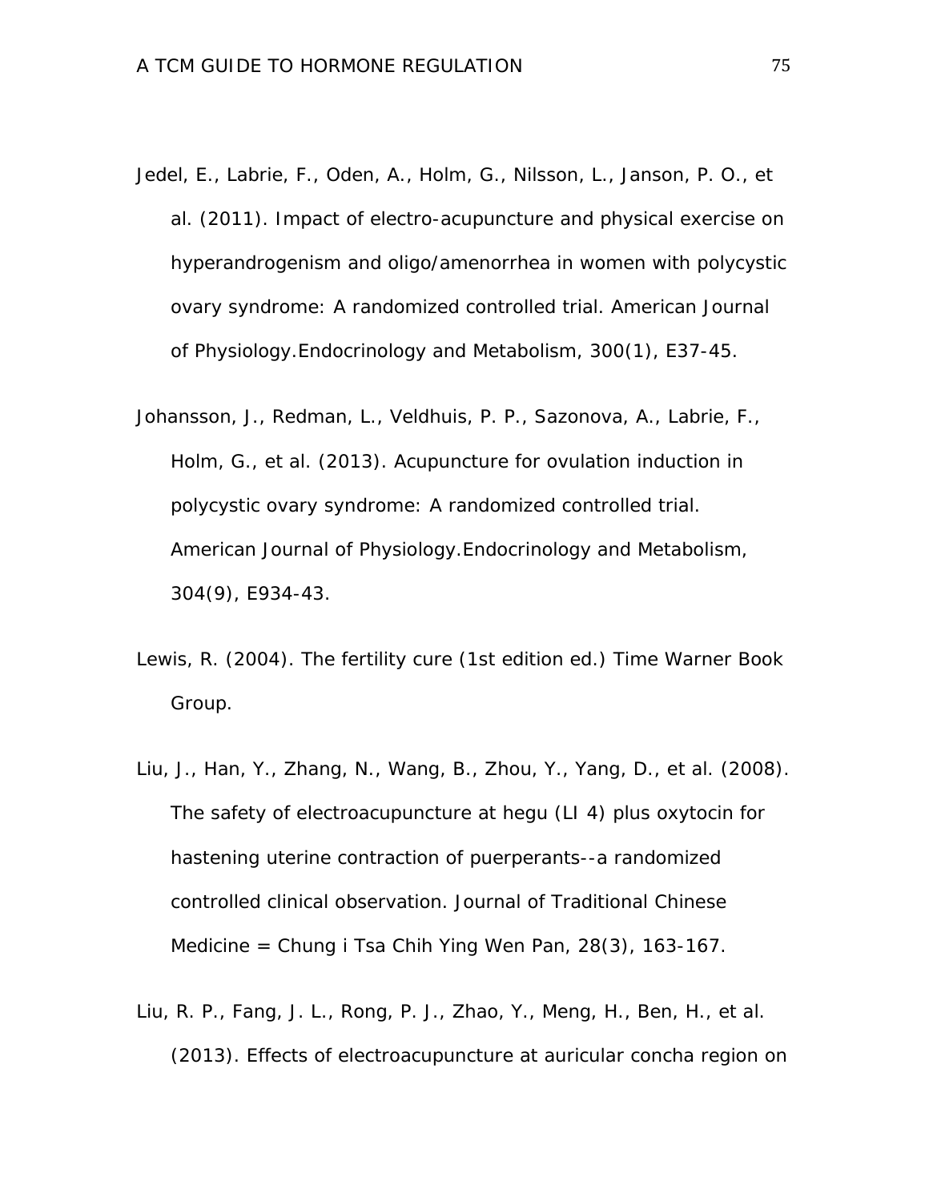Jedel, E., Labrie, F., Oden, A., Holm, G., Nilsson, L., Janson, P. O., et al. (2011). Impact of electro-acupuncture and physical exercise on hyperandrogenism and oligo/amenorrhea in women with polycystic ovary syndrome: A randomized controlled trial. American Journal of Physiology.Endocrinology and Metabolism, 300(1), E37-45.

Johansson, J., Redman, L., Veldhuis, P. P., Sazonova, A., Labrie, F., Holm, G., et al. (2013). Acupuncture for ovulation induction in polycystic ovary syndrome: A randomized controlled trial. American Journal of Physiology.Endocrinology and Metabolism, 304(9), E934-43.

Lewis, R. (2004). The fertility cure (1st edition ed.) Time Warner Book Group.

Liu, J., Han, Y., Zhang, N., Wang, B., Zhou, Y., Yang, D., et al. (2008). The safety of electroacupuncture at hegu (LI 4) plus oxytocin for hastening uterine contraction of puerperants--a randomized controlled clinical observation. Journal of Traditional Chinese Medicine = Chung i Tsa Chih Ying Wen Pan, 28(3), 163-167.

Liu, R. P., Fang, J. L., Rong, P. J., Zhao, Y., Meng, H., Ben, H., et al. (2013). Effects of electroacupuncture at auricular concha region on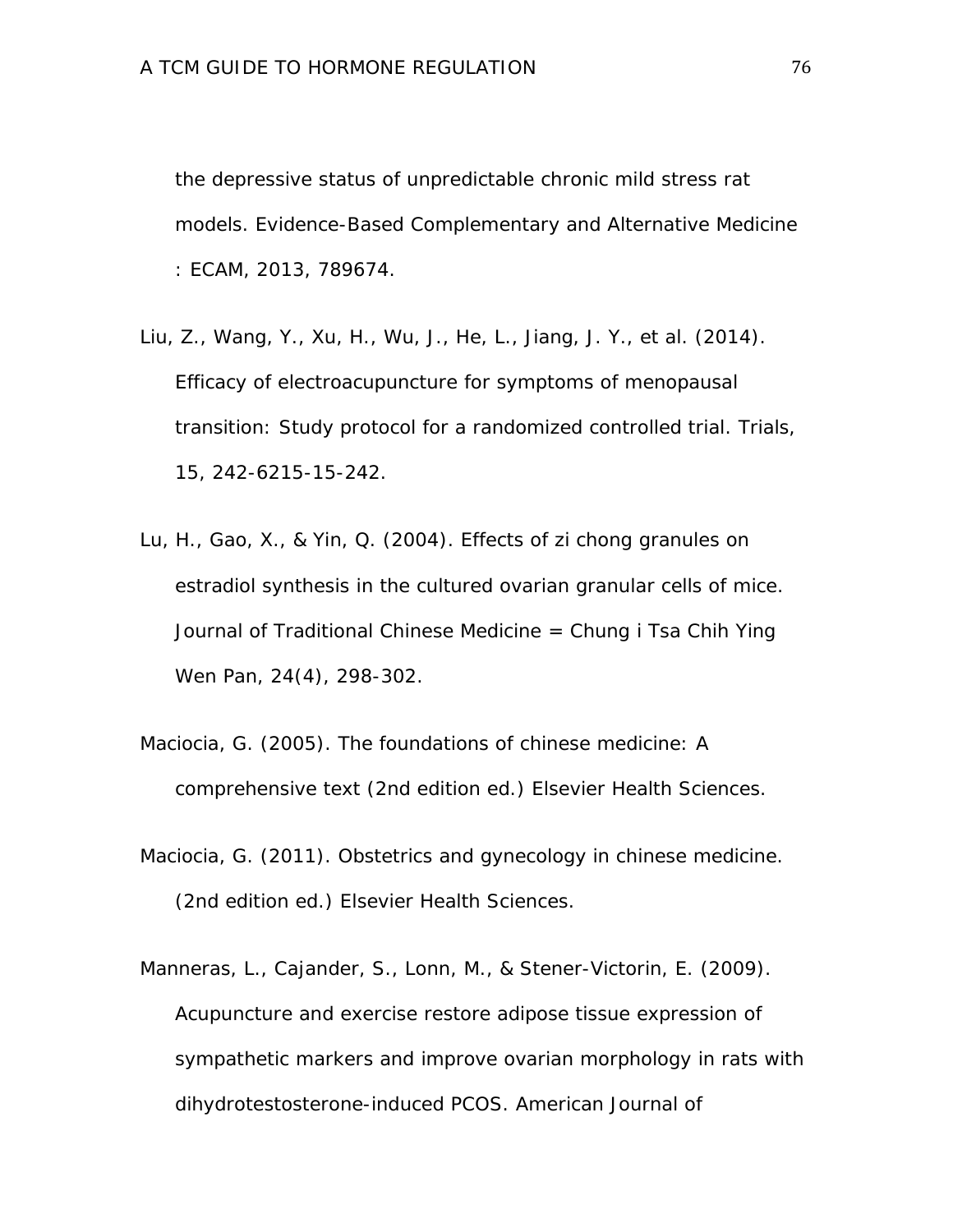the depressive status of unpredictable chronic mild stress rat models. Evidence-Based Complementary and Alternative Medicine : ECAM, 2013, 789674.

Liu, Z., Wang, Y., Xu, H., Wu, J., He, L., Jiang, J. Y., et al. (2014). Efficacy of electroacupuncture for symptoms of menopausal transition: Study protocol for a randomized controlled trial. Trials, 15, 242-6215-15-242.

Lu, H., Gao, X., & Yin, Q. (2004). Effects of zi chong granules on estradiol synthesis in the cultured ovarian granular cells of mice. Journal of Traditional Chinese Medicine = Chung i Tsa Chih Ying Wen Pan, 24(4), 298-302.

Maciocia, G. (2005). The foundations of chinese medicine: A comprehensive text (2nd edition ed.) Elsevier Health Sciences.

Maciocia, G. (2011). Obstetrics and gynecology in chinese medicine. (2nd edition ed.) Elsevier Health Sciences.

Manneras, L., Cajander, S., Lonn, M., & Stener-Victorin, E. (2009). Acupuncture and exercise restore adipose tissue expression of sympathetic markers and improve ovarian morphology in rats with dihydrotestosterone-induced PCOS. American Journal of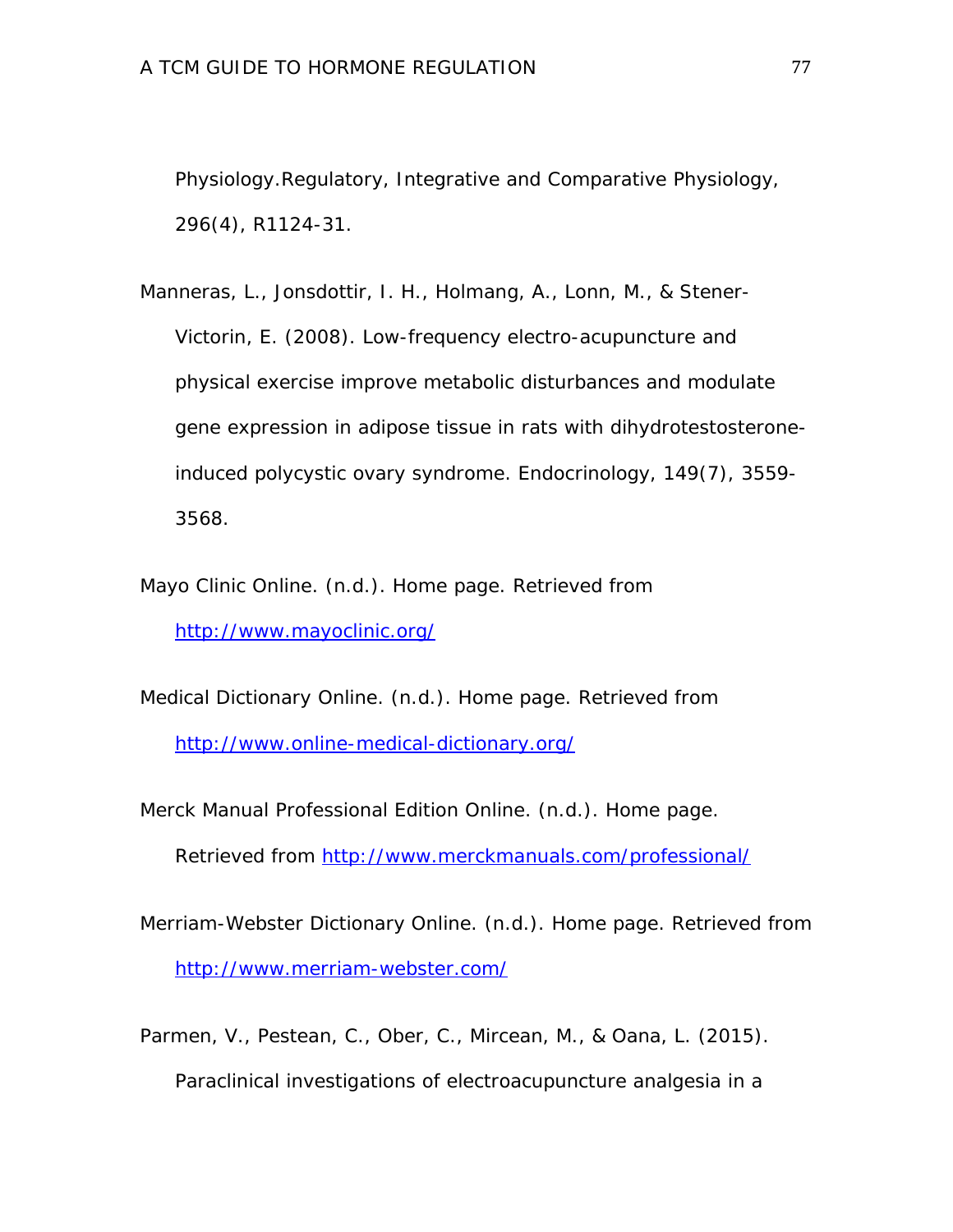Physiology.Regulatory, Integrative and Comparative Physiology, 296(4), R1124-31.

Manneras, L., Jonsdottir, I. H., Holmang, A., Lonn, M., & Stener-Victorin, E. (2008). Low-frequency electro-acupuncture and physical exercise improve metabolic disturbances and modulate gene expression in adipose tissue in rats with dihydrotestosterone-induced polycystic ovary syndrome. Endocrinology, 149(7), 3559-3568.

Mayo Clinic Online. (n.d.). Home page. Retrieved from http://www.mayoclinic.org/

Medical Dictionary Online. (n.d.). Home page. Retrieved from http://www.online-medical-dictionary.org/

Merck Manual Professional Edition Online. (n.d.). Home page. Retrieved from http://www.merckmanuals.com/professional/

Merriam-Webster Dictionary Online. (n.d.). Home page. Retrieved from http://www.merriam-webster.com/

Parmen, V., Pestean, C., Ober, C., Mircean, M., & Oana, L. (2015). Paraclinical investigations of electroacupuncture analgesia in a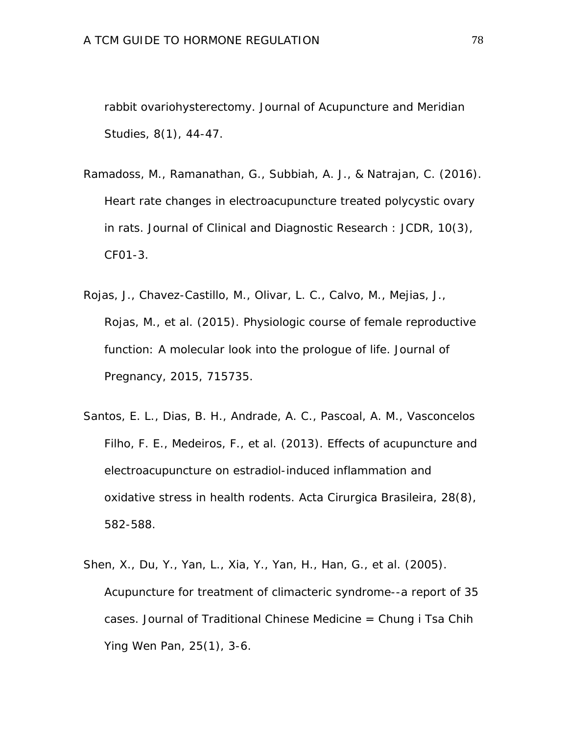rabbit ovariohysterectomy. Journal of Acupuncture and Meridian Studies, 8(1), 44-47.

Ramadoss, M., Ramanathan, G., Subbiah, A. J., & Natrajan, C. (2016). Heart rate changes in electroacupuncture treated polycystic ovary in rats. Journal of Clinical and Diagnostic Research : JCDR, 10(3), CF01-3.

Rojas, J., Chavez-Castillo, M., Olivar, L. C., Calvo, M., Mejias, J., Rojas, M., et al. (2015). Physiologic course of female reproductive function: A molecular look into the prologue of life. Journal of Pregnancy, 2015, 715735.

Santos, E. L., Dias, B. H., Andrade, A. C., Pascoal, A. M., Vasconcelos Filho, F. E., Medeiros, F., et al. (2013). Effects of acupuncture and electroacupuncture on estradiol-induced inflammation and oxidative stress in health rodents. Acta Cirurgica Brasileira, 28(8), 582-588.

Shen, X., Du, Y., Yan, L., Xia, Y., Yan, H., Han, G., et al. (2005). Acupuncture for treatment of climacteric syndrome--a report of 35 cases. Journal of Traditional Chinese Medicine = Chung i Tsa Chih Ying Wen Pan, 25(1), 3-6.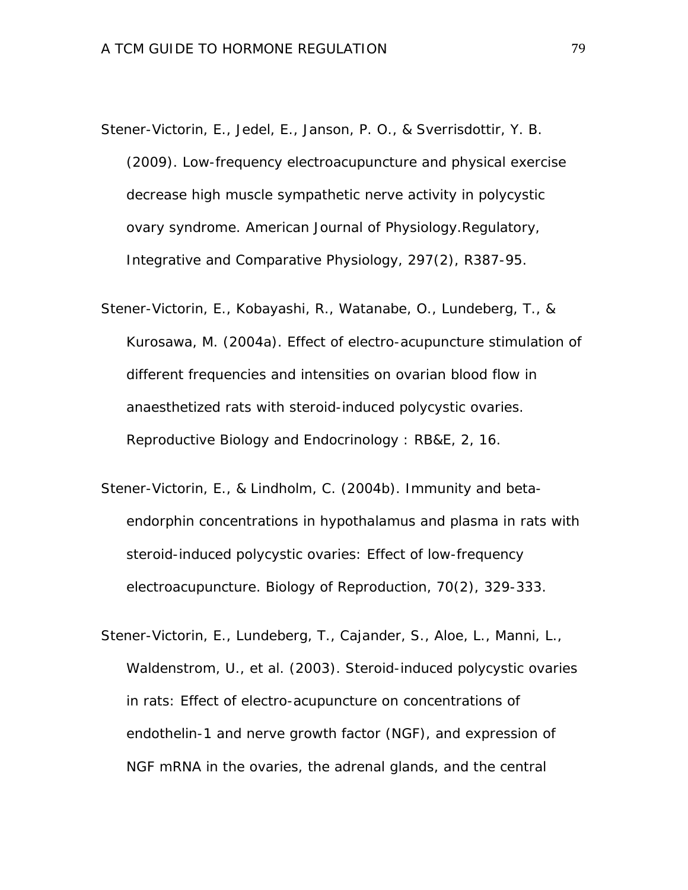Stener-Victorin, E., Jedel, E., Janson, P. O., & Sverrisdottir, Y. B. (2009). Low-frequency electroacupuncture and physical exercise decrease high muscle sympathetic nerve activity in polycystic ovary syndrome. American Journal of Physiology.Regulatory, Integrative and Comparative Physiology, 297(2), R387-95.

Stener-Victorin, E., Kobayashi, R., Watanabe, O., Lundeberg, T., & Kurosawa, M. (2004a). Effect of electro-acupuncture stimulation of different frequencies and intensities on ovarian blood flow in anaesthetized rats with steroid-induced polycystic ovaries. Reproductive Biology and Endocrinology : RB&E, 2, 16.

Stener-Victorin, E., & Lindholm, C. (2004b). Immunity and beta-endorphin concentrations in hypothalamus and plasma in rats with steroid-induced polycystic ovaries: Effect of low-frequency electroacupuncture. Biology of Reproduction, 70(2), 329-333.

Stener-Victorin, E., Lundeberg, T., Cajander, S., Aloe, L., Manni, L., Waldenstrom, U., et al. (2003). Steroid-induced polycystic ovaries in rats: Effect of electro-acupuncture on concentrations of endothelin-1 and nerve growth factor (NGF), and expression of NGF mRNA in the ovaries, the adrenal glands, and the central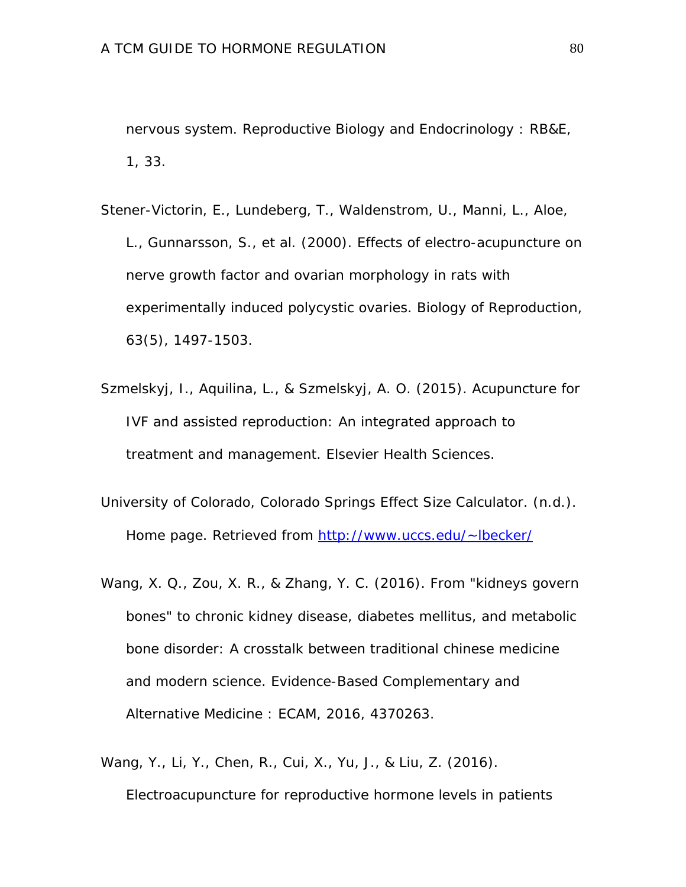nervous system. Reproductive Biology and Endocrinology : RB&E, 1, 33.

Stener-Victorin, E., Lundeberg, T., Waldenstrom, U., Manni, L., Aloe, L., Gunnarsson, S., et al. (2000). Effects of electro-acupuncture on nerve growth factor and ovarian morphology in rats with experimentally induced polycystic ovaries. Biology of Reproduction, 63(5), 1497-1503.

Szmelskyj, I., Aquilina, L., & Szmelskyj, A. O. (2015). Acupuncture for IVF and assisted reproduction: An integrated approach to treatment and management. Elsevier Health Sciences.

University of Colorado, Colorado Springs Effect Size Calculator. (n.d.). Home page. Retrieved from http://www.uccs.edu/~lbecker/

Wang, X. Q., Zou, X. R., & Zhang, Y. C. (2016). From "kidneys govern bones" to chronic kidney disease, diabetes mellitus, and metabolic bone disorder: A crosstalk between traditional chinese medicine and modern science. Evidence-Based Complementary and Alternative Medicine : ECAM, 2016, 4370263.

Wang, Y., Li, Y., Chen, R., Cui, X., Yu, J., & Liu, Z. (2016). Electroacupuncture for reproductive hormone levels in patients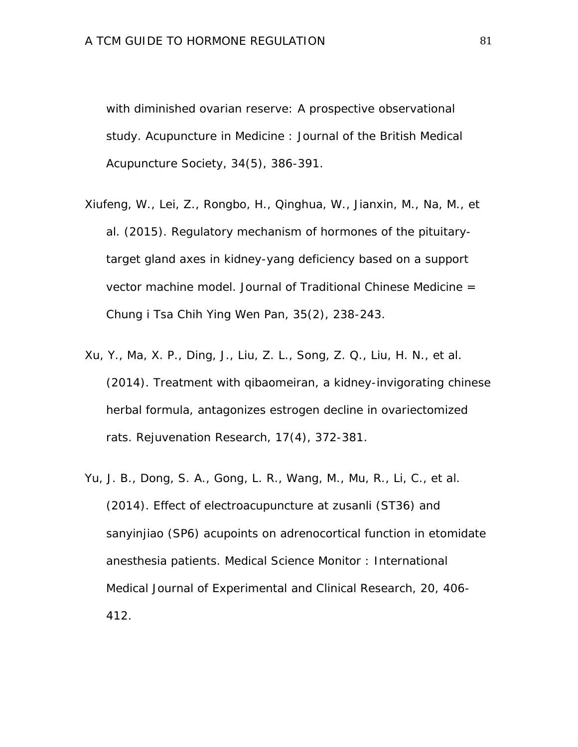with diminished ovarian reserve: A prospective observational study. Acupuncture in Medicine : Journal of the British Medical Acupuncture Society, 34(5), 386-391.

Xiufeng, W., Lei, Z., Rongbo, H., Qinghua, W., Jianxin, M., Na, M., et al. (2015). Regulatory mechanism of hormones of the pituitary-target gland axes in kidney-yang deficiency based on a support vector machine model. Journal of Traditional Chinese Medicine = Chung i Tsa Chih Ying Wen Pan, 35(2), 238-243.

Xu, Y., Ma, X. P., Ding, J., Liu, Z. L., Song, Z. Q., Liu, H. N., et al. (2014). Treatment with qibaomeiran, a kidney-invigorating chinese herbal formula, antagonizes estrogen decline in ovariectomized rats. Rejuvenation Research, 17(4), 372-381.

Yu, J. B., Dong, S. A., Gong, L. R., Wang, M., Mu, R., Li, C., et al. (2014). Effect of electroacupuncture at zusanli (ST36) and sanyinjiao (SP6) acupoints on adrenocortical function in etomidate anesthesia patients. Medical Science Monitor : International Medical Journal of Experimental and Clinical Research, 20, 406-412.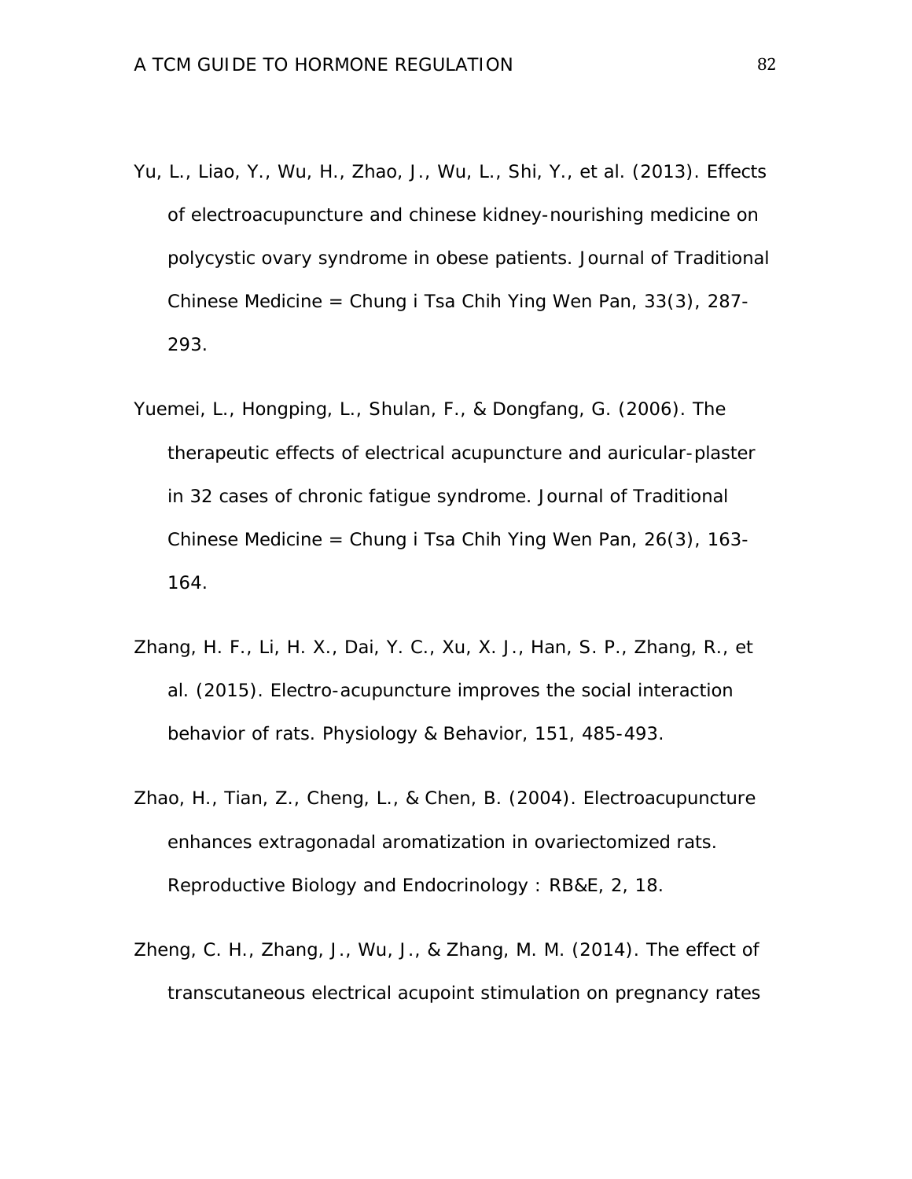Yu, L., Liao, Y., Wu, H., Zhao, J., Wu, L., Shi, Y., et al. (2013). Effects of electroacupuncture and chinese kidney-nourishing medicine on polycystic ovary syndrome in obese patients. Journal of Traditional Chinese Medicine = Chung i Tsa Chih Ying Wen Pan, 33(3), 287-293.

Yuemei, L., Hongping, L., Shulan, F., & Dongfang, G. (2006). The therapeutic effects of electrical acupuncture and auricular-plaster in 32 cases of chronic fatigue syndrome. Journal of Traditional Chinese Medicine = Chung i Tsa Chih Ying Wen Pan, 26(3), 163-164.

Zhang, H. F., Li, H. X., Dai, Y. C., Xu, X. J., Han, S. P., Zhang, R., et al. (2015). Electro-acupuncture improves the social interaction behavior of rats. Physiology & Behavior, 151, 485-493.

Zhao, H., Tian, Z., Cheng, L., & Chen, B. (2004). Electroacupuncture enhances extragonadal aromatization in ovariectomized rats. Reproductive Biology and Endocrinology : RB&E, 2, 18.

Zheng, C. H., Zhang, J., Wu, J., & Zhang, M. M. (2014). The effect of transcutaneous electrical acupoint stimulation on pregnancy rates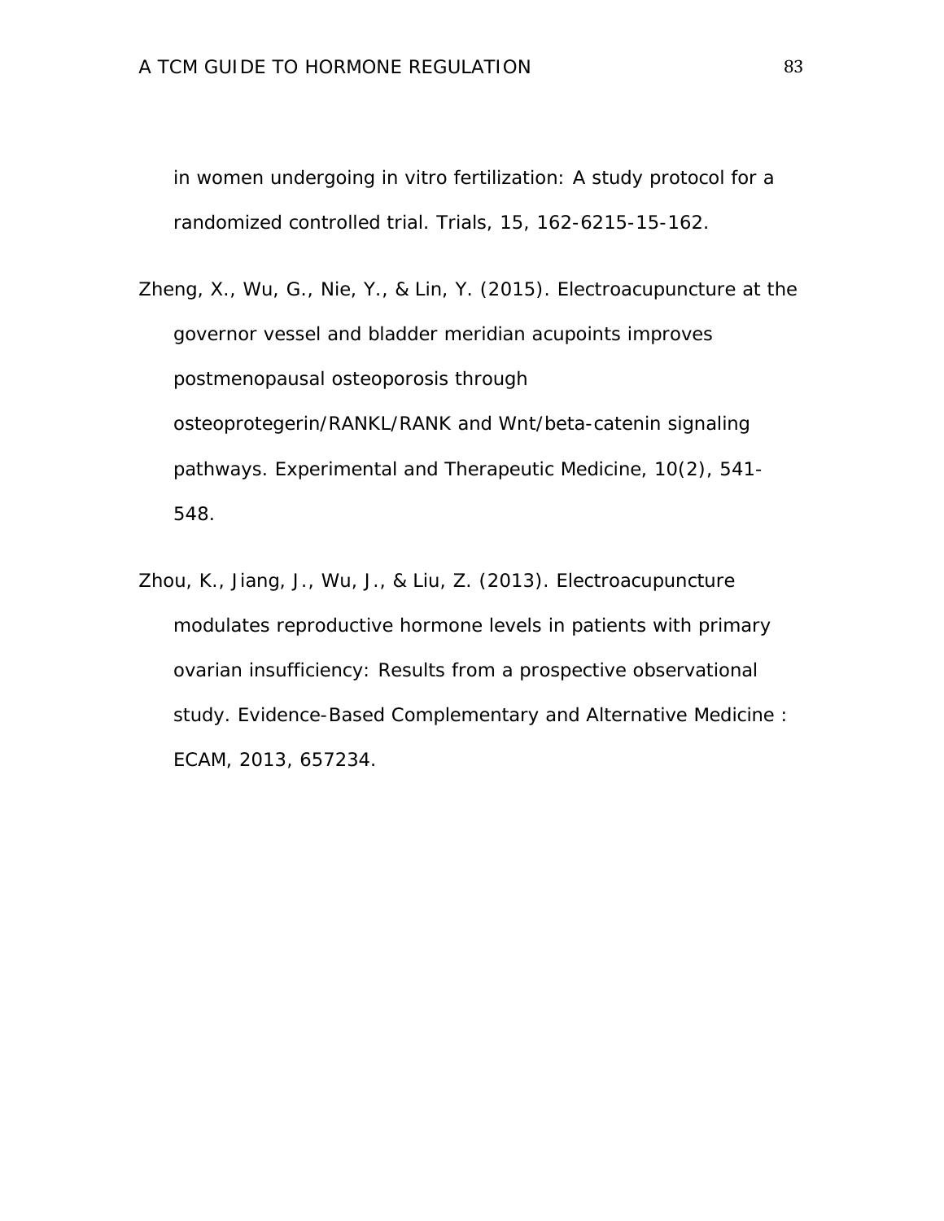in women undergoing in vitro fertilization: A study protocol for a randomized controlled trial. Trials, 15, 162-6215-15-162.

Zheng, X., Wu, G., Nie, Y., & Lin, Y. (2015). Electroacupuncture at the governor vessel and bladder meridian acupoints improves postmenopausal osteoporosis through osteoprotegerin/RANKL/RANK and Wnt/beta-catenin signaling pathways. Experimental and Therapeutic Medicine, 10(2), 541-548.

Zhou, K., Jiang, J., Wu, J., & Liu, Z. (2013). Electroacupuncture modulates reproductive hormone levels in patients with primary ovarian insufficiency: Results from a prospective observational study. Evidence-Based Complementary and Alternative Medicine : ECAM, 2013, 657234.